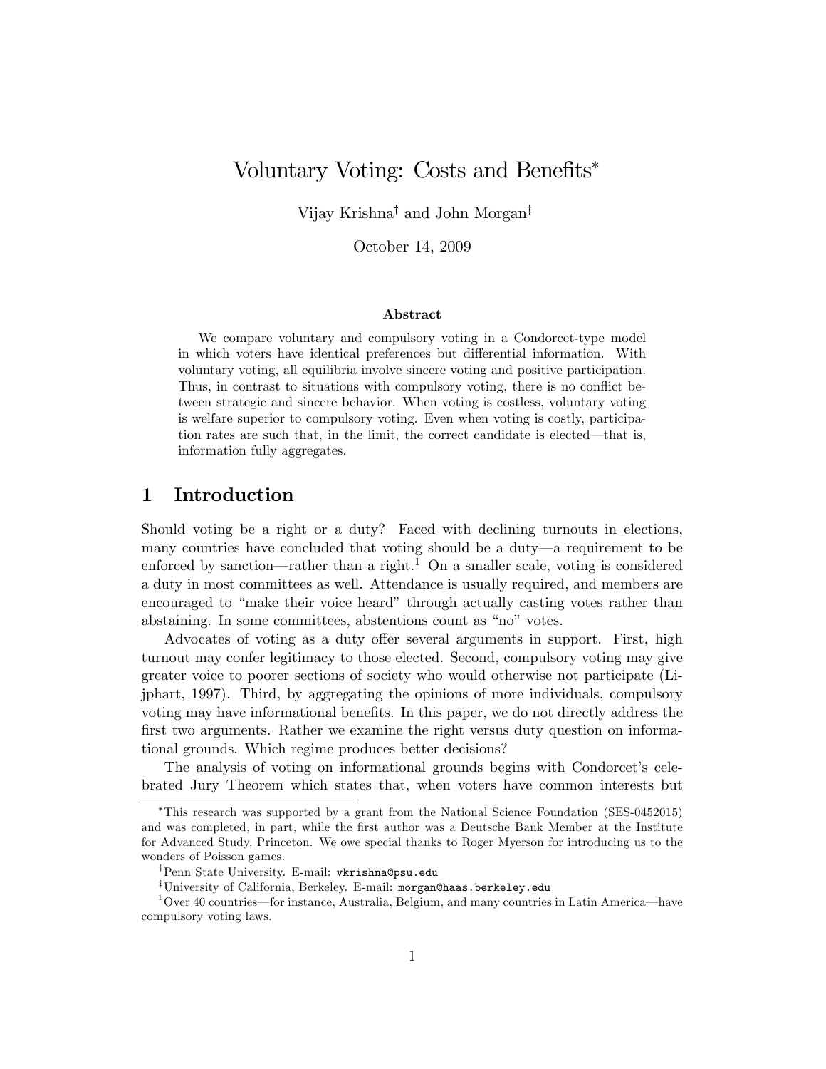# Voluntary Voting: Costs and Benefits*

Vijay Krishna[†] and John Morgan[‡]

October 14, 2009

### Abstract

We compare voluntary and compulsory voting in a Condorcet-type model in which voters have identical preferences but differential information. With voluntary voting, all equilibria involve sincere voting and positive participation. Thus, in contrast to situations with compulsory voting, there is no conflict between strategic and sincere behavior. When voting is costless, voluntary voting is welfare superior to compulsory voting. Even when voting is costly, participation rates are such that, in the limit, the correct candidate is elected—that is, information fully aggregates.

## 1 Introduction

Should voting be a right or a duty? Faced with declining turnouts in elections, many countries have concluded that voting should be a duty—a requirement to be enforced by sanction—rather than a right.[1] On a smaller scale, voting is considered a duty in most committees as well. Attendance is usually required, and members are encouraged to "make their voice heard" through actually casting votes rather than abstaining. In some committees, abstentions count as "no" votes.

Advocates of voting as a duty offer several arguments in support. First, high turnout may confer legitimacy to those elected. Second, compulsory voting may give greater voice to poorer sections of society who would otherwise not participate (Lijphart, 1997). Third, by aggregating the opinions of more individuals, compulsory voting may have informational benefits. In this paper, we do not directly address the first two arguments. Rather we examine the right versus duty question on informational grounds. Which regime produces better decisions?

The analysis of voting on informational grounds begins with Condorcet's celebrated Jury Theorem which states that, when voters have common interests but

---

*This research was supported by a grant from the National Science Foundation (SES-0452015) and was completed, in part, while the first author was a Deutsche Bank Member at the Institute for Advanced Study, Princeton. We owe special thanks to Roger Myerson for introducing us to the wonders of Poisson games.

†Penn State University. E-mail: vkrishna@psu.edu

‡University of California, Berkeley. E-mail: morgan@haas.berkeley.edu

[1] Over 40 countries—for instance, Australia, Belgium, and many countries in Latin America—have compulsory voting laws.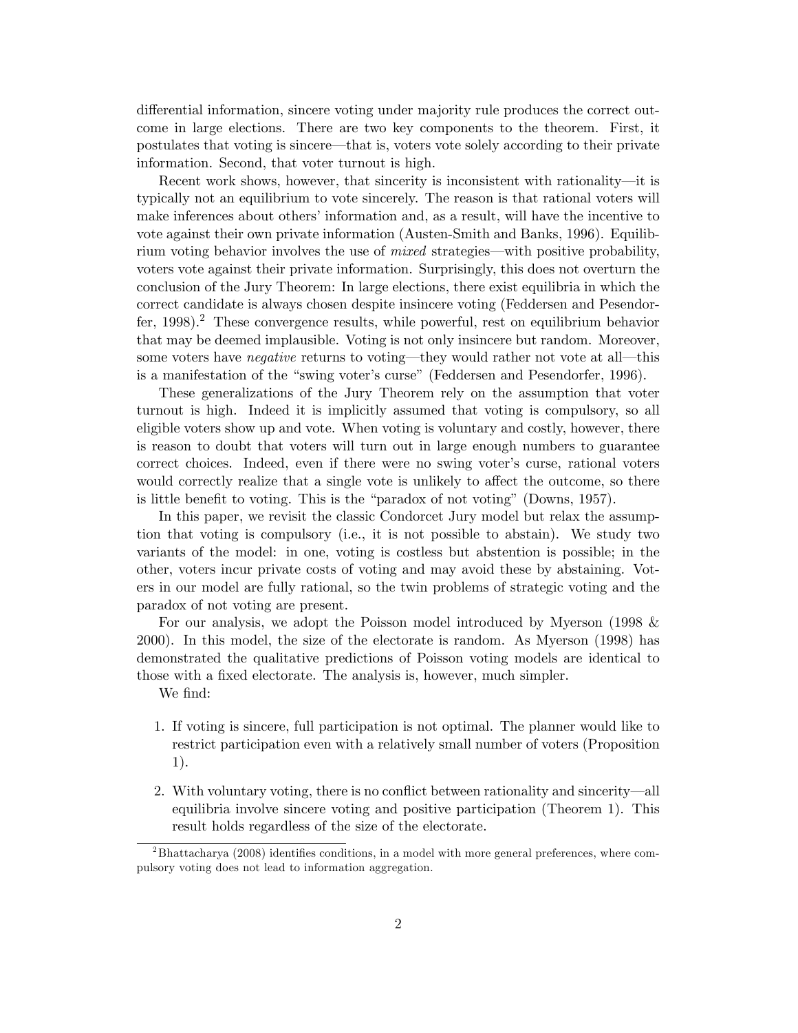differential information, sincere voting under majority rule produces the correct outcome in large elections. There are two key components to the theorem. First, it postulates that voting is sincere—that is, voters vote solely according to their private information. Second, that voter turnout is high.

Recent work shows, however, that sincerity is inconsistent with rationality—it is typically not an equilibrium to vote sincerely. The reason is that rational voters will make inferences about others' information and, as a result, will have the incentive to vote against their own private information (Austen-Smith and Banks, 1996). Equilibrium voting behavior involves the use of *mixed* strategies—with positive probability, voters vote against their private information. Surprisingly, this does not overturn the conclusion of the Jury Theorem: In large elections, there exist equilibria in which the correct candidate is always chosen despite insincere voting (Feddersen and Pesendorfer, 1998).[2] These convergence results, while powerful, rest on equilibrium behavior that may be deemed implausible. Voting is not only insincere but random. Moreover, some voters have *negative* returns to voting—they would rather not vote at all—this is a manifestation of the "swing voter's curse" (Feddersen and Pesendorfer, 1996).

These generalizations of the Jury Theorem rely on the assumption that voter turnout is high. Indeed it is implicitly assumed that voting is compulsory, so all eligible voters show up and vote. When voting is voluntary and costly, however, there is reason to doubt that voters will turn out in large enough numbers to guarantee correct choices. Indeed, even if there were no swing voter's curse, rational voters would correctly realize that a single vote is unlikely to affect the outcome, so there is little benefit to voting. This is the "paradox of not voting" (Downs, 1957).

In this paper, we revisit the classic Condorcet Jury model but relax the assumption that voting is compulsory (i.e., it is not possible to abstain). We study two variants of the model: in one, voting is costless but abstention is possible; in the other, voters incur private costs of voting and may avoid these by abstaining. Voters in our model are fully rational, so the twin problems of strategic voting and the paradox of not voting are present.

For our analysis, we adopt the Poisson model introduced by Myerson (1998 & 2000). In this model, the size of the electorate is random. As Myerson (1998) has demonstrated the qualitative predictions of Poisson voting models are identical to those with a fixed electorate. The analysis is, however, much simpler.

We find:

1. If voting is sincere, full participation is not optimal. The planner would like to restrict participation even with a relatively small number of voters (Proposition 1).
2. With voluntary voting, there is no conflict between rationality and sincerity—all equilibria involve sincere voting and positive participation (Theorem 1). This result holds regardless of the size of the electorate.

[2] Bhattacharya (2008) identifies conditions, in a model with more general preferences, where compulsory voting does not lead to information aggregation.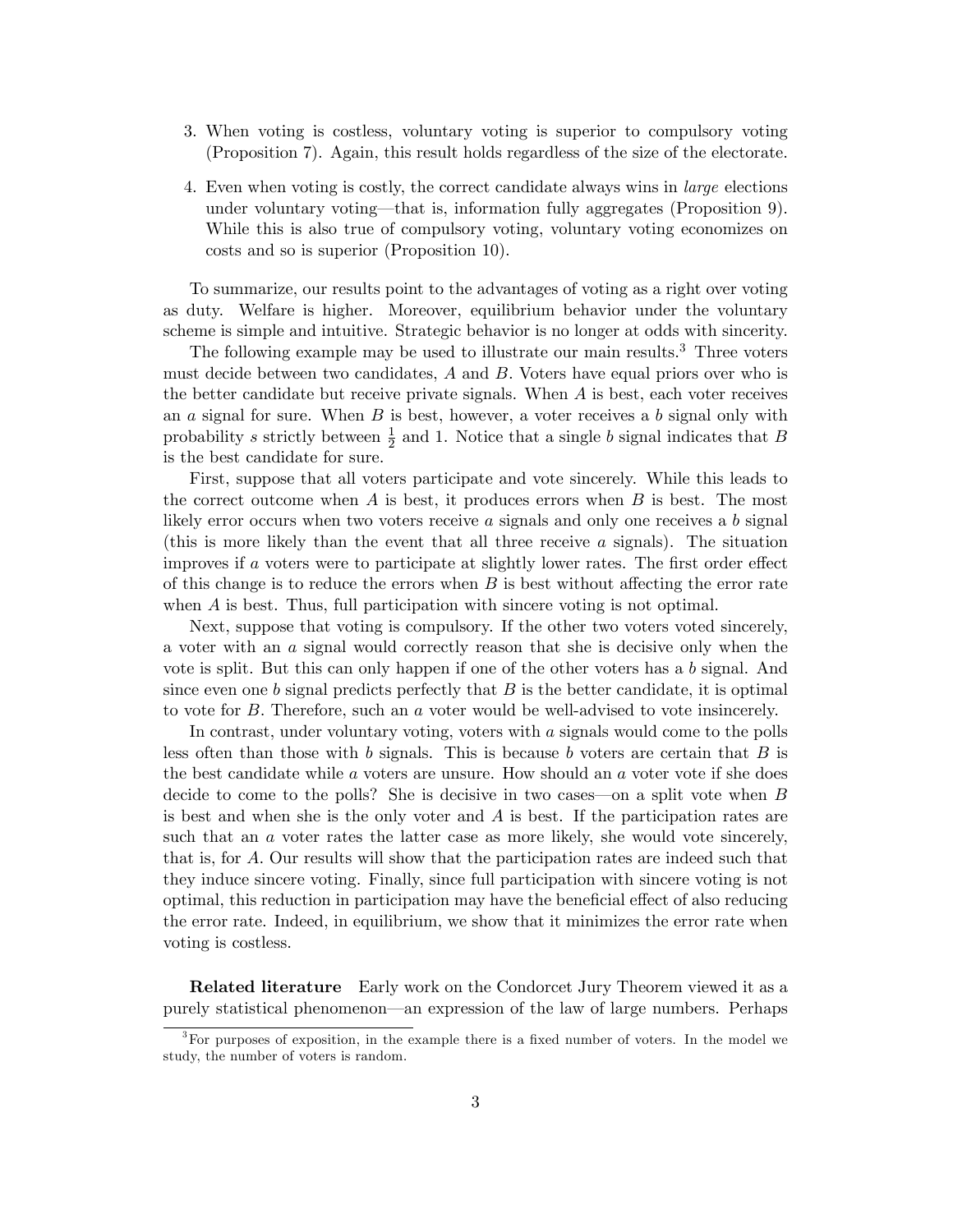3. When voting is costless, voluntary voting is superior to compulsory voting (Proposition 7). Again, this result holds regardless of the size of the electorate.

4. Even when voting is costly, the correct candidate always wins in *large* elections under voluntary voting—that is, information fully aggregates (Proposition 9). While this is also true of compulsory voting, voluntary voting economizes on costs and so is superior (Proposition 10).

To summarize, our results point to the advantages of voting as a right over voting as duty. Welfare is higher. Moreover, equilibrium behavior under the voluntary scheme is simple and intuitive. Strategic behavior is no longer at odds with sincerity.

The following example may be used to illustrate our main results.[3] Three voters must decide between two candidates, $A$ and $B$. Voters have equal priors over who is the better candidate but receive private signals. When $A$ is best, each voter receives an $a$ signal for sure. When $B$ is best, however, a voter receives a $b$ signal only with probability $s$ strictly between $\frac{1}{2}$ and 1. Notice that a single $b$ signal indicates that $B$ is the best candidate for sure.

First, suppose that all voters participate and vote sincerely. While this leads to the correct outcome when $A$ is best, it produces errors when $B$ is best. The most likely error occurs when two voters receive $a$ signals and only one receives a $b$ signal (this is more likely than the event that all three receive $a$ signals). The situation improves if $a$ voters were to participate at slightly lower rates. The first order effect of this change is to reduce the errors when $B$ is best without affecting the error rate when $A$ is best. Thus, full participation with sincere voting is not optimal.

Next, suppose that voting is compulsory. If the other two voters voted sincerely, a voter with an $a$ signal would correctly reason that she is decisive only when the vote is split. But this can only happen if one of the other voters has a $b$ signal. And since even one $b$ signal predicts perfectly that $B$ is the better candidate, it is optimal to vote for $B$. Therefore, such an $a$ voter would be well-advised to vote insincerely.

In contrast, under voluntary voting, voters with $a$ signals would come to the polls less often than those with $b$ signals. This is because $b$ voters are certain that $B$ is the best candidate while $a$ voters are unsure. How should an $a$ voter vote if she does decide to come to the polls? She is decisive in two cases—on a split vote when $B$ is best and when she is the only voter and $A$ is best. If the participation rates are such that an $a$ voter rates the latter case as more likely, she would vote sincerely, that is, for $A$. Our results will show that the participation rates are indeed such that they induce sincere voting. Finally, since full participation with sincere voting is not optimal, this reduction in participation may have the beneficial effect of also reducing the error rate. Indeed, in equilibrium, we show that it minimizes the error rate when voting is costless.

**Related literature** Early work on the Condorcet Jury Theorem viewed it as a purely statistical phenomenon—an expression of the law of large numbers. Perhaps

[3] For purposes of exposition, in the example there is a fixed number of voters. In the model we study, the number of voters is random.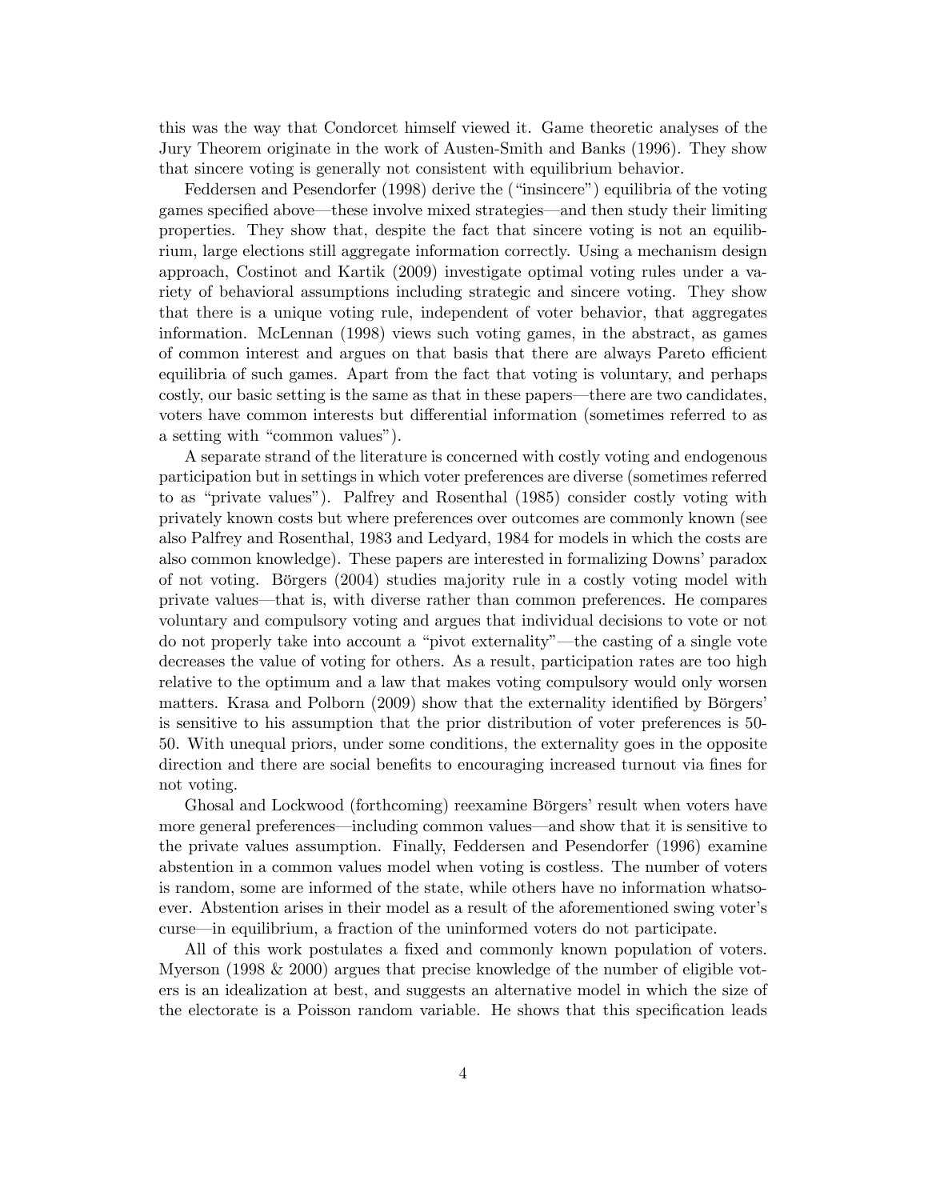this was the way that Condorcet himself viewed it. Game theoretic analyses of the Jury Theorem originate in the work of Austen-Smith and Banks (1996). They show that sincere voting is generally not consistent with equilibrium behavior.

Feddersen and Pesendorfer (1998) derive the ("insincere") equilibria of the voting games specified above—these involve mixed strategies—and then study their limiting properties. They show that, despite the fact that sincere voting is not an equilibrium, large elections still aggregate information correctly. Using a mechanism design approach, Costinot and Kartik (2009) investigate optimal voting rules under a variety of behavioral assumptions including strategic and sincere voting. They show that there is a unique voting rule, independent of voter behavior, that aggregates information. McLennan (1998) views such voting games, in the abstract, as games of common interest and argues on that basis that there are always Pareto efficient equilibria of such games. Apart from the fact that voting is voluntary, and perhaps costly, our basic setting is the same as that in these papers—there are two candidates, voters have common interests but differential information (sometimes referred to as a setting with "common values").

A separate strand of the literature is concerned with costly voting and endogenous participation but in settings in which voter preferences are diverse (sometimes referred to as "private values"). Palfrey and Rosenthal (1985) consider costly voting with privately known costs but where preferences over outcomes are commonly known (see also Palfrey and Rosenthal, 1983 and Ledyard, 1984 for models in which the costs are also common knowledge). These papers are interested in formalizing Downs' paradox of not voting. Börgers (2004) studies majority rule in a costly voting model with private values—that is, with diverse rather than common preferences. He compares voluntary and compulsory voting and argues that individual decisions to vote or not do not properly take into account a "pivot externality"—the casting of a single vote decreases the value of voting for others. As a result, participation rates are too high relative to the optimum and a law that makes voting compulsory would only worsen matters. Krasa and Polborn (2009) show that the externality identified by Börgers' is sensitive to his assumption that the prior distribution of voter preferences is 50-50. With unequal priors, under some conditions, the externality goes in the opposite direction and there are social benefits to encouraging increased turnout via fines for not voting.

Ghosal and Lockwood (forthcoming) reexamine Börgers' result when voters have more general preferences—including common values—and show that it is sensitive to the private values assumption. Finally, Feddersen and Pesendorfer (1996) examine abstention in a common values model when voting is costless. The number of voters is random, some are informed of the state, while others have no information whatsoever. Abstention arises in their model as a result of the aforementioned swing voter's curse—in equilibrium, a fraction of the uninformed voters do not participate.

All of this work postulates a fixed and commonly known population of voters. Myerson (1998 & 2000) argues that precise knowledge of the number of eligible voters is an idealization at best, and suggests an alternative model in which the size of the electorate is a Poisson random variable. He shows that this specification leads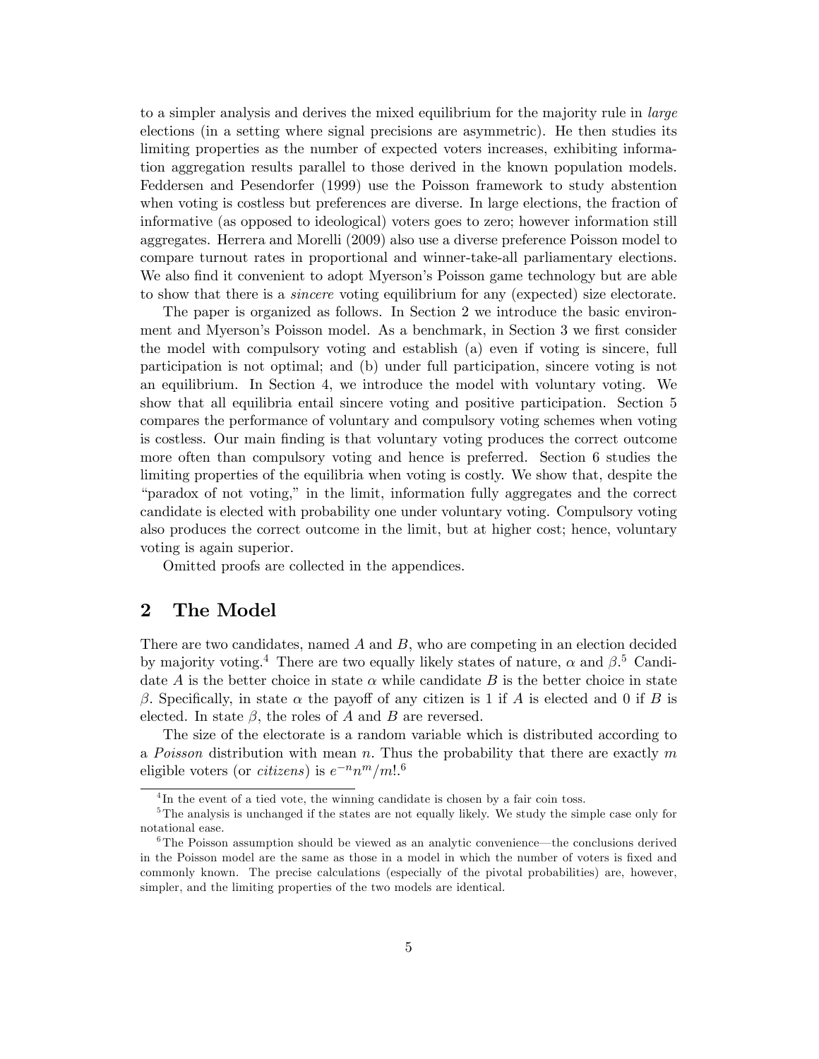to a simpler analysis and derives the mixed equilibrium for the majority rule in *large* elections (in a setting where signal precisions are asymmetric). He then studies its limiting properties as the number of expected voters increases, exhibiting information aggregation results parallel to those derived in the known population models. Feddersen and Pesendorfer (1999) use the Poisson framework to study abstention when voting is costless but preferences are diverse. In large elections, the fraction of informative (as opposed to ideological) voters goes to zero; however information still aggregates. Herrera and Morelli (2009) also use a diverse preference Poisson model to compare turnout rates in proportional and winner-take-all parliamentary elections. We also find it convenient to adopt Myerson's Poisson game technology but are able to show that there is a *sincere* voting equilibrium for any (expected) size electorate.

The paper is organized as follows. In Section 2 we introduce the basic environment and Myerson's Poisson model. As a benchmark, in Section 3 we first consider the model with compulsory voting and establish (a) even if voting is sincere, full participation is not optimal; and (b) under full participation, sincere voting is not an equilibrium. In Section 4, we introduce the model with voluntary voting. We show that all equilibria entail sincere voting and positive participation. Section 5 compares the performance of voluntary and compulsory voting schemes when voting is costless. Our main finding is that voluntary voting produces the correct outcome more often than compulsory voting and hence is preferred. Section 6 studies the limiting properties of the equilibria when voting is costly. We show that, despite the "paradox of not voting," in the limit, information fully aggregates and the correct candidate is elected with probability one under voluntary voting. Compulsory voting also produces the correct outcome in the limit, but at higher cost; hence, voluntary voting is again superior.

Omitted proofs are collected in the appendices.

## 2 The Model

There are two candidates, named $A$ and $B$, who are competing in an election decided by majority voting.[4] There are two equally likely states of nature, $\alpha$ and $\beta$.[5] Candidate $A$ is the better choice in state $\alpha$ while candidate $B$ is the better choice in state $\beta$. Specifically, in state $\alpha$ the payoff of any citizen is 1 if $A$ is elected and 0 if $B$ is elected. In state $\beta$, the roles of $A$ and $B$ are reversed.

The size of the electorate is a random variable which is distributed according to a *Poisson* distribution with mean $n$. Thus the probability that there are exactly $m$ eligible voters (or *citizens*) is $e^{-n}n^m/m!$.[6]

---

[4] In the event of a tied vote, the winning candidate is chosen by a fair coin toss.

[5] The analysis is unchanged if the states are not equally likely. We study the simple case only for notational ease.

[6] The Poisson assumption should be viewed as an analytic convenience—the conclusions derived in the Poisson model are the same as those in a model in which the number of voters is fixed and commonly known. The precise calculations (especially of the pivotal probabilities) are, however, simpler, and the limiting properties of the two models are identical.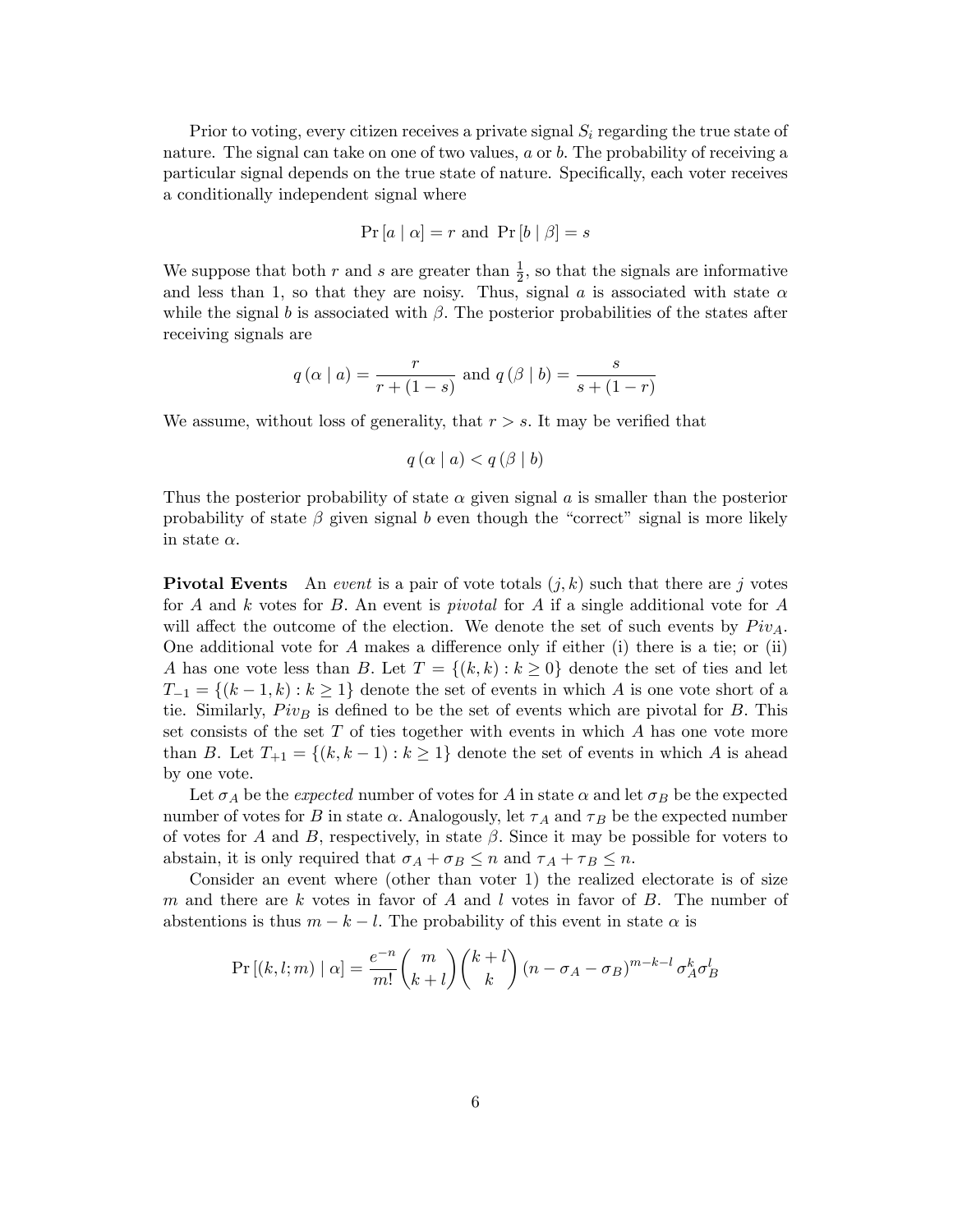Prior to voting, every citizen receives a private signal $S_i$ regarding the true state of nature. The signal can take on one of two values, $a$ or $b$. The probability of receiving a particular signal depends on the true state of nature. Specifically, each voter receives a conditionally independent signal where

$$\Pr[a \mid \alpha] = r \text{ and } \Pr[b \mid \beta] = s$$

We suppose that both $r$ and $s$ are greater than $\frac{1}{2}$, so that the signals are informative and less than 1, so that they are noisy. Thus, signal $a$ is associated with state $\alpha$ while the signal $b$ is associated with $\beta$. The posterior probabilities of the states after receiving signals are

$$q(\alpha \mid a) = \frac{r}{r + (1-s)} \text{ and } q(\beta \mid b) = \frac{s}{s + (1-r)}$$

We assume, without loss of generality, that $r > s$. It may be verified that

$$q(\alpha \mid a) < q(\beta \mid b)$$

Thus the posterior probability of state $\alpha$ given signal $a$ is smaller than the posterior probability of state $\beta$ given signal $b$ even though the "correct" signal is more likely in state $\alpha$.

**Pivotal Events** An *event* is a pair of vote totals $(j, k)$ such that there are $j$ votes for $A$ and $k$ votes for $B$. An event is *pivotal* for $A$ if a single additional vote for $A$ will affect the outcome of the election. We denote the set of such events by $Piv_A$. One additional vote for $A$ makes a difference only if either (i) there is a tie; or (ii) $A$ has one vote less than $B$. Let $T = \{(k,k) : k \geq 0\}$ denote the set of ties and let $T_{-1} = \{(k-1,k) : k \geq 1\}$ denote the set of events in which $A$ is one vote short of a tie. Similarly, $Piv_B$ is defined to be the set of events which are pivotal for $B$. This set consists of the set $T$ of ties together with events in which $A$ has one vote more than $B$. Let $T_{+1} = \{(k, k-1) : k \geq 1\}$ denote the set of events in which $A$ is ahead by one vote.

Let $\sigma_A$ be the *expected* number of votes for $A$ in state $\alpha$ and let $\sigma_B$ be the expected number of votes for $B$ in state $\alpha$. Analogously, let $\tau_A$ and $\tau_B$ be the expected number of votes for $A$ and $B$, respectively, in state $\beta$. Since it may be possible for voters to abstain, it is only required that $\sigma_A + \sigma_B \leq n$ and $\tau_A + \tau_B \leq n$.

Consider an event where (other than voter 1) the realized electorate is of size $m$ and there are $k$ votes in favor of $A$ and $l$ votes in favor of $B$. The number of abstentions is thus $m - k - l$. The probability of this event in state $\alpha$ is

$$\Pr[(k,l;m) \mid \alpha] = \frac{e^{-n}}{m!} \binom{m}{k+l} \binom{k+l}{k} (n - \sigma_A - \sigma_B)^{m-k-l} \, \sigma_A^k \sigma_B^l$$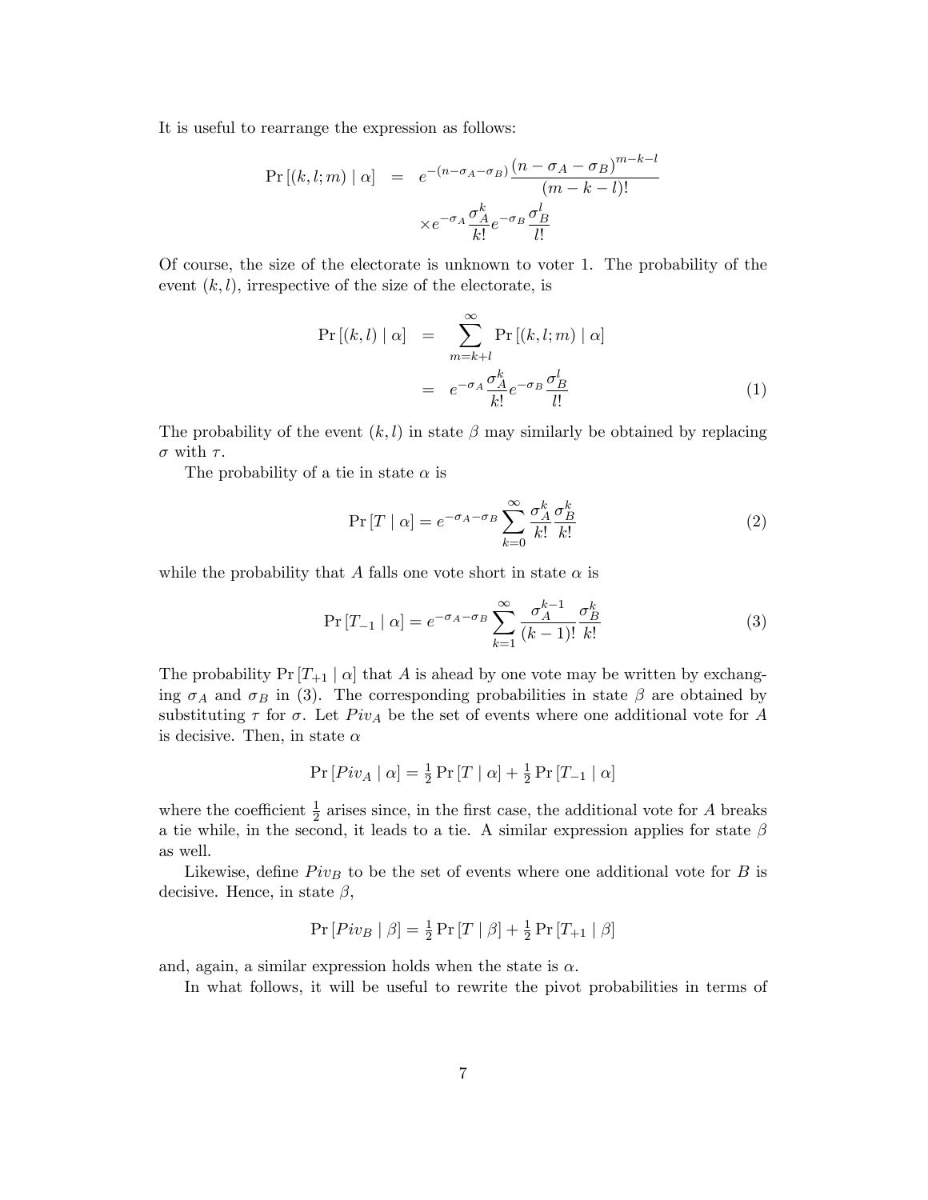It is useful to rearrange the expression as follows:

$$
\begin{aligned}
\Pr\left[(k,l;m) \mid \alpha\right] &= e^{-(n-\sigma_A-\sigma_B)} \frac{(n-\sigma_A-\sigma_B)^{m-k-l}}{(m-k-l)!} \\
&\quad \times e^{-\sigma_A} \frac{\sigma_A^k}{k!} e^{-\sigma_B} \frac{\sigma_B^l}{l!}
\end{aligned}
$$

Of course, the size of the electorate is unknown to voter 1. The probability of the event $(k,l)$, irrespective of the size of the electorate, is

$$
\begin{aligned}
\Pr\left[(k,l) \mid \alpha\right] &= \sum_{m=k+l}^{\infty} \Pr\left[(k,l;m) \mid \alpha\right] \\
&= e^{-\sigma_A} \frac{\sigma_A^k}{k!} e^{-\sigma_B} \frac{\sigma_B^l}{l!} \qquad (1)
\end{aligned}
$$

The probability of the event $(k,l)$ in state $\beta$ may similarly be obtained by replacing $\sigma$ with $\tau$.

The probability of a tie in state $\alpha$ is

$$
\Pr\left[T \mid \alpha\right] = e^{-\sigma_A-\sigma_B} \sum_{k=0}^{\infty} \frac{\sigma_A^k}{k!} \frac{\sigma_B^k}{k!} \qquad (2)
$$

while the probability that $A$ falls one vote short in state $\alpha$ is

$$
\Pr\left[T_{-1} \mid \alpha\right] = e^{-\sigma_A-\sigma_B} \sum_{k=1}^{\infty} \frac{\sigma_A^{k-1}}{(k-1)!} \frac{\sigma_B^k}{k!} \qquad (3)
$$

The probability $\Pr\left[T_{+1} \mid \alpha\right]$ that $A$ is ahead by one vote may be written by exchanging $\sigma_A$ and $\sigma_B$ in (3). The corresponding probabilities in state $\beta$ are obtained by substituting $\tau$ for $\sigma$. Let $Piv_A$ be the set of events where one additional vote for $A$ is decisive. Then, in state $\alpha$

$$
\Pr\left[Piv_A \mid \alpha\right] = \tfrac{1}{2}\Pr\left[T \mid \alpha\right] + \tfrac{1}{2}\Pr\left[T_{-1} \mid \alpha\right]
$$

where the coefficient $\frac{1}{2}$ arises since, in the first case, the additional vote for $A$ breaks a tie while, in the second, it leads to a tie. A similar expression applies for state $\beta$ as well.

Likewise, define $Piv_B$ to be the set of events where one additional vote for $B$ is decisive. Hence, in state $\beta$,

$$
\Pr\left[Piv_B \mid \beta\right] = \tfrac{1}{2}\Pr\left[T \mid \beta\right] + \tfrac{1}{2}\Pr\left[T_{+1} \mid \beta\right]
$$

and, again, a similar expression holds when the state is $\alpha$.

In what follows, it will be useful to rewrite the pivot probabilities in terms of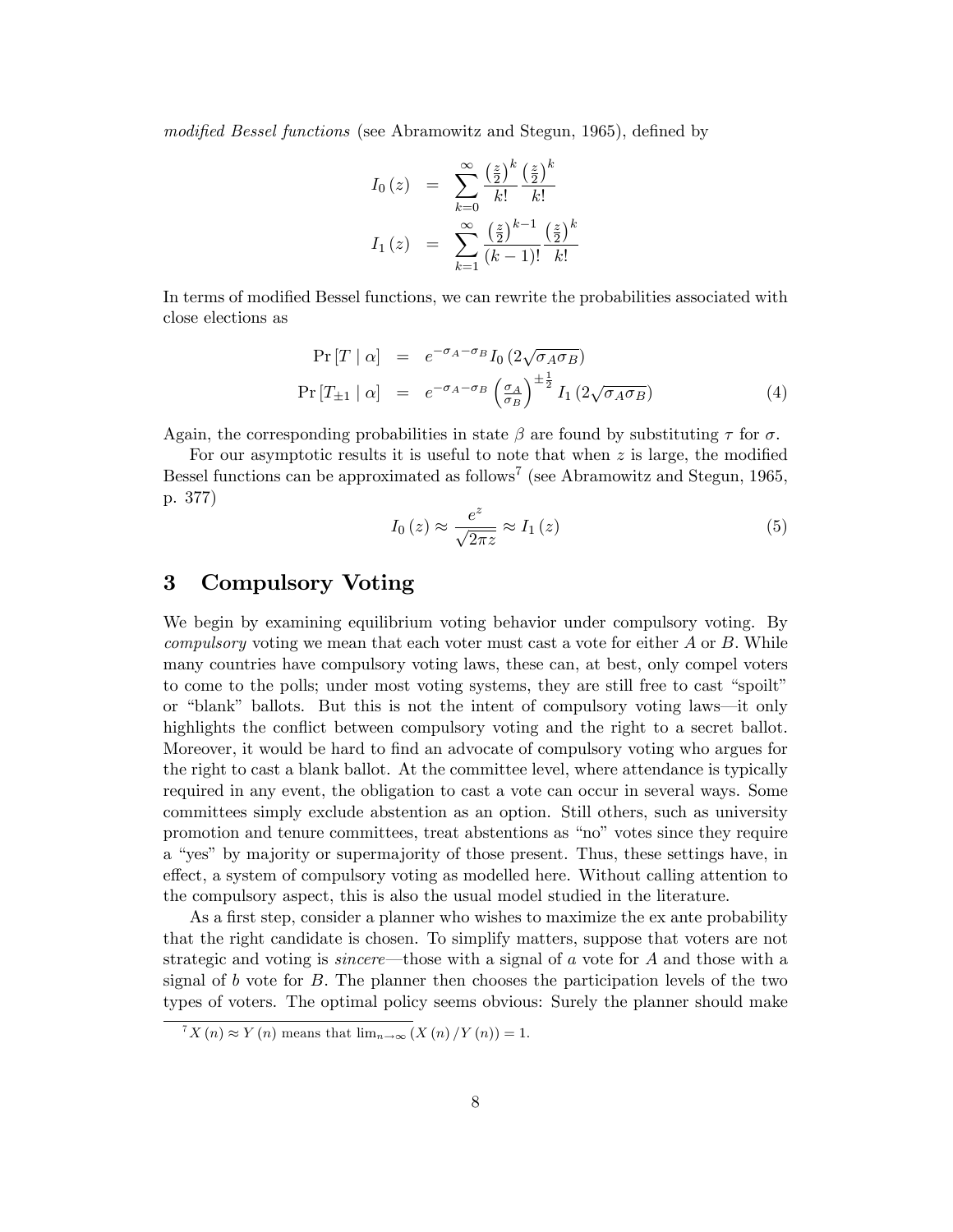*modified Bessel functions* (see Abramowitz and Stegun, 1965), defined by

$$
\begin{aligned}
I_0(z) &= \sum_{k=0}^{\infty} \frac{\left(\frac{z}{2}\right)^k}{k!} \frac{\left(\frac{z}{2}\right)^k}{k!} \\
I_1(z) &= \sum_{k=1}^{\infty} \frac{\left(\frac{z}{2}\right)^{k-1}}{(k-1)!} \frac{\left(\frac{z}{2}\right)^k}{k!}
\end{aligned}
$$

In terms of modified Bessel functions, we can rewrite the probabilities associated with close elections as

$$
\begin{aligned}
\Pr[T \mid \alpha] &= e^{-\sigma_A - \sigma_B} I_0\left(2\sqrt{\sigma_A \sigma_B}\right) \\
\Pr[T_{\pm 1} \mid \alpha] &= e^{-\sigma_A - \sigma_B} \left(\tfrac{\sigma_A}{\sigma_B}\right)^{\pm \frac{1}{2}} I_1\left(2\sqrt{\sigma_A \sigma_B}\right)
\end{aligned}
\tag{4}
$$

Again, the corresponding probabilities in state $\beta$ are found by substituting $\tau$ for $\sigma$.

For our asymptotic results it is useful to note that when $z$ is large, the modified Bessel functions can be approximated as follows[7] (see Abramowitz and Stegun, 1965, p. 377)

$$
I_0(z) \approx \frac{e^z}{\sqrt{2\pi z}} \approx I_1(z) \tag{5}
$$

## 3 Compulsory Voting

We begin by examining equilibrium voting behavior under compulsory voting. By *compulsory* voting we mean that each voter must cast a vote for either $A$ or $B$. While many countries have compulsory voting laws, these can, at best, only compel voters to come to the polls; under most voting systems, they are still free to cast "spoilt" or "blank" ballots. But this is not the intent of compulsory voting laws—it only highlights the conflict between compulsory voting and the right to a secret ballot. Moreover, it would be hard to find an advocate of compulsory voting who argues for the right to cast a blank ballot. At the committee level, where attendance is typically required in any event, the obligation to cast a vote can occur in several ways. Some committees simply exclude abstention as an option. Still others, such as university promotion and tenure committees, treat abstentions as "no" votes since they require a "yes" by majority or supermajority of those present. Thus, these settings have, in effect, a system of compulsory voting as modelled here. Without calling attention to the compulsory aspect, this is also the usual model studied in the literature.

As a first step, consider a planner who wishes to maximize the ex ante probability that the right candidate is chosen. To simplify matters, suppose that voters are not strategic and voting is *sincere*—those with a signal of $a$ vote for $A$ and those with a signal of $b$ vote for $B$. The planner then chooses the participation levels of the two types of voters. The optimal policy seems obvious: Surely the planner should make

[7] $X(n) \approx Y(n)$ means that $\lim_{n \to \infty} (X(n)/Y(n)) = 1$.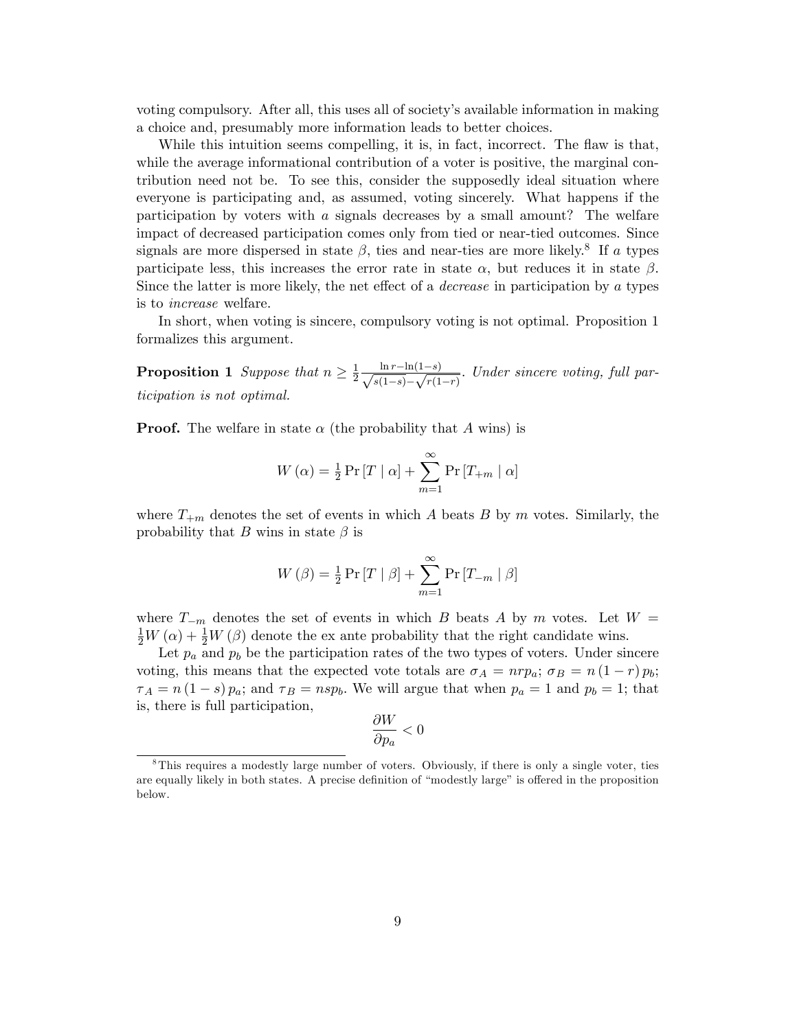voting compulsory. After all, this uses all of society's available information in making a choice and, presumably more information leads to better choices.

While this intuition seems compelling, it is, in fact, incorrect. The flaw is that, while the average informational contribution of a voter is positive, the marginal contribution need not be. To see this, consider the supposedly ideal situation where everyone is participating and, as assumed, voting sincerely. What happens if the participation by voters with $a$ signals decreases by a small amount? The welfare impact of decreased participation comes only from tied or near-tied outcomes. Since signals are more dispersed in state $\beta$, ties and near-ties are more likely.[8] If $a$ types participate less, this increases the error rate in state $\alpha$, but reduces it in state $\beta$. Since the latter is more likely, the net effect of a *decrease* in participation by $a$ types is to *increase* welfare.

In short, when voting is sincere, compulsory voting is not optimal. Proposition 1 formalizes this argument.

**Proposition 1** *Suppose that* $n \geq \frac{1}{2} \frac{\ln r - \ln(1-s)}{\sqrt{s(1-s)} - \sqrt{r(1-r)}}$. *Under sincere voting, full participation is not optimal.*

**Proof.** The welfare in state $\alpha$ (the probability that $A$ wins) is

$$W(\alpha) = \tfrac{1}{2} \Pr[T \mid \alpha] + \sum_{m=1}^{\infty} \Pr[T_{+m} \mid \alpha]$$

where $T_{+m}$ denotes the set of events in which $A$ beats $B$ by $m$ votes. Similarly, the probability that $B$ wins in state $\beta$ is

$$W(\beta) = \tfrac{1}{2} \Pr[T \mid \beta] + \sum_{m=1}^{\infty} \Pr[T_{-m} \mid \beta]$$

where $T_{-m}$ denotes the set of events in which $B$ beats $A$ by $m$ votes. Let $W = \frac{1}{2}W(\alpha) + \frac{1}{2}W(\beta)$ denote the ex ante probability that the right candidate wins.

Let $p_a$ and $p_b$ be the participation rates of the two types of voters. Under sincere voting, this means that the expected vote totals are $\sigma_A = nrp_a$; $\sigma_B = n(1-r)p_b$; $\tau_A = n(1-s)p_a$; and $\tau_B = nsp_b$. We will argue that when $p_a = 1$ and $p_b = 1$; that is, there is full participation,

$$\frac{\partial W}{\partial p_a} < 0$$

[8] This requires a modestly large number of voters. Obviously, if there is only a single voter, ties are equally likely in both states. A precise definition of "modestly large" is offered in the proposition below.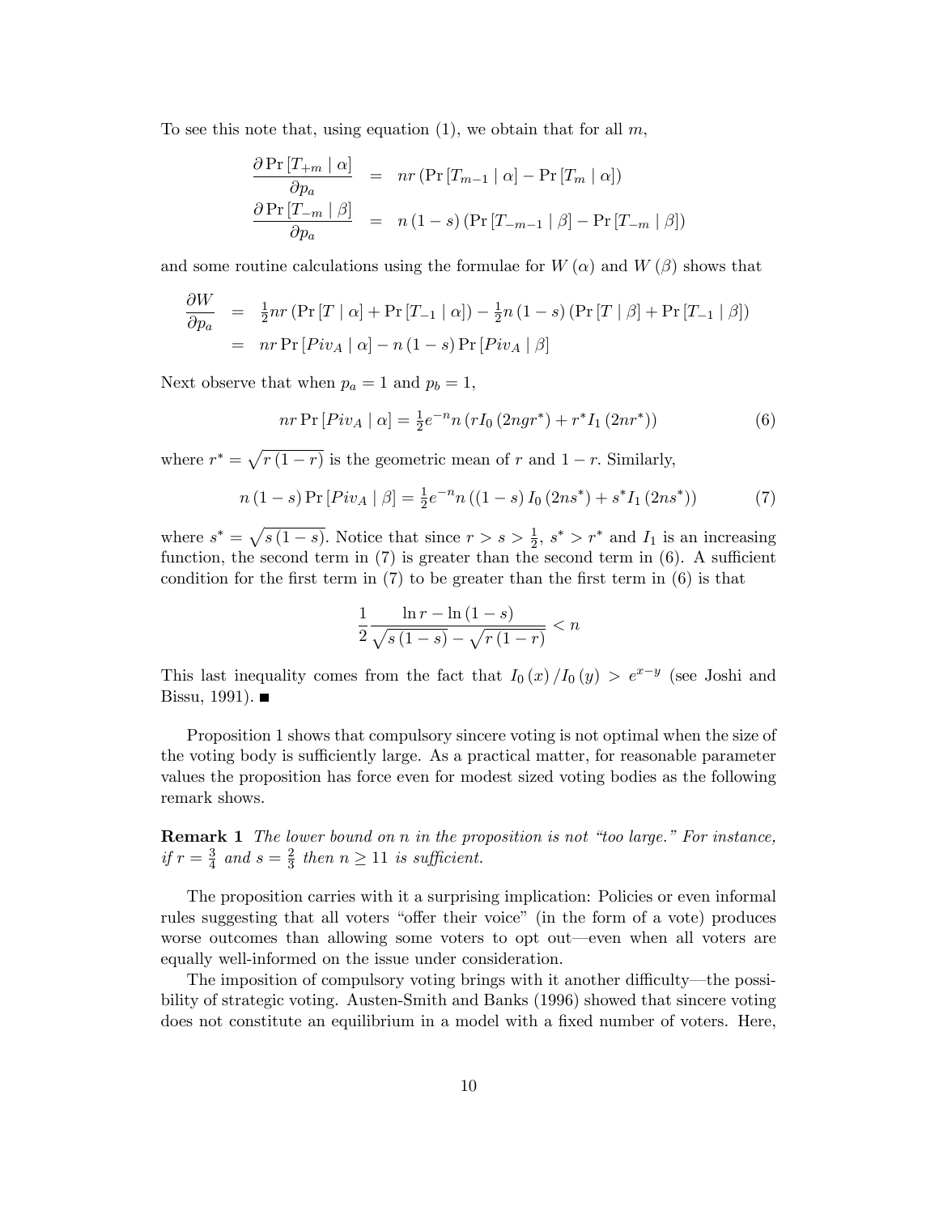To see this note that, using equation (1), we obtain that for all $m$,

$$
\begin{aligned}
\frac{\partial \Pr[T_{+m} \mid \alpha]}{\partial p_a} &= nr\left(\Pr[T_{m-1} \mid \alpha] - \Pr[T_m \mid \alpha]\right) \\
\frac{\partial \Pr[T_{-m} \mid \beta]}{\partial p_a} &= n(1-s)\left(\Pr[T_{-m-1} \mid \beta] - \Pr[T_{-m} \mid \beta]\right)
\end{aligned}
$$

and some routine calculations using the formulae for $W(\alpha)$ and $W(\beta)$ shows that

$$
\begin{aligned}
\frac{\partial W}{\partial p_a} &= \tfrac{1}{2}nr\left(\Pr[T \mid \alpha] + \Pr[T_{-1} \mid \alpha]\right) - \tfrac{1}{2}n(1-s)\left(\Pr[T \mid \beta] + \Pr[T_{-1} \mid \beta]\right) \\
&= nr\Pr[Piv_A \mid \alpha] - n(1-s)\Pr[Piv_A \mid \beta]
\end{aligned}
$$

Next observe that when $p_a = 1$ and $p_b = 1$,

$$
nr\Pr[Piv_A \mid \alpha] = \tfrac{1}{2}e^{-n}n\left(rI_0(2ngr^*) + r^*I_1(2nr^*)\right) \tag{6}
$$

where $r^* = \sqrt{r(1-r)}$ is the geometric mean of $r$ and $1-r$. Similarly,

$$
n(1-s)\Pr[Piv_A \mid \beta] = \tfrac{1}{2}e^{-n}n\left((1-s)I_0(2ns^*) + s^*I_1(2ns^*)\right) \tag{7}
$$

where $s^* = \sqrt{s(1-s)}$. Notice that since $r > s > \frac{1}{2}$, $s^* > r^*$ and $I_1$ is an increasing function, the second term in (7) is greater than the second term in (6). A sufficient condition for the first term in (7) to be greater than the first term in (6) is that

$$
\frac{1}{2}\frac{\ln r - \ln(1-s)}{\sqrt{s(1-s)} - \sqrt{r(1-r)}} < n
$$

This last inequality comes from the fact that $I_0(x)/I_0(y) > e^{x-y}$ (see Joshi and Bissu, 1991). ■

Proposition 1 shows that compulsory sincere voting is not optimal when the size of the voting body is sufficiently large. As a practical matter, for reasonable parameter values the proposition has force even for modest sized voting bodies as the following remark shows.

**Remark 1** *The lower bound on $n$ in the proposition is not "too large." For instance, if $r = \frac{3}{4}$ and $s = \frac{2}{3}$ then $n \geq 11$ is sufficient.*

The proposition carries with it a surprising implication: Policies or even informal rules suggesting that all voters "offer their voice" (in the form of a vote) produces worse outcomes than allowing some voters to opt out—even when all voters are equally well-informed on the issue under consideration.

The imposition of compulsory voting brings with it another difficulty—the possibility of strategic voting. Austen-Smith and Banks (1996) showed that sincere voting does not constitute an equilibrium in a model with a fixed number of voters. Here,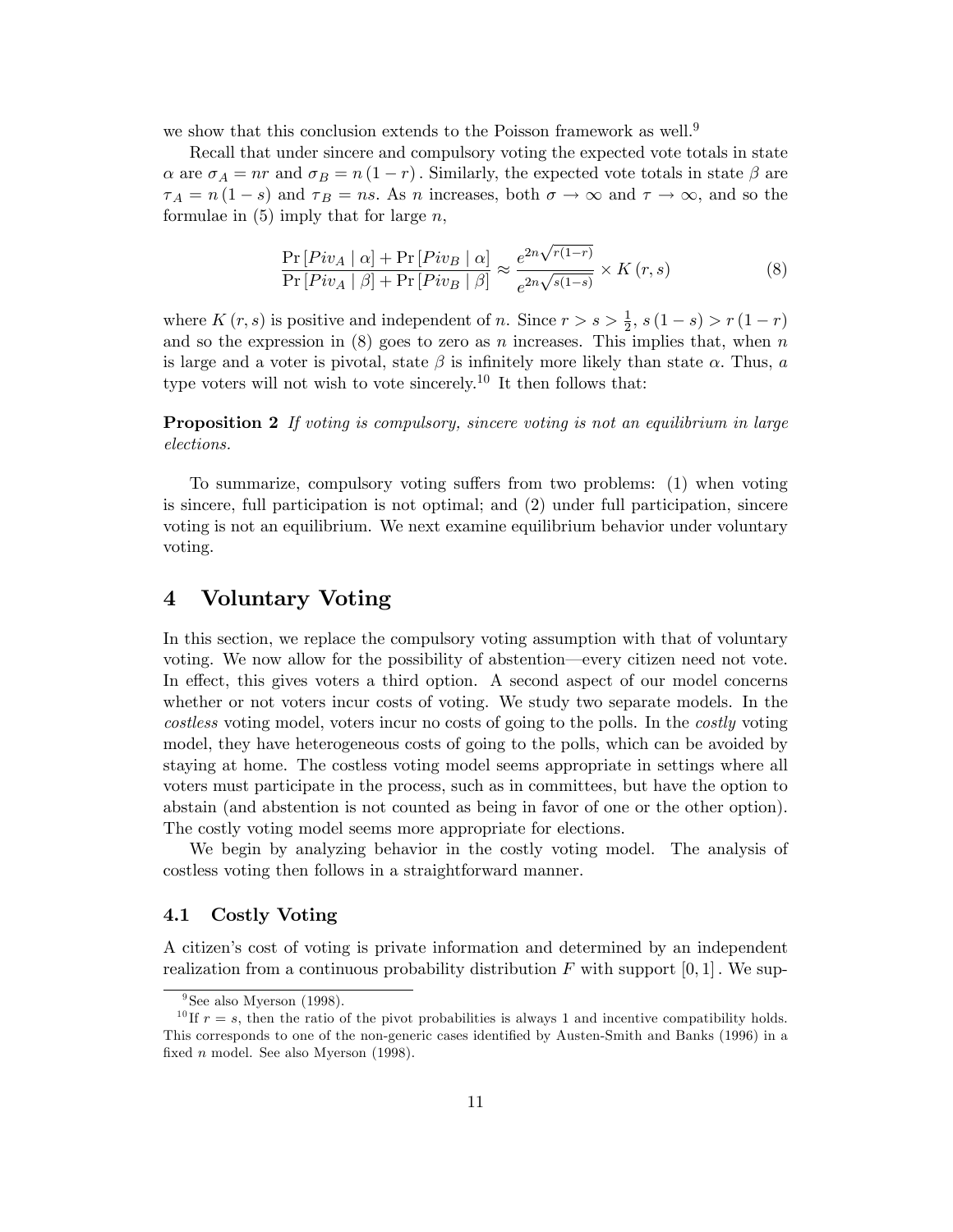we show that this conclusion extends to the Poisson framework as well.[9]

Recall that under sincere and compulsory voting the expected vote totals in state $\alpha$ are $\sigma_A = nr$ and $\sigma_B = n(1-r)$. Similarly, the expected vote totals in state $\beta$ are $\tau_A = n(1-s)$ and $\tau_B = ns$. As $n$ increases, both $\sigma \to \infty$ and $\tau \to \infty$, and so the formulae in (5) imply that for large $n$,

$$\frac{\Pr[Piv_A \mid \alpha] + \Pr[Piv_B \mid \alpha]}{\Pr[Piv_A \mid \beta] + \Pr[Piv_B \mid \beta]} \approx \frac{e^{2n\sqrt{r(1-r)}}}{e^{2n\sqrt{s(1-s)}}} \times K(r,s) \tag{8}$$

where $K(r,s)$ is positive and independent of $n$. Since $r > s > \frac{1}{2}$, $s(1-s) > r(1-r)$ and so the expression in (8) goes to zero as $n$ increases. This implies that, when $n$ is large and a voter is pivotal, state $\beta$ is infinitely more likely than state $\alpha$. Thus, *a* type voters will not wish to vote sincerely.[10] It then follows that:

**Proposition 2** *If voting is compulsory, sincere voting is not an equilibrium in large elections.*

To summarize, compulsory voting suffers from two problems: (1) when voting is sincere, full participation is not optimal; and (2) under full participation, sincere voting is not an equilibrium. We next examine equilibrium behavior under voluntary voting.

# 4 Voluntary Voting

In this section, we replace the compulsory voting assumption with that of voluntary voting. We now allow for the possibility of abstention—every citizen need not vote. In effect, this gives voters a third option. A second aspect of our model concerns whether or not voters incur costs of voting. We study two separate models. In the *costless* voting model, voters incur no costs of going to the polls. In the *costly* voting model, they have heterogeneous costs of going to the polls, which can be avoided by staying at home. The costless voting model seems appropriate in settings where all voters must participate in the process, such as in committees, but have the option to abstain (and abstention is not counted as being in favor of one or the other option). The costly voting model seems more appropriate for elections.

We begin by analyzing behavior in the costly voting model. The analysis of costless voting then follows in a straightforward manner.

## 4.1 Costly Voting

A citizen's cost of voting is private information and determined by an independent realization from a continuous probability distribution $F$ with support $[0,1]$. We sup-

[9] See also Myerson (1998).

[10] If $r = s$, then the ratio of the pivot probabilities is always 1 and incentive compatibility holds. This corresponds to one of the non-generic cases identified by Austen-Smith and Banks (1996) in a fixed $n$ model. See also Myerson (1998).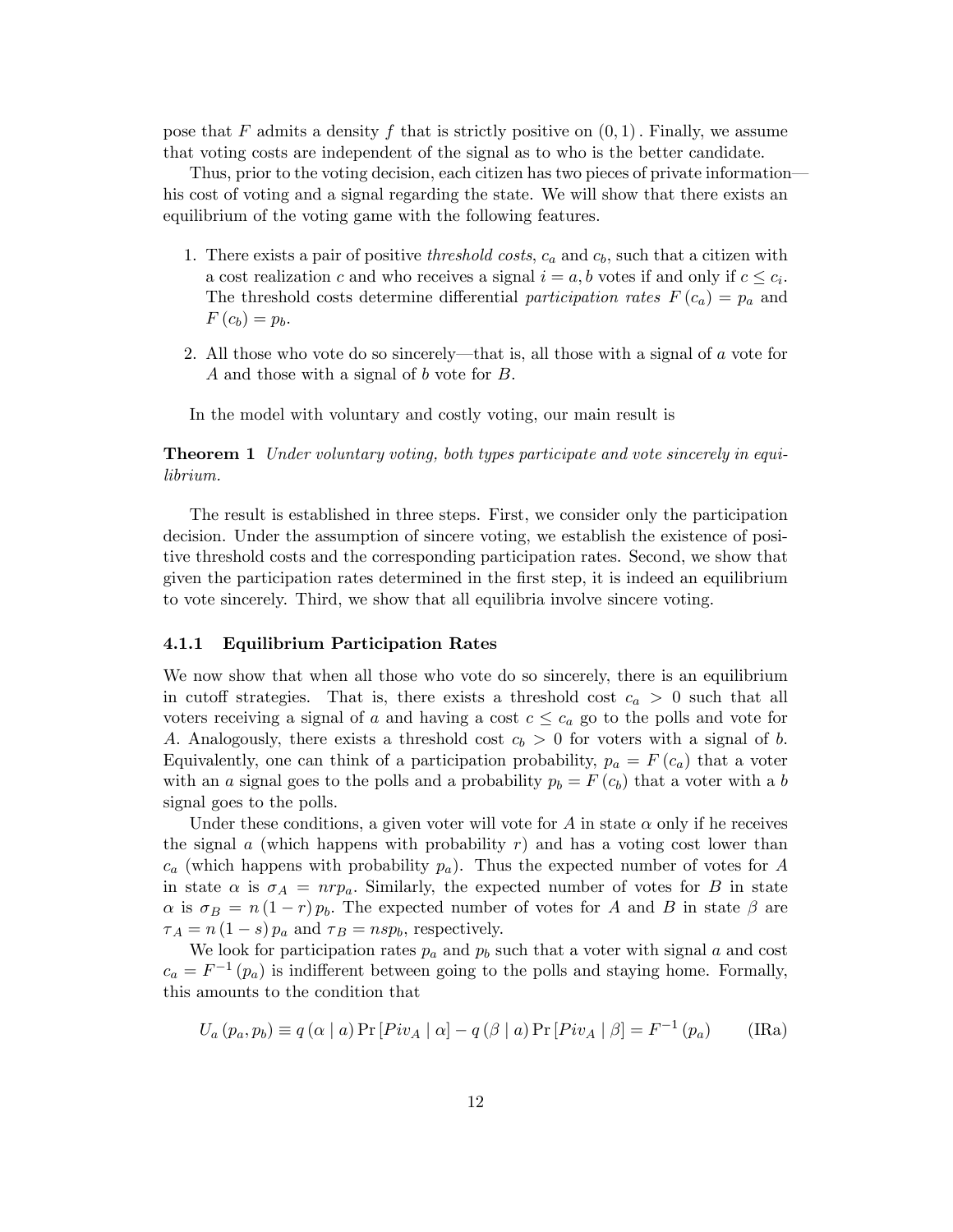pose that $F$ admits a density $f$ that is strictly positive on $(0, 1)$. Finally, we assume that voting costs are independent of the signal as to who is the better candidate.

Thus, prior to the voting decision, each citizen has two pieces of private information—his cost of voting and a signal regarding the state. We will show that there exists an equilibrium of the voting game with the following features.

1. There exists a pair of positive *threshold costs*, $c_a$ and $c_b$, such that a citizen with a cost realization $c$ and who receives a signal $i = a, b$ votes if and only if $c \leq c_i$. The threshold costs determine differential *participation rates* $F(c_a) = p_a$ and $F(c_b) = p_b$.

2. All those who vote do so sincerely—that is, all those with a signal of $a$ vote for $A$ and those with a signal of $b$ vote for $B$.

In the model with voluntary and costly voting, our main result is

**Theorem 1** *Under voluntary voting, both types participate and vote sincerely in equilibrium.*

The result is established in three steps. First, we consider only the participation decision. Under the assumption of sincere voting, we establish the existence of positive threshold costs and the corresponding participation rates. Second, we show that given the participation rates determined in the first step, it is indeed an equilibrium to vote sincerely. Third, we show that all equilibria involve sincere voting.

### 4.1.1 Equilibrium Participation Rates

We now show that when all those who vote do so sincerely, there is an equilibrium in cutoff strategies. That is, there exists a threshold cost $c_a > 0$ such that all voters receiving a signal of $a$ and having a cost $c \leq c_a$ go to the polls and vote for $A$. Analogously, there exists a threshold cost $c_b > 0$ for voters with a signal of $b$. Equivalently, one can think of a participation probability, $p_a = F(c_a)$ that a voter with an $a$ signal goes to the polls and a probability $p_b = F(c_b)$ that a voter with a $b$ signal goes to the polls.

Under these conditions, a given voter will vote for $A$ in state $\alpha$ only if he receives the signal $a$ (which happens with probability $r$) and has a voting cost lower than $c_a$ (which happens with probability $p_a$). Thus the expected number of votes for $A$ in state $\alpha$ is $\sigma_A = nrp_a$. Similarly, the expected number of votes for $B$ in state $\alpha$ is $\sigma_B = n(1-r)p_b$. The expected number of votes for $A$ and $B$ in state $\beta$ are $\tau_A = n(1-s)p_a$ and $\tau_B = nsp_b$, respectively.

We look for participation rates $p_a$ and $p_b$ such that a voter with signal $a$ and cost $c_a = F^{-1}(p_a)$ is indifferent between going to the polls and staying home. Formally, this amounts to the condition that

$$U_a(p_a, p_b) \equiv q(\alpha \mid a) \Pr[Piv_A \mid \alpha] - q(\beta \mid a) \Pr[Piv_A \mid \beta] = F^{-1}(p_a) \qquad \text{(IRa)}$$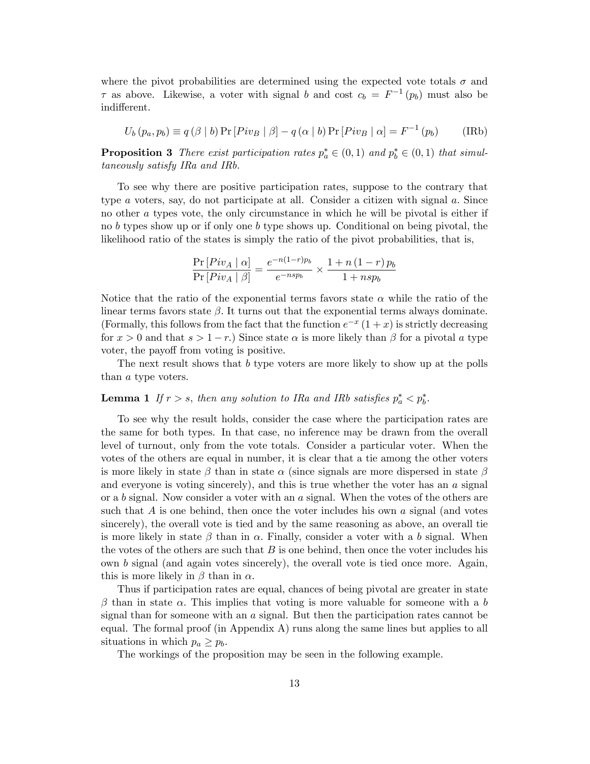where the pivot probabilities are determined using the expected vote totals $\sigma$ and $\tau$ as above. Likewise, a voter with signal $b$ and cost $c_b = F^{-1}(p_b)$ must also be indifferent.

$$U_b(p_a, p_b) \equiv q(\beta \mid b) \Pr[Piv_B \mid \beta] - q(\alpha \mid b) \Pr[Piv_B \mid \alpha] = F^{-1}(p_b) \qquad \text{(IRb)}$$

**Proposition 3** *There exist participation rates $p_a^* \in (0,1)$ and $p_b^* \in (0,1)$ that simultaneously satisfy IRa and IRb.*

To see why there are positive participation rates, suppose to the contrary that type $a$ voters, say, do not participate at all. Consider a citizen with signal $a$. Since no other $a$ types vote, the only circumstance in which he will be pivotal is either if no $b$ types show up or if only one $b$ type shows up. Conditional on being pivotal, the likelihood ratio of the states is simply the ratio of the pivot probabilities, that is,

$$\frac{\Pr[Piv_A \mid \alpha]}{\Pr[Piv_A \mid \beta]} = \frac{e^{-n(1-r)p_b}}{e^{-nsp_b}} \times \frac{1 + n(1-r)p_b}{1 + nsp_b}$$

Notice that the ratio of the exponential terms favors state $\alpha$ while the ratio of the linear terms favors state $\beta$. It turns out that the exponential terms always dominate. (Formally, this follows from the fact that the function $e^{-x}(1+x)$ is strictly decreasing for $x > 0$ and that $s > 1 - r$.) Since state $\alpha$ is more likely than $\beta$ for a pivotal $a$ type voter, the payoff from voting is positive.

The next result shows that $b$ type voters are more likely to show up at the polls than $a$ type voters.

**Lemma 1** *If $r > s$, then any solution to IRa and IRb satisfies $p_a^* < p_b^*$.*

To see why the result holds, consider the case where the participation rates are the same for both types. In that case, no inference may be drawn from the overall level of turnout, only from the vote totals. Consider a particular voter. When the votes of the others are equal in number, it is clear that a tie among the other voters is more likely in state $\beta$ than in state $\alpha$ (since signals are more dispersed in state $\beta$ and everyone is voting sincerely), and this is true whether the voter has an $a$ signal or a $b$ signal. Now consider a voter with an $a$ signal. When the votes of the others are such that $A$ is one behind, then once the voter includes his own $a$ signal (and votes sincerely), the overall vote is tied and by the same reasoning as above, an overall tie is more likely in state $\beta$ than in $\alpha$. Finally, consider a voter with a $b$ signal. When the votes of the others are such that $B$ is one behind, then once the voter includes his own $b$ signal (and again votes sincerely), the overall vote is tied once more. Again, this is more likely in $\beta$ than in $\alpha$.

Thus if participation rates are equal, chances of being pivotal are greater in state $\beta$ than in state $\alpha$. This implies that voting is more valuable for someone with a $b$ signal than for someone with an $a$ signal. But then the participation rates cannot be equal. The formal proof (in Appendix A) runs along the same lines but applies to all situations in which $p_a \geq p_b$.

The workings of the proposition may be seen in the following example.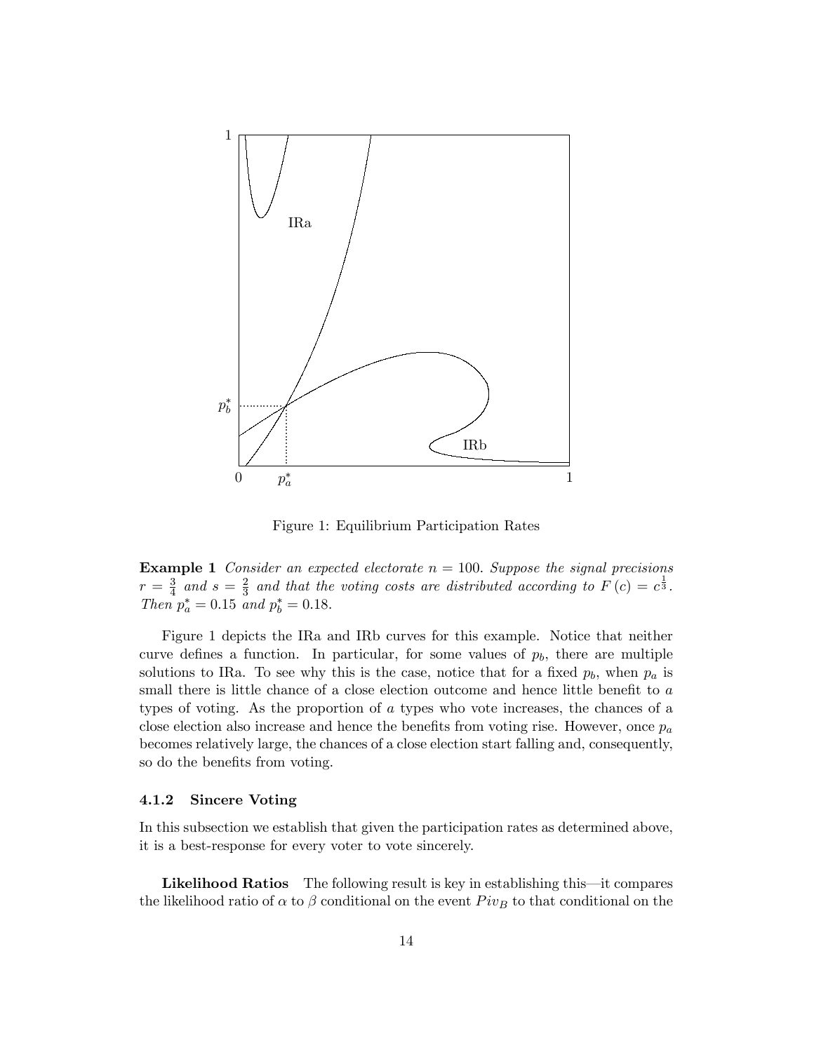Figure 1: Equilibrium Participation Rates

**Example 1** *Consider an expected electorate $n = 100$. Suppose the signal precisions $r = \frac{3}{4}$ and $s = \frac{2}{3}$ and that the voting costs are distributed according to $F(c) = c^{\frac{1}{3}}$. Then $p_a^* = 0.15$ and $p_b^* = 0.18$.*

Figure 1 depicts the IRa and IRb curves for this example. Notice that neither curve defines a function. In particular, for some values of $p_b$, there are multiple solutions to IRa. To see why this is the case, notice that for a fixed $p_b$, when $p_a$ is small there is little chance of a close election outcome and hence little benefit to $a$ types of voting. As the proportion of $a$ types who vote increases, the chances of a close election also increase and hence the benefits from voting rise. However, once $p_a$ becomes relatively large, the chances of a close election start falling and, consequently, so do the benefits from voting.

#### 4.1.2 Sincere Voting

In this subsection we establish that given the participation rates as determined above, it is a best-response for every voter to vote sincerely.

**Likelihood Ratios** The following result is key in establishing this—it compares the likelihood ratio of $\alpha$ to $\beta$ conditional on the event $Piv_B$ to that conditional on the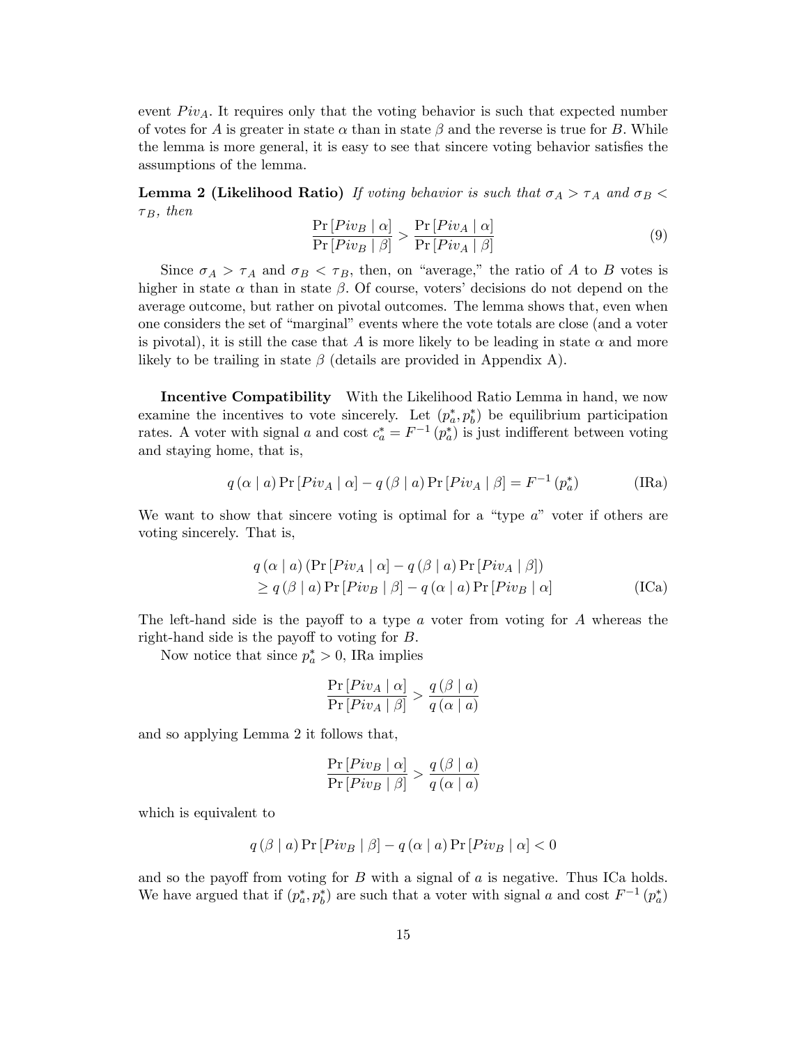event $Piv_A$. It requires only that the voting behavior is such that expected number of votes for $A$ is greater in state $\alpha$ than in state $\beta$ and the reverse is true for $B$. While the lemma is more general, it is easy to see that sincere voting behavior satisfies the assumptions of the lemma.

**Lemma 2 (Likelihood Ratio)** *If voting behavior is such that $\sigma_A > \tau_A$ and $\sigma_B < \tau_B$, then*

$$\frac{\Pr[Piv_B \mid \alpha]}{\Pr[Piv_B \mid \beta]} > \frac{\Pr[Piv_A \mid \alpha]}{\Pr[Piv_A \mid \beta]} \tag{9}$$

Since $\sigma_A > \tau_A$ and $\sigma_B < \tau_B$, then, on "average," the ratio of $A$ to $B$ votes is higher in state $\alpha$ than in state $\beta$. Of course, voters' decisions do not depend on the average outcome, but rather on pivotal outcomes. The lemma shows that, even when one considers the set of "marginal" events where the vote totals are close (and a voter is pivotal), it is still the case that $A$ is more likely to be leading in state $\alpha$ and more likely to be trailing in state $\beta$ (details are provided in Appendix A).

**Incentive Compatibility** With the Likelihood Ratio Lemma in hand, we now examine the incentives to vote sincerely. Let $(p_a^*, p_b^*)$ be equilibrium participation rates. A voter with signal $a$ and cost $c_a^* = F^{-1}(p_a^*)$ is just indifferent between voting and staying home, that is,

$$q(\alpha \mid a)\Pr[Piv_A \mid \alpha] - q(\beta \mid a)\Pr[Piv_A \mid \beta] = F^{-1}(p_a^*) \tag{IRa}$$

We want to show that sincere voting is optimal for a "type $a$" voter if others are voting sincerely. That is,

$$\begin{aligned} &q(\alpha \mid a)(\Pr[Piv_A \mid \alpha] - q(\beta \mid a)\Pr[Piv_A \mid \beta]) \\ &\geq q(\beta \mid a)\Pr[Piv_B \mid \beta] - q(\alpha \mid a)\Pr[Piv_B \mid \alpha] \end{aligned} \tag{ICa}$$

The left-hand side is the payoff to a type $a$ voter from voting for $A$ whereas the right-hand side is the payoff to voting for $B$.

Now notice that since $p_a^* > 0$, IRa implies

$$\frac{\Pr[Piv_A \mid \alpha]}{\Pr[Piv_A \mid \beta]} > \frac{q(\beta \mid a)}{q(\alpha \mid a)}$$

and so applying Lemma 2 it follows that,

$$\frac{\Pr[Piv_B \mid \alpha]}{\Pr[Piv_B \mid \beta]} > \frac{q(\beta \mid a)}{q(\alpha \mid a)}$$

which is equivalent to

$$q(\beta \mid a)\Pr[Piv_B \mid \beta] - q(\alpha \mid a)\Pr[Piv_B \mid \alpha] < 0$$

and so the payoff from voting for $B$ with a signal of $a$ is negative. Thus ICa holds. We have argued that if $(p_a^*, p_b^*)$ are such that a voter with signal $a$ and cost $F^{-1}(p_a^*)$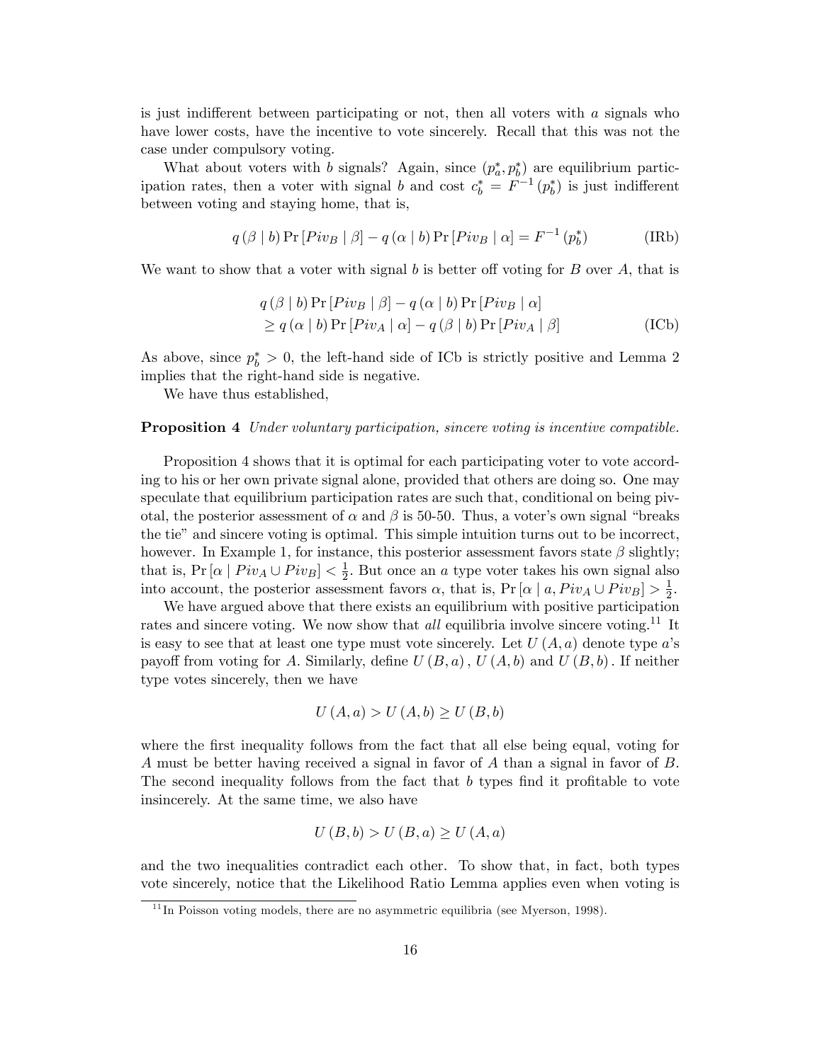is just indifferent between participating or not, then all voters with $a$ signals who have lower costs, have the incentive to vote sincerely. Recall that this was not the case under compulsory voting.

What about voters with $b$ signals? Again, since $(p_a^*, p_b^*)$ are equilibrium participation rates, then a voter with signal $b$ and cost $c_b^* = F^{-1}(p_b^*)$ is just indifferent between voting and staying home, that is,

$$q(\beta \mid b) \Pr[Piv_B \mid \beta] - q(\alpha \mid b) \Pr[Piv_B \mid \alpha] = F^{-1}(p_b^*) \tag{IRb}$$

We want to show that a voter with signal $b$ is better off voting for $B$ over $A$, that is

$$\begin{aligned} & q(\beta \mid b) \Pr[Piv_B \mid \beta] - q(\alpha \mid b) \Pr[Piv_B \mid \alpha] \\ & \geq q(\alpha \mid b) \Pr[Piv_A \mid \alpha] - q(\beta \mid b) \Pr[Piv_A \mid \beta] \end{aligned} \tag{ICb}$$

As above, since $p_b^* > 0$, the left-hand side of ICb is strictly positive and Lemma 2 implies that the right-hand side is negative.

We have thus established,

**Proposition 4** *Under voluntary participation, sincere voting is incentive compatible.*

Proposition 4 shows that it is optimal for each participating voter to vote according to his or her own private signal alone, provided that others are doing so. One may speculate that equilibrium participation rates are such that, conditional on being pivotal, the posterior assessment of $\alpha$ and $\beta$ is 50-50. Thus, a voter's own signal "breaks the tie" and sincere voting is optimal. This simple intuition turns out to be incorrect, however. In Example 1, for instance, this posterior assessment favors state $\beta$ slightly; that is, $\Pr[\alpha \mid Piv_A \cup Piv_B] < \frac{1}{2}$. But once an $a$ type voter takes his own signal also into account, the posterior assessment favors $\alpha$, that is, $\Pr[\alpha \mid a, Piv_A \cup Piv_B] > \frac{1}{2}$.

We have argued above that there exists an equilibrium with positive participation rates and sincere voting. We now show that *all* equilibria involve sincere voting.[11] It is easy to see that at least one type must vote sincerely. Let $U(A, a)$ denote type $a$'s payoff from voting for $A$. Similarly, define $U(B, a)$, $U(A, b)$ and $U(B, b)$. If neither type votes sincerely, then we have

$$U(A, a) > U(A, b) \geq U(B, b)$$

where the first inequality follows from the fact that all else being equal, voting for $A$ must be better having received a signal in favor of $A$ than a signal in favor of $B$. The second inequality follows from the fact that $b$ types find it profitable to vote insincerely. At the same time, we also have

$$U(B, b) > U(B, a) \geq U(A, a)$$

and the two inequalities contradict each other. To show that, in fact, both types vote sincerely, notice that the Likelihood Ratio Lemma applies even when voting is

[11] In Poisson voting models, there are no asymmetric equilibria (see Myerson, 1998).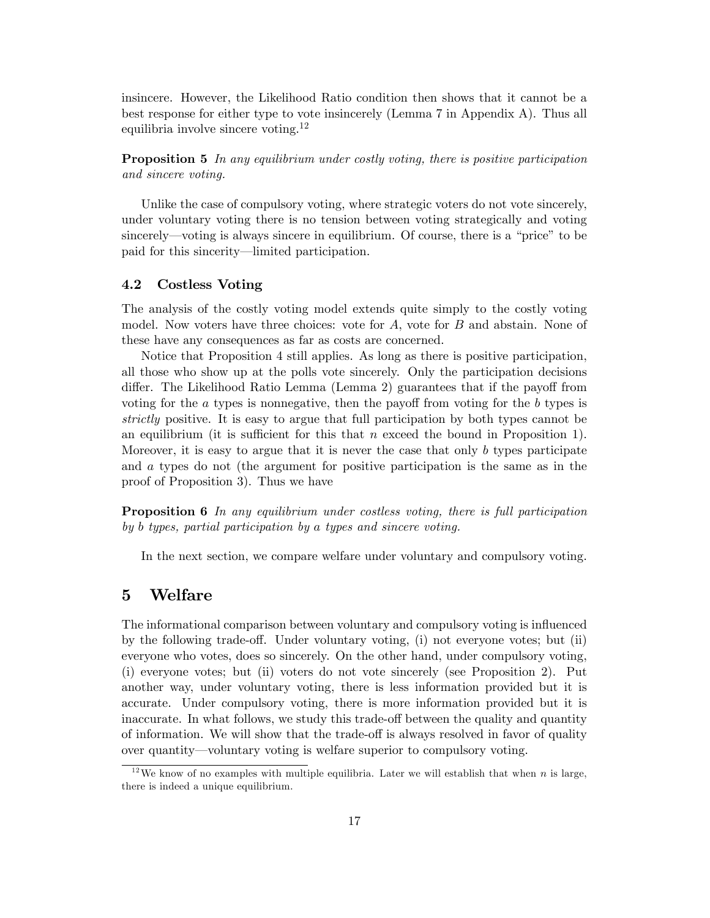insincere. However, the Likelihood Ratio condition then shows that it cannot be a best response for either type to vote insincerely (Lemma 7 in Appendix A). Thus all equilibria involve sincere voting.[12]

**Proposition 5** *In any equilibrium under costly voting, there is positive participation and sincere voting.*

Unlike the case of compulsory voting, where strategic voters do not vote sincerely, under voluntary voting there is no tension between voting strategically and voting sincerely—voting is always sincere in equilibrium. Of course, there is a "price" to be paid for this sincerity—limited participation.

### 4.2 Costless Voting

The analysis of the costly voting model extends quite simply to the costly voting model. Now voters have three choices: vote for $A$, vote for $B$ and abstain. None of these have any consequences as far as costs are concerned.

Notice that Proposition 4 still applies. As long as there is positive participation, all those who show up at the polls vote sincerely. Only the participation decisions differ. The Likelihood Ratio Lemma (Lemma 2) guarantees that if the payoff from voting for the $a$ types is nonnegative, then the payoff from voting for the $b$ types is *strictly* positive. It is easy to argue that full participation by both types cannot be an equilibrium (it is sufficient for this that $n$ exceed the bound in Proposition 1). Moreover, it is easy to argue that it is never the case that only $b$ types participate and $a$ types do not (the argument for positive participation is the same as in the proof of Proposition 3). Thus we have

**Proposition 6** *In any equilibrium under costless voting, there is full participation by $b$ types, partial participation by $a$ types and sincere voting.*

In the next section, we compare welfare under voluntary and compulsory voting.

## 5 Welfare

The informational comparison between voluntary and compulsory voting is influenced by the following trade-off. Under voluntary voting, (i) not everyone votes; but (ii) everyone who votes, does so sincerely. On the other hand, under compulsory voting, (i) everyone votes; but (ii) voters do not vote sincerely (see Proposition 2). Put another way, under voluntary voting, there is less information provided but it is accurate. Under compulsory voting, there is more information provided but it is inaccurate. In what follows, we study this trade-off between the quality and quantity of information. We will show that the trade-off is always resolved in favor of quality over quantity—voluntary voting is welfare superior to compulsory voting.

[12] We know of no examples with multiple equilibria. Later we will establish that when $n$ is large, there is indeed a unique equilibrium.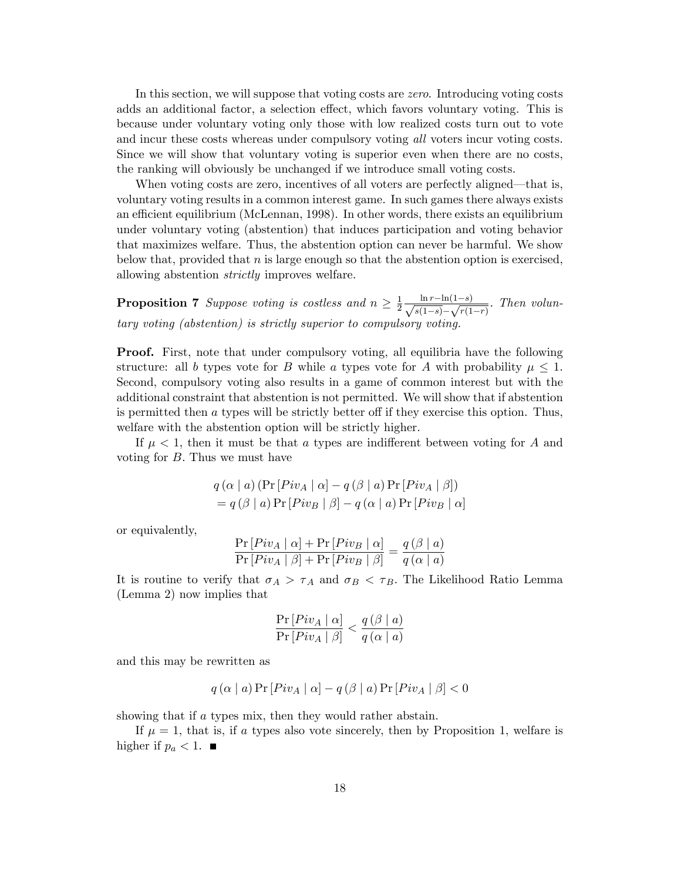In this section, we will suppose that voting costs are *zero*. Introducing voting costs adds an additional factor, a selection effect, which favors voluntary voting. This is because under voluntary voting only those with low realized costs turn out to vote and incur these costs whereas under compulsory voting *all* voters incur voting costs. Since we will show that voluntary voting is superior even when there are no costs, the ranking will obviously be unchanged if we introduce small voting costs.

When voting costs are zero, incentives of all voters are perfectly aligned—that is, voluntary voting results in a common interest game. In such games there always exists an efficient equilibrium (McLennan, 1998). In other words, there exists an equilibrium under voluntary voting (abstention) that induces participation and voting behavior that maximizes welfare. Thus, the abstention option can never be harmful. We show below that, provided that $n$ is large enough so that the abstention option is exercised, allowing abstention *strictly* improves welfare.

**Proposition 7** *Suppose voting is costless and* $n \geq \frac{1}{2} \frac{\ln r - \ln(1-s)}{\sqrt{s(1-s)} - \sqrt{r(1-r)}}$. *Then voluntary voting (abstention) is strictly superior to compulsory voting.*

**Proof.** First, note that under compulsory voting, all equilibria have the following structure: all $b$ types vote for $B$ while $a$ types vote for $A$ with probability $\mu \leq 1$. Second, compulsory voting also results in a game of common interest but with the additional constraint that abstention is not permitted. We will show that if abstention is permitted then $a$ types will be strictly better off if they exercise this option. Thus, welfare with the abstention option will be strictly higher.

If $\mu < 1$, then it must be that $a$ types are indifferent between voting for $A$ and voting for $B$. Thus we must have

$$\begin{aligned} & q(\alpha \mid a) \left( \Pr[Piv_A \mid \alpha] - q(\beta \mid a) \Pr[Piv_A \mid \beta] \right) \\ & = q(\beta \mid a) \Pr[Piv_B \mid \beta] - q(\alpha \mid a) \Pr[Piv_B \mid \alpha] \end{aligned}$$

or equivalently,

$$\frac{\Pr[Piv_A \mid \alpha] + \Pr[Piv_B \mid \alpha]}{\Pr[Piv_A \mid \beta] + \Pr[Piv_B \mid \beta]} = \frac{q(\beta \mid a)}{q(\alpha \mid a)}$$

It is routine to verify that $\sigma_A > \tau_A$ and $\sigma_B < \tau_B$. The Likelihood Ratio Lemma (Lemma 2) now implies that

$$\frac{\Pr[Piv_A \mid \alpha]}{\Pr[Piv_A \mid \beta]} < \frac{q(\beta \mid a)}{q(\alpha \mid a)}$$

and this may be rewritten as

$$q(\alpha \mid a) \Pr[Piv_A \mid \alpha] - q(\beta \mid a) \Pr[Piv_A \mid \beta] < 0$$

showing that if $a$ types mix, then they would rather abstain.

If $\mu = 1$, that is, if $a$ types also vote sincerely, then by Proposition 1, welfare is higher if $p_a < 1$. ∎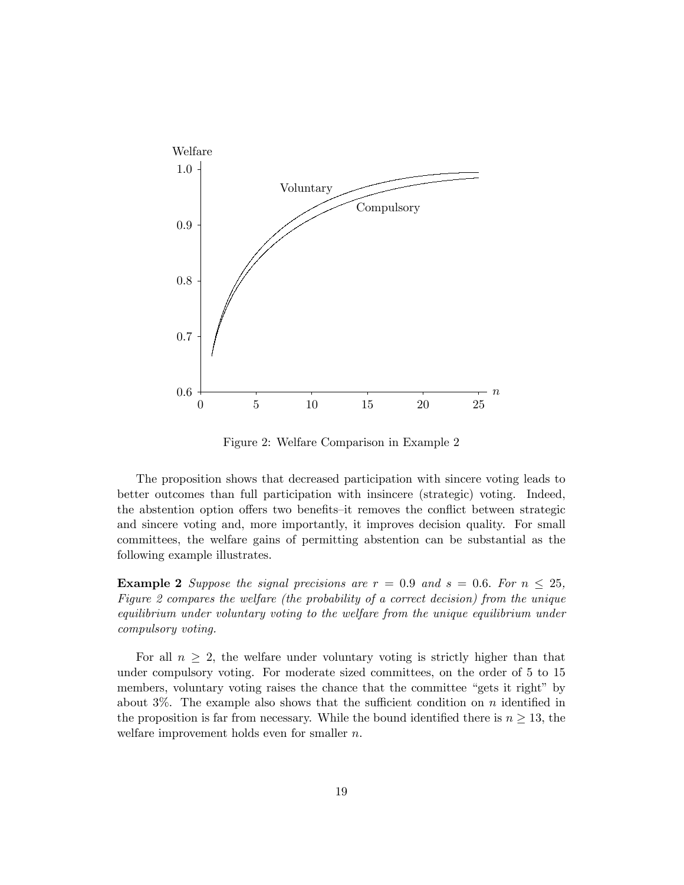Figure 2: Welfare Comparison in Example 2

The proposition shows that decreased participation with sincere voting leads to better outcomes than full participation with insincere (strategic) voting. Indeed, the abstention option offers two benefits–it removes the conflict between strategic and sincere voting and, more importantly, it improves decision quality. For small committees, the welfare gains of permitting abstention can be substantial as the following example illustrates.

**Example 2** *Suppose the signal precisions are $r = 0.9$ and $s = 0.6$. For $n \leq 25$, Figure 2 compares the welfare (the probability of a correct decision) from the unique equilibrium under voluntary voting to the welfare from the unique equilibrium under compulsory voting.*

For all $n \geq 2$, the welfare under voluntary voting is strictly higher than that under compulsory voting. For moderate sized committees, on the order of 5 to 15 members, voluntary voting raises the chance that the committee "gets it right" by about 3%. The example also shows that the sufficient condition on $n$ identified in the proposition is far from necessary. While the bound identified there is $n \geq 13$, the welfare improvement holds even for smaller $n$.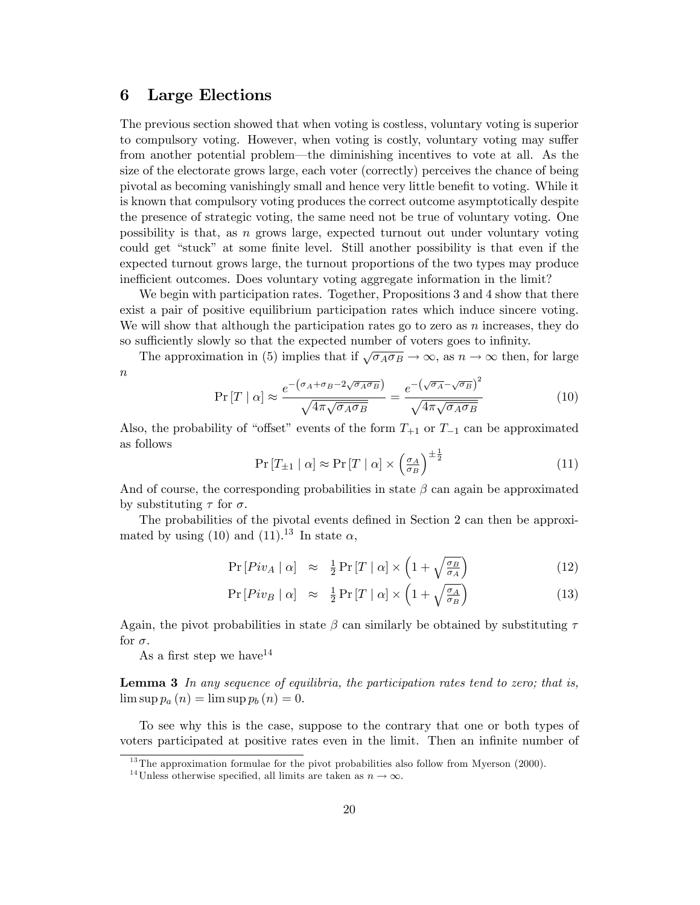## 6 Large Elections

The previous section showed that when voting is costless, voluntary voting is superior to compulsory voting. However, when voting is costly, voluntary voting may suffer from another potential problem—the diminishing incentives to vote at all. As the size of the electorate grows large, each voter (correctly) perceives the chance of being pivotal as becoming vanishingly small and hence very little benefit to voting. While it is known that compulsory voting produces the correct outcome asymptotically despite the presence of strategic voting, the same need not be true of voluntary voting. One possibility is that, as $n$ grows large, expected turnout out under voluntary voting could get "stuck" at some finite level. Still another possibility is that even if the expected turnout grows large, the turnout proportions of the two types may produce inefficient outcomes. Does voluntary voting aggregate information in the limit?

We begin with participation rates. Together, Propositions 3 and 4 show that there exist a pair of positive equilibrium participation rates which induce sincere voting. We will show that although the participation rates go to zero as $n$ increases, they do so sufficiently slowly so that the expected number of voters goes to infinity.

The approximation in (5) implies that if $\sqrt{\sigma_A \sigma_B} \to \infty$, as $n \to \infty$ then, for large $n$

$$\Pr[T \mid \alpha] \approx \frac{e^{-\left(\sigma_A + \sigma_B - 2\sqrt{\sigma_A \sigma_B}\right)}}{\sqrt{4\pi\sqrt{\sigma_A \sigma_B}}} = \frac{e^{-\left(\sqrt{\sigma_A} - \sqrt{\sigma_B}\right)^2}}{\sqrt{4\pi\sqrt{\sigma_A \sigma_B}}} \tag{10}$$

Also, the probability of "offset" events of the form $T_{+1}$ or $T_{-1}$ can be approximated as follows

$$\Pr[T_{\pm 1} \mid \alpha] \approx \Pr[T \mid \alpha] \times \left(\frac{\sigma_A}{\sigma_B}\right)^{\pm\frac{1}{2}} \tag{11}$$

And of course, the corresponding probabilities in state $\beta$ can again be approximated by substituting $\tau$ for $\sigma$.

The probabilities of the pivotal events defined in Section 2 can then be approximated by using (10) and (11).[13] In state $\alpha$,

$$\Pr[Piv_A \mid \alpha] \approx \tfrac{1}{2}\Pr[T \mid \alpha] \times \left(1 + \sqrt{\tfrac{\sigma_B}{\sigma_A}}\right) \tag{12}$$

$$\Pr[Piv_B \mid \alpha] \approx \tfrac{1}{2}\Pr[T \mid \alpha] \times \left(1 + \sqrt{\tfrac{\sigma_A}{\sigma_B}}\right) \tag{13}$$

Again, the pivot probabilities in state $\beta$ can similarly be obtained by substituting $\tau$ for $\sigma$.

As a first step we have[14]

**Lemma 3** *In any sequence of equilibria, the participation rates tend to zero; that is,* $\limsup p_a(n) = \limsup p_b(n) = 0$.

To see why this is the case, suppose to the contrary that one or both types of voters participated at positive rates even in the limit. Then an infinite number of

[13] The approximation formulae for the pivot probabilities also follow from Myerson (2000).

[14] Unless otherwise specified, all limits are taken as $n \to \infty$.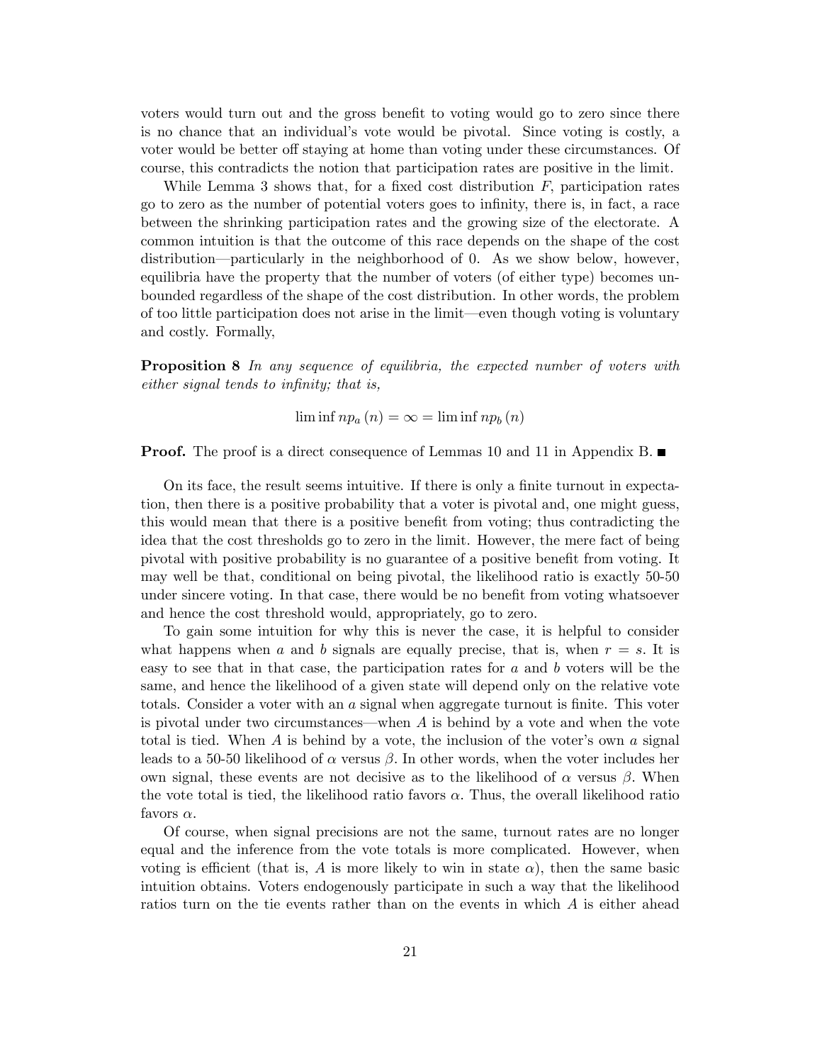voters would turn out and the gross benefit to voting would go to zero since there is no chance that an individual's vote would be pivotal. Since voting is costly, a voter would be better off staying at home than voting under these circumstances. Of course, this contradicts the notion that participation rates are positive in the limit.

While Lemma 3 shows that, for a fixed cost distribution $F$, participation rates go to zero as the number of potential voters goes to infinity, there is, in fact, a race between the shrinking participation rates and the growing size of the electorate. A common intuition is that the outcome of this race depends on the shape of the cost distribution—particularly in the neighborhood of 0. As we show below, however, equilibria have the property that the number of voters (of either type) becomes unbounded regardless of the shape of the cost distribution. In other words, the problem of too little participation does not arise in the limit—even though voting is voluntary and costly. Formally,

**Proposition 8** *In any sequence of equilibria, the expected number of voters with either signal tends to infinity; that is,*

$$\liminf np_a(n) = \infty = \liminf np_b(n)$$

**Proof.** The proof is a direct consequence of Lemmas 10 and 11 in Appendix B. ■

On its face, the result seems intuitive. If there is only a finite turnout in expectation, then there is a positive probability that a voter is pivotal and, one might guess, this would mean that there is a positive benefit from voting; thus contradicting the idea that the cost thresholds go to zero in the limit. However, the mere fact of being pivotal with positive probability is no guarantee of a positive benefit from voting. It may well be that, conditional on being pivotal, the likelihood ratio is exactly 50-50 under sincere voting. In that case, there would be no benefit from voting whatsoever and hence the cost threshold would, appropriately, go to zero.

To gain some intuition for why this is never the case, it is helpful to consider what happens when $a$ and $b$ signals are equally precise, that is, when $r = s$. It is easy to see that in that case, the participation rates for $a$ and $b$ voters will be the same, and hence the likelihood of a given state will depend only on the relative vote totals. Consider a voter with an $a$ signal when aggregate turnout is finite. This voter is pivotal under two circumstances—when $A$ is behind by a vote and when the vote total is tied. When $A$ is behind by a vote, the inclusion of the voter's own $a$ signal leads to a 50-50 likelihood of $\alpha$ versus $\beta$. In other words, when the voter includes her own signal, these events are not decisive as to the likelihood of $\alpha$ versus $\beta$. When the vote total is tied, the likelihood ratio favors $\alpha$. Thus, the overall likelihood ratio favors $\alpha$.

Of course, when signal precisions are not the same, turnout rates are no longer equal and the inference from the vote totals is more complicated. However, when voting is efficient (that is, $A$ is more likely to win in state $\alpha$), then the same basic intuition obtains. Voters endogenously participate in such a way that the likelihood ratios turn on the tie events rather than on the events in which $A$ is either ahead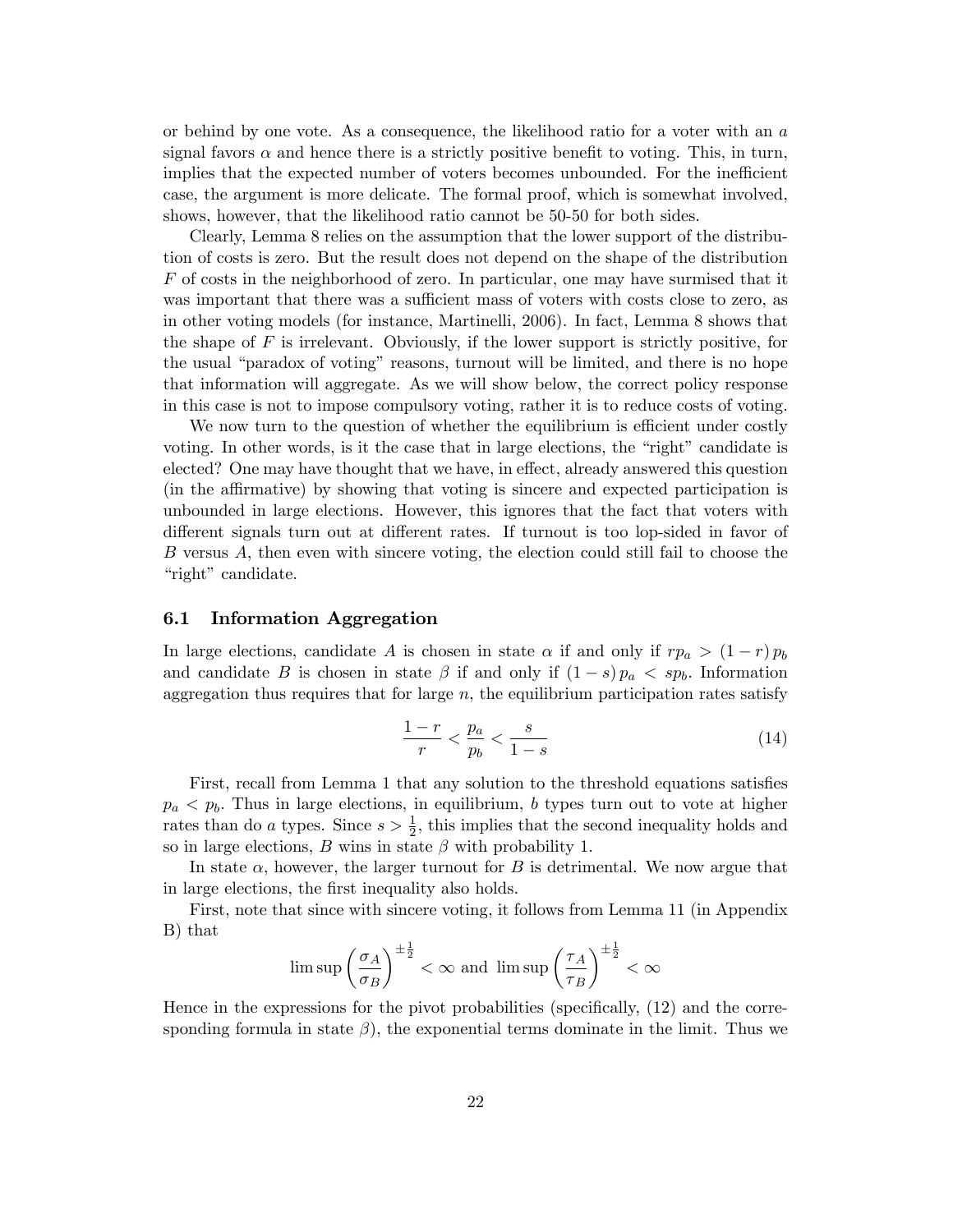or behind by one vote. As a consequence, the likelihood ratio for a voter with an $a$ signal favors $\alpha$ and hence there is a strictly positive benefit to voting. This, in turn, implies that the expected number of voters becomes unbounded. For the inefficient case, the argument is more delicate. The formal proof, which is somewhat involved, shows, however, that the likelihood ratio cannot be 50-50 for both sides.

Clearly, Lemma 8 relies on the assumption that the lower support of the distribution of costs is zero. But the result does not depend on the shape of the distribution $F$ of costs in the neighborhood of zero. In particular, one may have surmised that it was important that there was a sufficient mass of voters with costs close to zero, as in other voting models (for instance, Martinelli, 2006). In fact, Lemma 8 shows that the shape of $F$ is irrelevant. Obviously, if the lower support is strictly positive, for the usual "paradox of voting" reasons, turnout will be limited, and there is no hope that information will aggregate. As we will show below, the correct policy response in this case is not to impose compulsory voting, rather it is to reduce costs of voting.

We now turn to the question of whether the equilibrium is efficient under costly voting. In other words, is it the case that in large elections, the "right" candidate is elected? One may have thought that we have, in effect, already answered this question (in the affirmative) by showing that voting is sincere and expected participation is unbounded in large elections. However, this ignores that the fact that voters with different signals turn out at different rates. If turnout is too lop-sided in favor of $B$ versus $A$, then even with sincere voting, the election could still fail to choose the "right" candidate.

### 6.1 Information Aggregation

In large elections, candidate $A$ is chosen in state $\alpha$ if and only if $rp_a > (1-r)\,p_b$ and candidate $B$ is chosen in state $\beta$ if and only if $(1-s)\,p_a < sp_b$. Information aggregation thus requires that for large $n$, the equilibrium participation rates satisfy

$$\frac{1-r}{r} < \frac{p_a}{p_b} < \frac{s}{1-s} \tag{14}$$

First, recall from Lemma 1 that any solution to the threshold equations satisfies $p_a < p_b$. Thus in large elections, in equilibrium, $b$ types turn out to vote at higher rates than do $a$ types. Since $s > \frac{1}{2}$, this implies that the second inequality holds and so in large elections, $B$ wins in state $\beta$ with probability 1.

In state $\alpha$, however, the larger turnout for $B$ is detrimental. We now argue that in large elections, the first inequality also holds.

First, note that since with sincere voting, it follows from Lemma 11 (in Appendix B) that

$$\limsup \left(\frac{\sigma_A}{\sigma_B}\right)^{\pm\frac{1}{2}} < \infty \text{ and } \limsup \left(\frac{\tau_A}{\tau_B}\right)^{\pm\frac{1}{2}} < \infty$$

Hence in the expressions for the pivot probabilities (specifically, (12) and the corresponding formula in state $\beta$), the exponential terms dominate in the limit. Thus we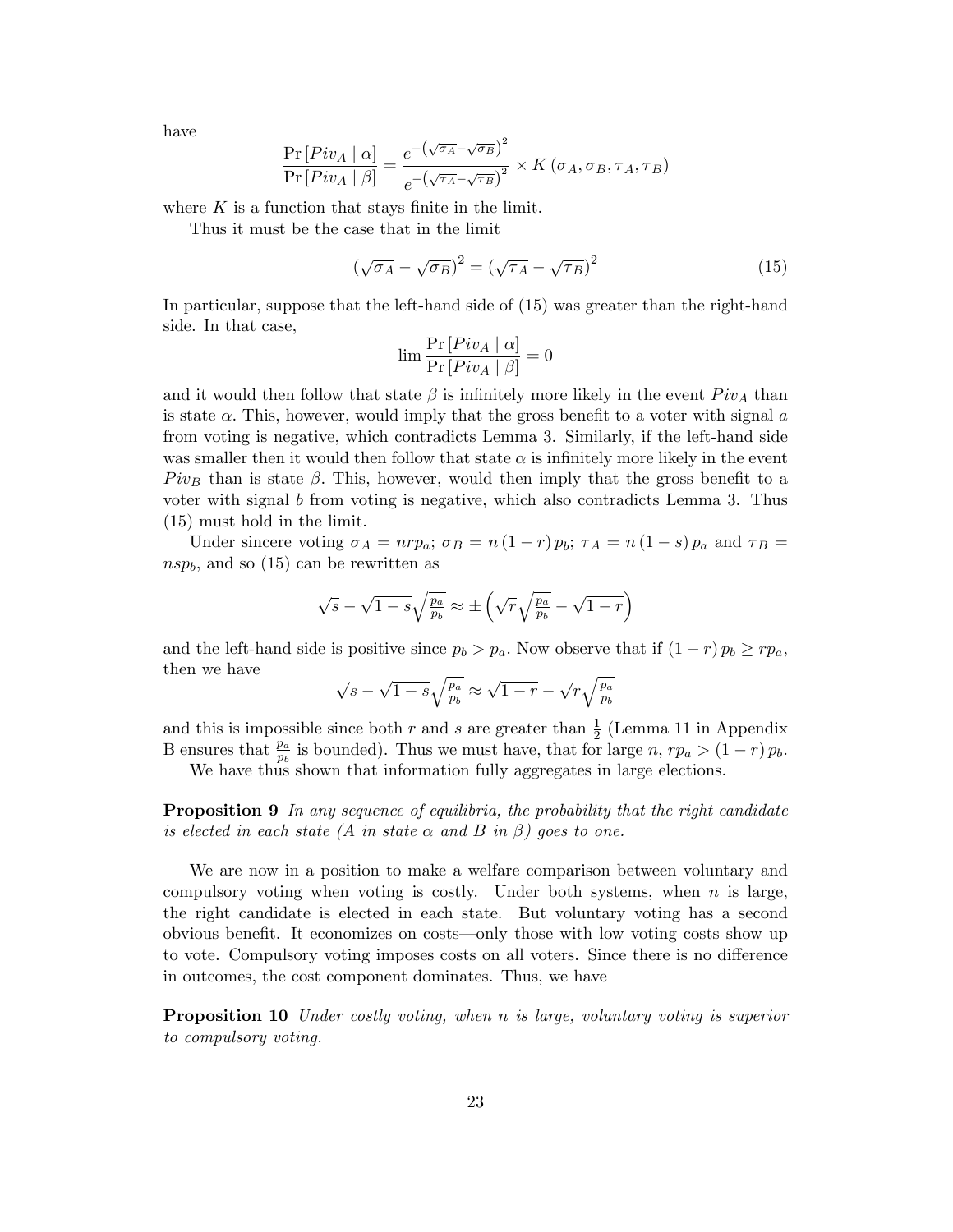have

$$\frac{\Pr\left[Piv_A \mid \alpha\right]}{\Pr\left[Piv_A \mid \beta\right]} = \frac{e^{-\left(\sqrt{\sigma_A}-\sqrt{\sigma_B}\right)^2}}{e^{-\left(\sqrt{\tau_A}-\sqrt{\tau_B}\right)^2}} \times K\left(\sigma_A, \sigma_B, \tau_A, \tau_B\right)$$

where $K$ is a function that stays finite in the limit.

Thus it must be the case that in the limit

$$\left(\sqrt{\sigma_A}-\sqrt{\sigma_B}\right)^2 = \left(\sqrt{\tau_A}-\sqrt{\tau_B}\right)^2 \tag{15}$$

In particular, suppose that the left-hand side of (15) was greater than the right-hand side. In that case,

$$\lim \frac{\Pr\left[Piv_A \mid \alpha\right]}{\Pr\left[Piv_A \mid \beta\right]} = 0$$

and it would then follow that state $\beta$ is infinitely more likely in the event $Piv_A$ than is state $\alpha$. This, however, would imply that the gross benefit to a voter with signal $a$ from voting is negative, which contradicts Lemma 3. Similarly, if the left-hand side was smaller then it would then follow that state $\alpha$ is infinitely more likely in the event $Piv_B$ than is state $\beta$. This, however, would then imply that the gross benefit to a voter with signal $b$ from voting is negative, which also contradicts Lemma 3. Thus (15) must hold in the limit.

Under sincere voting $\sigma_A = nrp_a$; $\sigma_B = n(1-r)p_b$; $\tau_A = n(1-s)p_a$ and $\tau_B = nsp_b$, and so (15) can be rewritten as

$$\sqrt{s} - \sqrt{1-s}\sqrt{\tfrac{p_a}{p_b}} \approx \pm\left(\sqrt{r}\sqrt{\tfrac{p_a}{p_b}} - \sqrt{1-r}\right)$$

and the left-hand side is positive since $p_b > p_a$. Now observe that if $(1-r)p_b \geq rp_a$, then we have

$$\sqrt{s} - \sqrt{1-s}\sqrt{\tfrac{p_a}{p_b}} \approx \sqrt{1-r} - \sqrt{r}\sqrt{\tfrac{p_a}{p_b}}$$

and this is impossible since both $r$ and $s$ are greater than $\frac{1}{2}$ (Lemma 11 in Appendix B ensures that $\frac{p_a}{p_b}$ is bounded). Thus we must have, that for large $n$, $rp_a > (1-r)p_b$.

We have thus shown that information fully aggregates in large elections.

**Proposition 9** *In any sequence of equilibria, the probability that the right candidate is elected in each state (A in state $\alpha$ and B in $\beta$) goes to one.*

We are now in a position to make a welfare comparison between voluntary and compulsory voting when voting is costly. Under both systems, when $n$ is large, the right candidate is elected in each state. But voluntary voting has a second obvious benefit. It economizes on costs—only those with low voting costs show up to vote. Compulsory voting imposes costs on all voters. Since there is no difference in outcomes, the cost component dominates. Thus, we have

**Proposition 10** *Under costly voting, when n is large, voluntary voting is superior to compulsory voting.*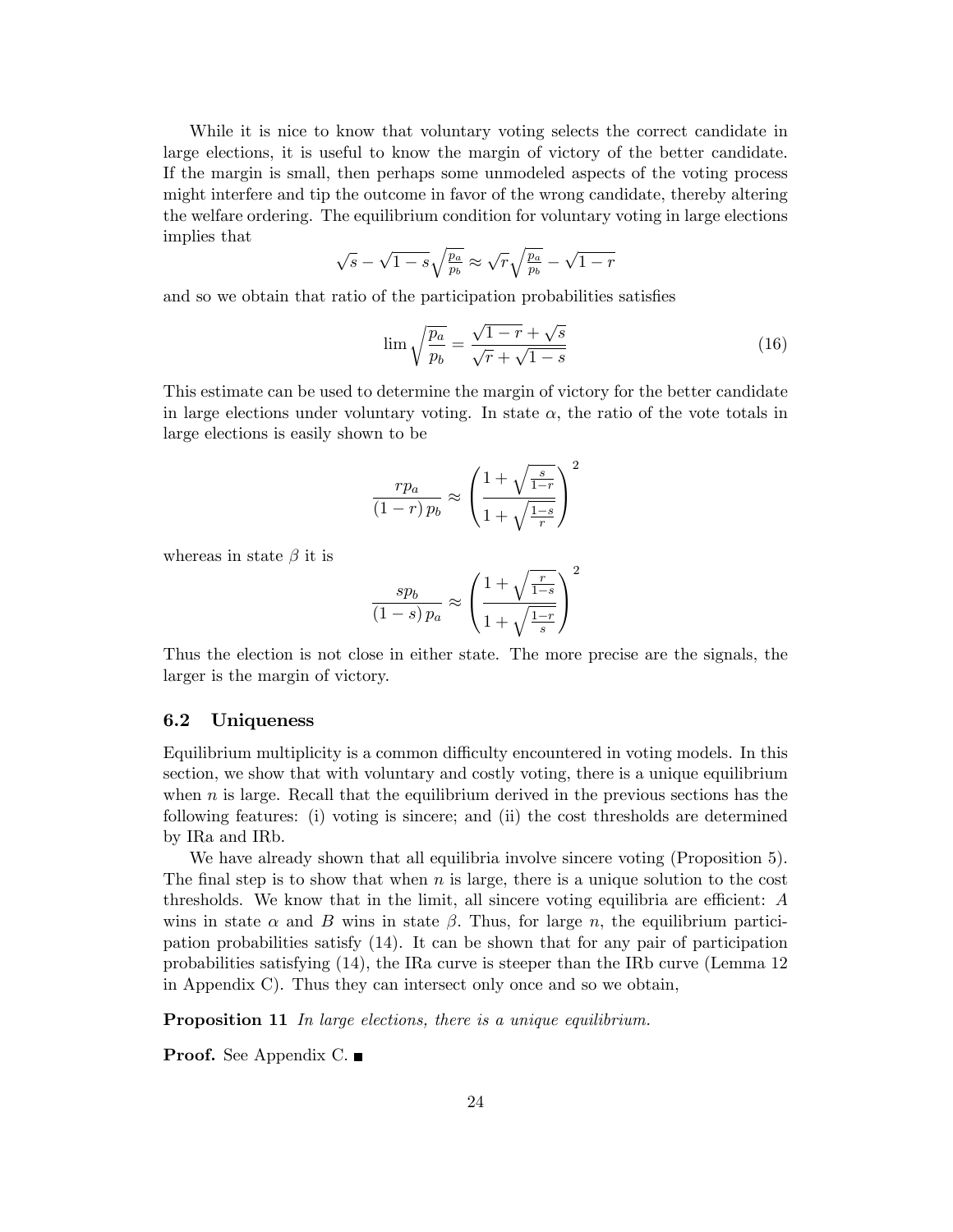While it is nice to know that voluntary voting selects the correct candidate in large elections, it is useful to know the margin of victory of the better candidate. If the margin is small, then perhaps some unmodeled aspects of the voting process might interfere and tip the outcome in favor of the wrong candidate, thereby altering the welfare ordering. The equilibrium condition for voluntary voting in large elections implies that

$$\sqrt{s} - \sqrt{1-s}\sqrt{\tfrac{p_a}{p_b}} \approx \sqrt{r}\sqrt{\tfrac{p_a}{p_b}} - \sqrt{1-r}$$

and so we obtain that ratio of the participation probabilities satisfies

$$\lim \sqrt{\frac{p_a}{p_b}} = \frac{\sqrt{1-r} + \sqrt{s}}{\sqrt{r} + \sqrt{1-s}} \tag{16}$$

This estimate can be used to determine the margin of victory for the better candidate in large elections under voluntary voting. In state $\alpha$, the ratio of the vote totals in large elections is easily shown to be

$$\frac{rp_a}{(1-r)\,p_b} \approx \left( \frac{1 + \sqrt{\frac{s}{1-r}}}{1 + \sqrt{\frac{1-s}{r}}} \right)^2$$

whereas in state $\beta$ it is

$$\frac{sp_b}{(1-s)\,p_a} \approx \left( \frac{1 + \sqrt{\frac{r}{1-s}}}{1 + \sqrt{\frac{1-r}{s}}} \right)^2$$

Thus the election is not close in either state. The more precise are the signals, the larger is the margin of victory.

### 6.2 Uniqueness

Equilibrium multiplicity is a common difficulty encountered in voting models. In this section, we show that with voluntary and costly voting, there is a unique equilibrium when $n$ is large. Recall that the equilibrium derived in the previous sections has the following features: (i) voting is sincere; and (ii) the cost thresholds are determined by IRa and IRb.

We have already shown that all equilibria involve sincere voting (Proposition 5). The final step is to show that when $n$ is large, there is a unique solution to the cost thresholds. We know that in the limit, all sincere voting equilibria are efficient: $A$ wins in state $\alpha$ and $B$ wins in state $\beta$. Thus, for large $n$, the equilibrium participation probabilities satisfy (14). It can be shown that for any pair of participation probabilities satisfying (14), the IRa curve is steeper than the IRb curve (Lemma 12 in Appendix C). Thus they can intersect only once and so we obtain,

**Proposition 11** *In large elections, there is a unique equilibrium.*

**Proof.** See Appendix C. ■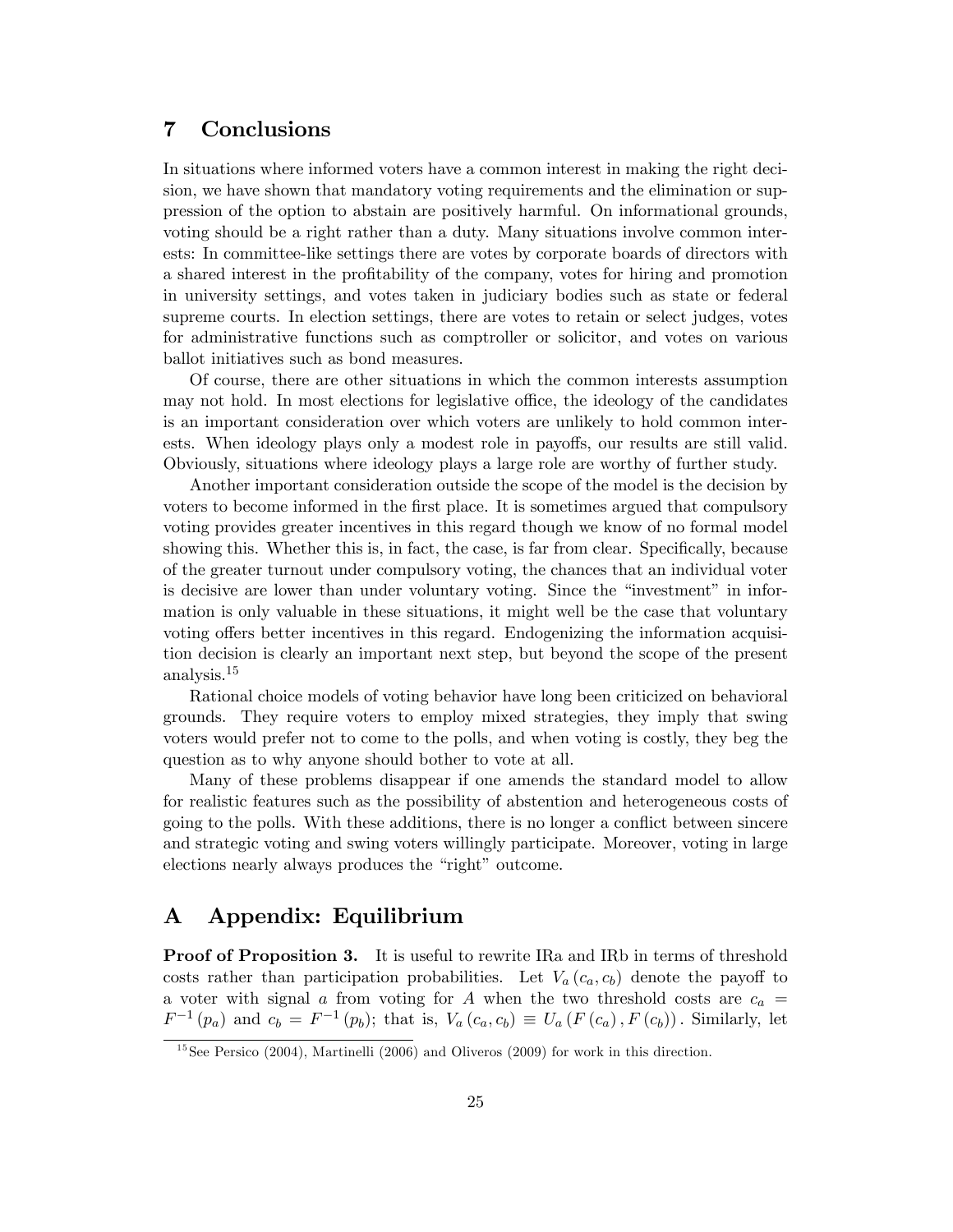## 7 Conclusions

In situations where informed voters have a common interest in making the right decision, we have shown that mandatory voting requirements and the elimination or suppression of the option to abstain are positively harmful. On informational grounds, voting should be a right rather than a duty. Many situations involve common interests: In committee-like settings there are votes by corporate boards of directors with a shared interest in the profitability of the company, votes for hiring and promotion in university settings, and votes taken in judiciary bodies such as state or federal supreme courts. In election settings, there are votes to retain or select judges, votes for administrative functions such as comptroller or solicitor, and votes on various ballot initiatives such as bond measures.

Of course, there are other situations in which the common interests assumption may not hold. In most elections for legislative office, the ideology of the candidates is an important consideration over which voters are unlikely to hold common interests. When ideology plays only a modest role in payoffs, our results are still valid. Obviously, situations where ideology plays a large role are worthy of further study.

Another important consideration outside the scope of the model is the decision by voters to become informed in the first place. It is sometimes argued that compulsory voting provides greater incentives in this regard though we know of no formal model showing this. Whether this is, in fact, the case, is far from clear. Specifically, because of the greater turnout under compulsory voting, the chances that an individual voter is decisive are lower than under voluntary voting. Since the "investment" in information is only valuable in these situations, it might well be the case that voluntary voting offers better incentives in this regard. Endogenizing the information acquisition decision is clearly an important next step, but beyond the scope of the present analysis.[15]

Rational choice models of voting behavior have long been criticized on behavioral grounds. They require voters to employ mixed strategies, they imply that swing voters would prefer not to come to the polls, and when voting is costly, they beg the question as to why anyone should bother to vote at all.

Many of these problems disappear if one amends the standard model to allow for realistic features such as the possibility of abstention and heterogeneous costs of going to the polls. With these additions, there is no longer a conflict between sincere and strategic voting and swing voters willingly participate. Moreover, voting in large elections nearly always produces the "right" outcome.

## A Appendix: Equilibrium

**Proof of Proposition 3.** It is useful to rewrite IRa and IRb in terms of threshold costs rather than participation probabilities. Let $V_a(c_a, c_b)$ denote the payoff to a voter with signal $a$ from voting for $A$ when the two threshold costs are $c_a = F^{-1}(p_a)$ and $c_b = F^{-1}(p_b)$; that is, $V_a(c_a, c_b) \equiv U_a(F(c_a), F(c_b))$. Similarly, let

[15] See Persico (2004), Martinelli (2006) and Oliveros (2009) for work in this direction.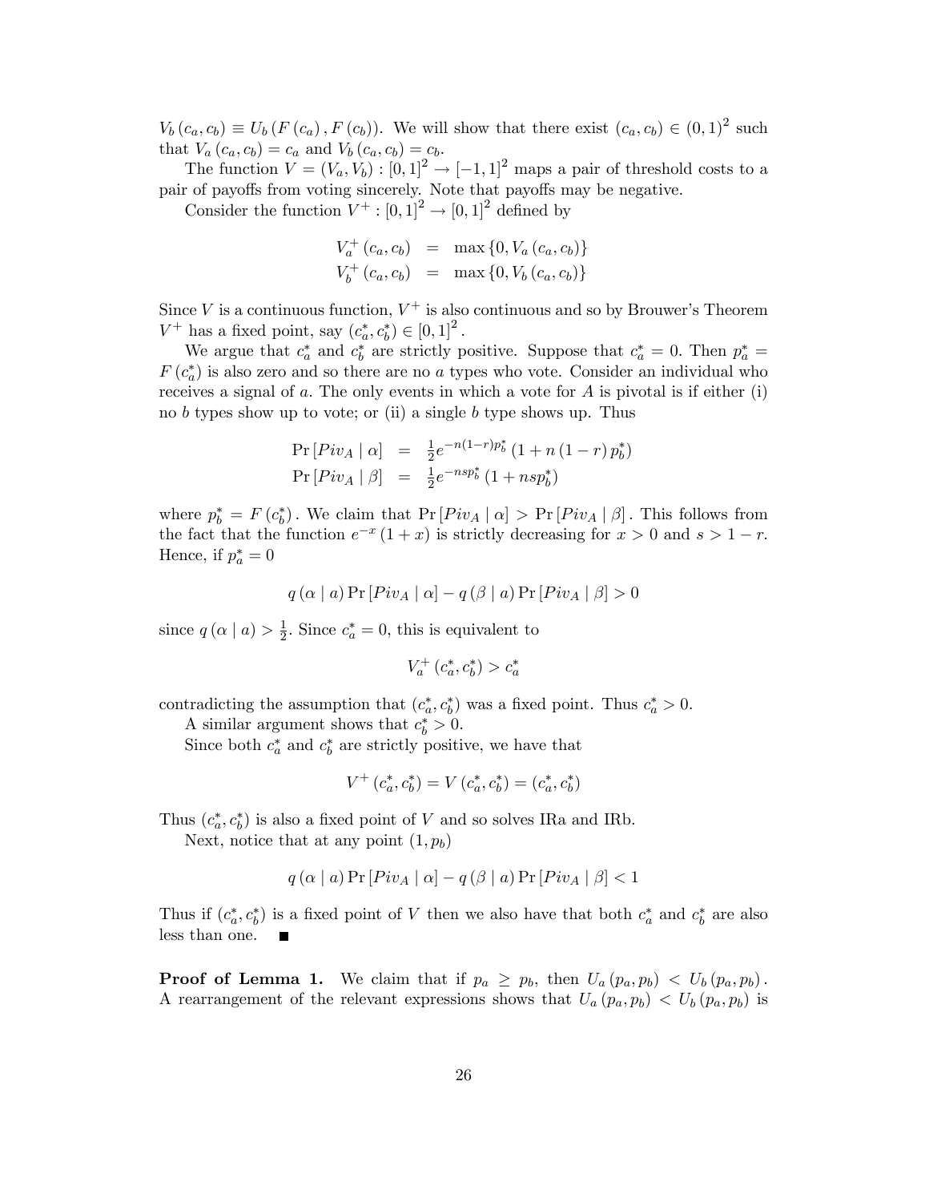$V_b(c_a, c_b) \equiv U_b(F(c_a), F(c_b))$. We will show that there exist $(c_a, c_b) \in (0,1)^2$ such that $V_a(c_a, c_b) = c_a$ and $V_b(c_a, c_b) = c_b$.

The function $V = (V_a, V_b) : [0,1]^2 \to [-1,1]^2$ maps a pair of threshold costs to a pair of payoffs from voting sincerely. Note that payoffs may be negative.

Consider the function $V^+ : [0,1]^2 \to [0,1]^2$ defined by

$$
\begin{aligned}
V_a^+(c_a, c_b) &= \max\{0, V_a(c_a, c_b)\} \\
V_b^+(c_a, c_b) &= \max\{0, V_b(c_a, c_b)\}
\end{aligned}
$$

Since $V$ is a continuous function, $V^+$ is also continuous and so by Brouwer's Theorem $V^+$ has a fixed point, say $(c_a^*, c_b^*) \in [0,1]^2$.

We argue that $c_a^*$ and $c_b^*$ are strictly positive. Suppose that $c_a^* = 0$. Then $p_a^* = F(c_a^*)$ is also zero and so there are no $a$ types who vote. Consider an individual who receives a signal of $a$. The only events in which a vote for $A$ is pivotal is if either (i) no $b$ types show up to vote; or (ii) a single $b$ type shows up. Thus

$$
\begin{aligned}
\Pr[Piv_A \mid \alpha] &= \tfrac{1}{2} e^{-n(1-r)p_b^*}\left(1 + n(1-r)p_b^*\right) \\
\Pr[Piv_A \mid \beta] &= \tfrac{1}{2} e^{-nsp_b^*}\left(1 + nsp_b^*\right)
\end{aligned}
$$

where $p_b^* = F(c_b^*)$. We claim that $\Pr[Piv_A \mid \alpha] > \Pr[Piv_A \mid \beta]$. This follows from the fact that the function $e^{-x}(1+x)$ is strictly decreasing for $x > 0$ and $s > 1 - r$. Hence, if $p_a^* = 0$

$$
q(\alpha \mid a) \Pr[Piv_A \mid \alpha] - q(\beta \mid a) \Pr[Piv_A \mid \beta] > 0
$$

since $q(\alpha \mid a) > \frac{1}{2}$. Since $c_a^* = 0$, this is equivalent to

$$
V_a^+(c_a^*, c_b^*) > c_a^*
$$

contradicting the assumption that $(c_a^*, c_b^*)$ was a fixed point. Thus $c_a^* > 0$.

A similar argument shows that $c_b^* > 0$.

Since both $c_a^*$ and $c_b^*$ are strictly positive, we have that

$$
V^+(c_a^*, c_b^*) = V(c_a^*, c_b^*) = (c_a^*, c_b^*)
$$

Thus $(c_a^*, c_b^*)$ is also a fixed point of $V$ and so solves IRa and IRb.

Next, notice that at any point $(1, p_b)$

$$
q(\alpha \mid a) \Pr[Piv_A \mid \alpha] - q(\beta \mid a) \Pr[Piv_A \mid \beta] < 1
$$

Thus if $(c_a^*, c_b^*)$ is a fixed point of $V$ then we also have that both $c_a^*$ and $c_b^*$ are also less than one. ∎

**Proof of Lemma 1.** We claim that if $p_a \geq p_b$, then $U_a(p_a, p_b) < U_b(p_a, p_b)$. A rearrangement of the relevant expressions shows that $U_a(p_a, p_b) < U_b(p_a, p_b)$ is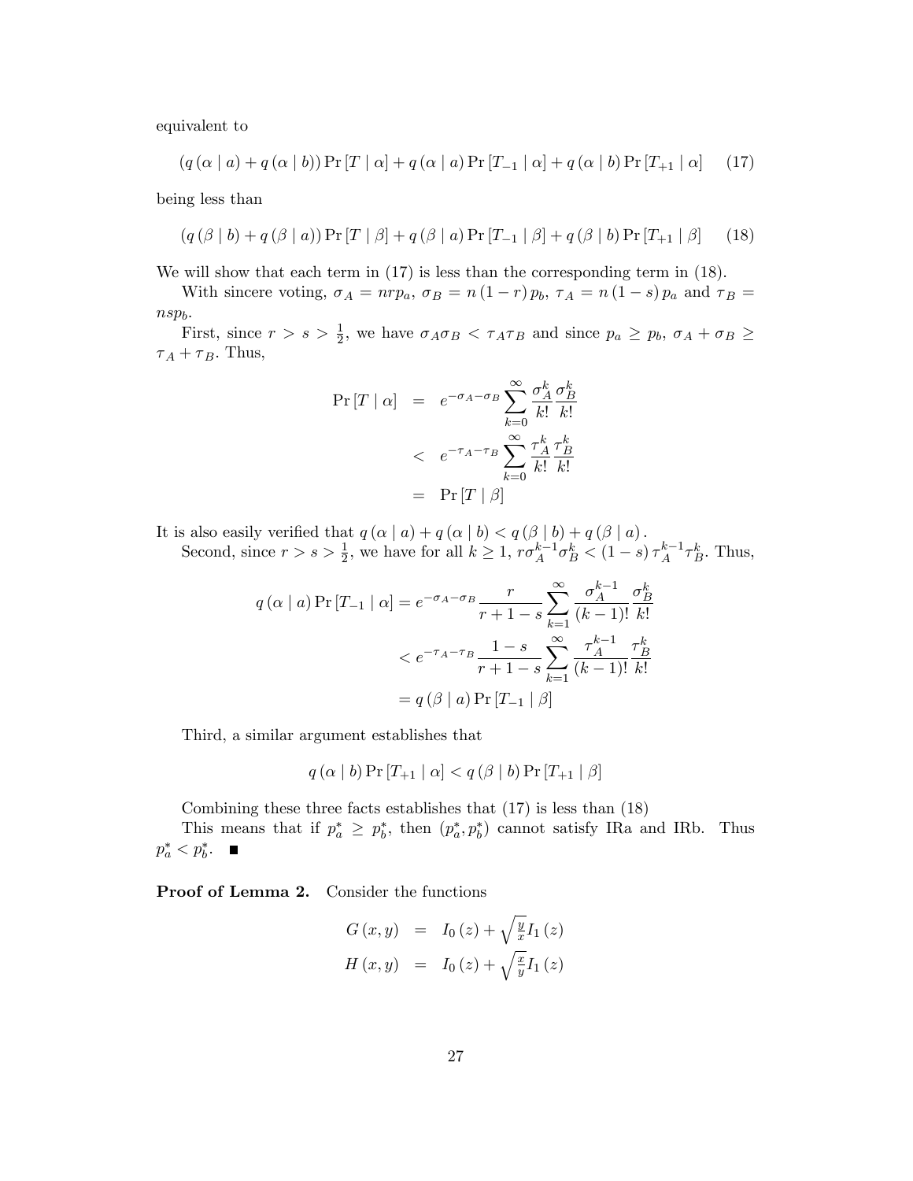equivalent to

$$(q(\alpha \mid a) + q(\alpha \mid b)) \Pr[T \mid \alpha] + q(\alpha \mid a) \Pr[T_{-1} \mid \alpha] + q(\alpha \mid b) \Pr[T_{+1} \mid \alpha] \quad (17)$$

being less than

$$(q(\beta \mid b) + q(\beta \mid a)) \Pr[T \mid \beta] + q(\beta \mid a) \Pr[T_{-1} \mid \beta] + q(\beta \mid b) \Pr[T_{+1} \mid \beta] \quad (18)$$

We will show that each term in (17) is less than the corresponding term in (18).

With sincere voting, $\sigma_A = nrp_a$, $\sigma_B = n(1-r)p_b$, $\tau_A = n(1-s)p_a$ and $\tau_B = nsp_b$.

First, since $r > s > \frac{1}{2}$, we have $\sigma_A \sigma_B < \tau_A \tau_B$ and since $p_a \geq p_b$, $\sigma_A + \sigma_B \geq \tau_A + \tau_B$. Thus,

$$\begin{aligned}
\Pr[T \mid \alpha] &= e^{-\sigma_A - \sigma_B} \sum_{k=0}^{\infty} \frac{\sigma_A^k}{k!} \frac{\sigma_B^k}{k!} \\
&< e^{-\tau_A - \tau_B} \sum_{k=0}^{\infty} \frac{\tau_A^k}{k!} \frac{\tau_B^k}{k!} \\
&= \Pr[T \mid \beta]
\end{aligned}$$

It is also easily verified that $q(\alpha \mid a) + q(\alpha \mid b) < q(\beta \mid b) + q(\beta \mid a)$.

Second, since $r > s > \frac{1}{2}$, we have for all $k \geq 1$, $r\sigma_A^{k-1}\sigma_B^k < (1-s)\tau_A^{k-1}\tau_B^k$. Thus,

$$\begin{aligned}
q(\alpha \mid a) \Pr[T_{-1} \mid \alpha] &= e^{-\sigma_A - \sigma_B} \frac{r}{r+1-s} \sum_{k=1}^{\infty} \frac{\sigma_A^{k-1}}{(k-1)!} \frac{\sigma_B^k}{k!} \\
&< e^{-\tau_A - \tau_B} \frac{1-s}{r+1-s} \sum_{k=1}^{\infty} \frac{\tau_A^{k-1}}{(k-1)!} \frac{\tau_B^k}{k!} \\
&= q(\beta \mid a) \Pr[T_{-1} \mid \beta]
\end{aligned}$$

Third, a similar argument establishes that

$$q(\alpha \mid b) \Pr[T_{+1} \mid \alpha] < q(\beta \mid b) \Pr[T_{+1} \mid \beta]$$

Combining these three facts establishes that (17) is less than (18)

This means that if $p_a^* \geq p_b^*$, then $(p_a^*, p_b^*)$ cannot satisfy IRa and IRb. Thus $p_a^* < p_b^*$. ■

**Proof of Lemma 2.** Consider the functions

$$\begin{aligned}
G(x,y) &= I_0(z) + \sqrt{\tfrac{y}{x}} I_1(z) \\
H(x,y) &= I_0(z) + \sqrt{\tfrac{x}{y}} I_1(z)
\end{aligned}$$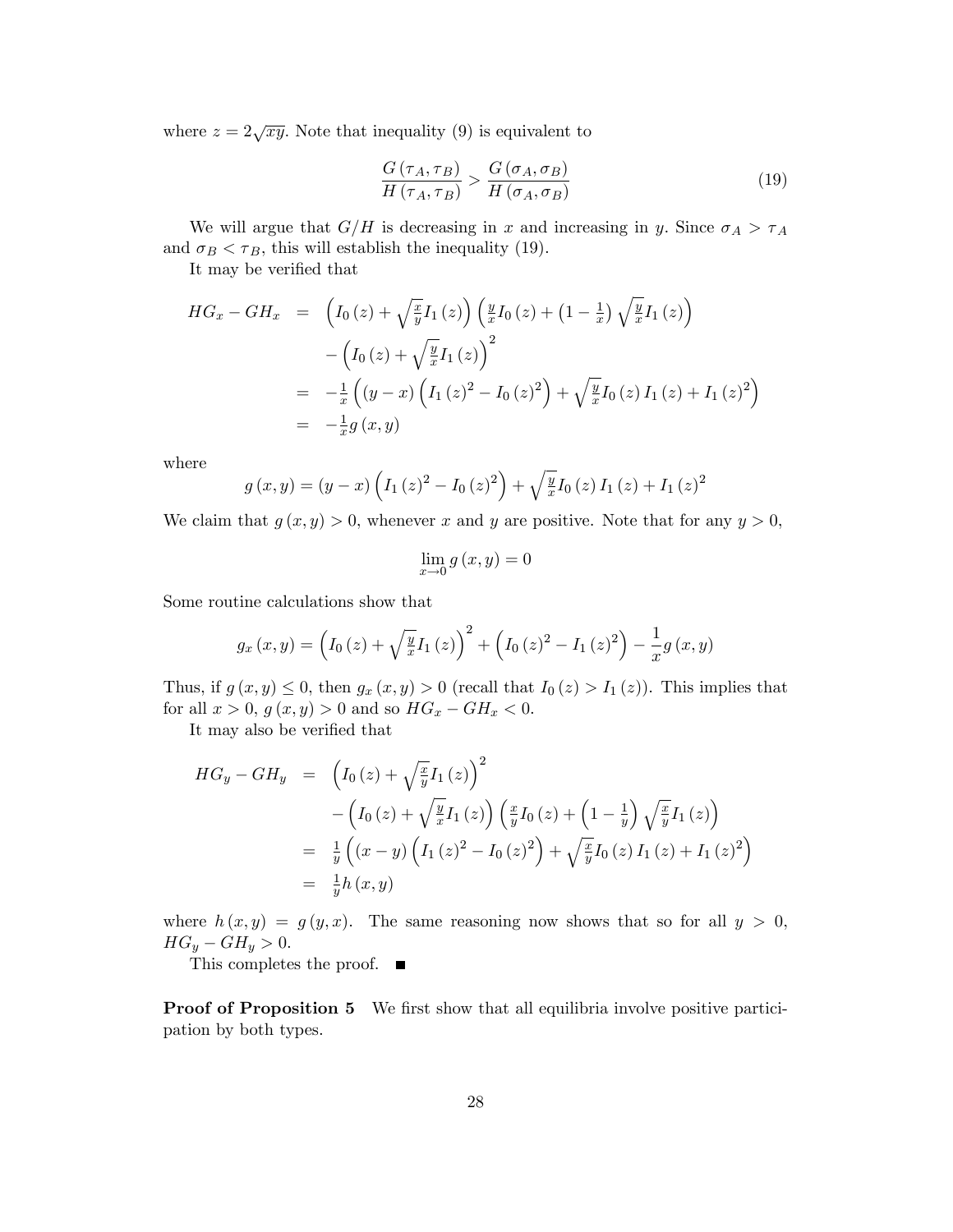where $z = 2\sqrt{xy}$. Note that inequality (9) is equivalent to

$$\frac{G(\tau_A, \tau_B)}{H(\tau_A, \tau_B)} > \frac{G(\sigma_A, \sigma_B)}{H(\sigma_A, \sigma_B)} \tag{19}$$

We will argue that $G/H$ is decreasing in $x$ and increasing in $y$. Since $\sigma_A > \tau_A$ and $\sigma_B < \tau_B$, this will establish the inequality (19).

It may be verified that

$$\begin{aligned}
HG_x - GH_x &= \left(I_0(z) + \sqrt{\tfrac{x}{y}} I_1(z)\right)\left(\tfrac{y}{x} I_0(z) + \left(1 - \tfrac{1}{x}\right)\sqrt{\tfrac{y}{x}} I_1(z)\right) \\
&\quad - \left(I_0(z) + \sqrt{\tfrac{y}{x}} I_1(z)\right)^2 \\
&= -\tfrac{1}{x}\left((y - x)\left(I_1(z)^2 - I_0(z)^2\right) + \sqrt{\tfrac{y}{x}} I_0(z) I_1(z) + I_1(z)^2\right) \\
&= -\tfrac{1}{x} g(x, y)
\end{aligned}$$

where

$$g(x, y) = (y - x)\left(I_1(z)^2 - I_0(z)^2\right) + \sqrt{\tfrac{y}{x}} I_0(z) I_1(z) + I_1(z)^2$$

We claim that $g(x, y) > 0$, whenever $x$ and $y$ are positive. Note that for any $y > 0$,

$$\lim_{x \to 0} g(x, y) = 0$$

Some routine calculations show that

$$g_x(x, y) = \left(I_0(z) + \sqrt{\tfrac{y}{x}} I_1(z)\right)^2 + \left(I_0(z)^2 - I_1(z)^2\right) - \frac{1}{x} g(x, y)$$

Thus, if $g(x, y) \leq 0$, then $g_x(x, y) > 0$ (recall that $I_0(z) > I_1(z)$). This implies that for all $x > 0$, $g(x, y) > 0$ and so $HG_x - GH_x < 0$.

It may also be verified that

$$\begin{aligned}
HG_y - GH_y &= \left(I_0(z) + \sqrt{\tfrac{x}{y}} I_1(z)\right)^2 \\
&\quad - \left(I_0(z) + \sqrt{\tfrac{y}{x}} I_1(z)\right)\left(\tfrac{x}{y} I_0(z) + \left(1 - \tfrac{1}{y}\right)\sqrt{\tfrac{x}{y}} I_1(z)\right) \\
&= \tfrac{1}{y}\left((x - y)\left(I_1(z)^2 - I_0(z)^2\right) + \sqrt{\tfrac{x}{y}} I_0(z) I_1(z) + I_1(z)^2\right) \\
&= \tfrac{1}{y} h(x, y)
\end{aligned}$$

where $h(x, y) = g(y, x)$. The same reasoning now shows that so for all $y > 0$, $HG_y - GH_y > 0$.

This completes the proof. ■

**Proof of Proposition 5** We first show that all equilibria involve positive participation by both types.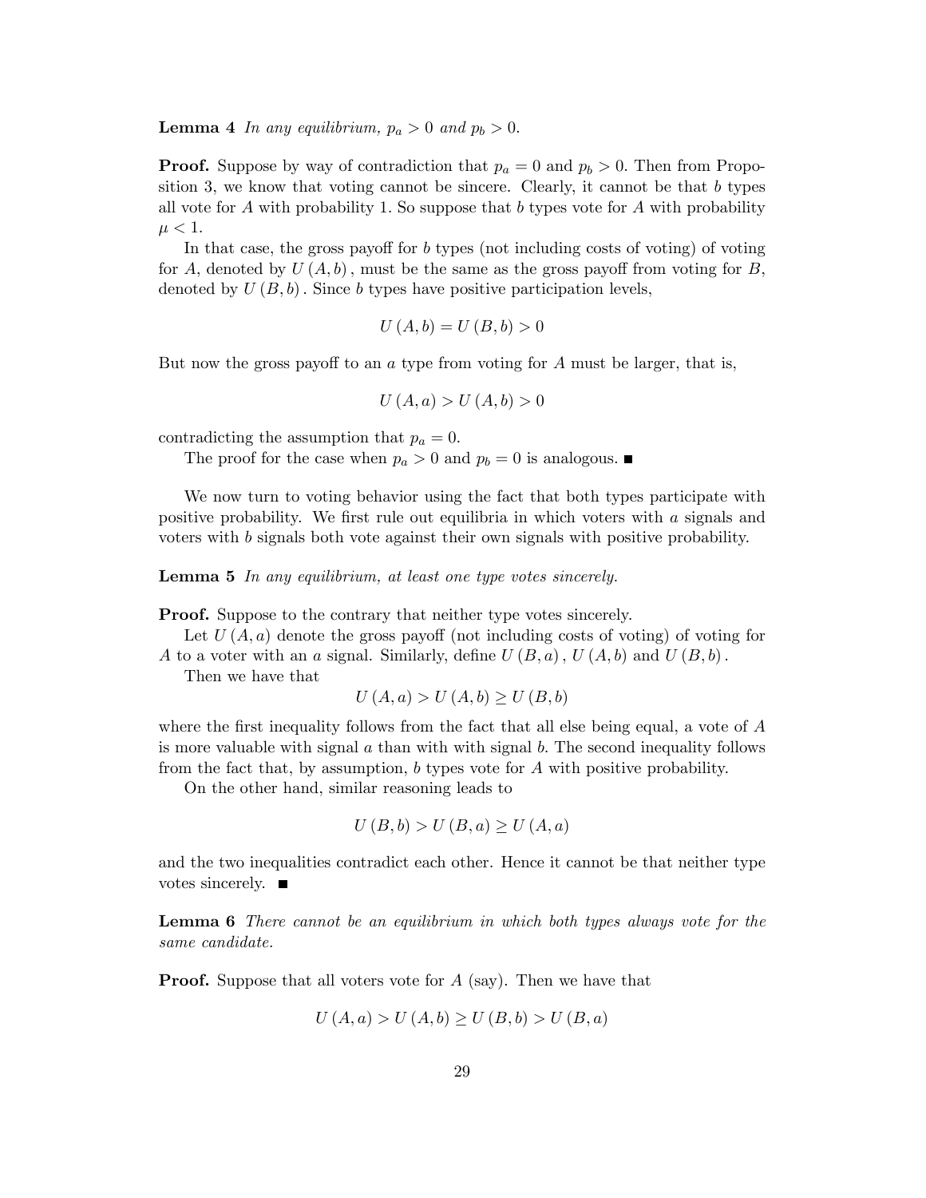**Lemma 4** *In any equilibrium, $p_a > 0$ and $p_b > 0$.*

**Proof.** Suppose by way of contradiction that $p_a = 0$ and $p_b > 0$. Then from Proposition 3, we know that voting cannot be sincere. Clearly, it cannot be that $b$ types all vote for $A$ with probability 1. So suppose that $b$ types vote for $A$ with probability $\mu < 1$.

In that case, the gross payoff for $b$ types (not including costs of voting) of voting for $A$, denoted by $U(A, b)$, must be the same as the gross payoff from voting for $B$, denoted by $U(B, b)$. Since $b$ types have positive participation levels,

$$U(A, b) = U(B, b) > 0$$

But now the gross payoff to an $a$ type from voting for $A$ must be larger, that is,

$$U(A, a) > U(A, b) > 0$$

contradicting the assumption that $p_a = 0$.

The proof for the case when $p_a > 0$ and $p_b = 0$ is analogous. ■

We now turn to voting behavior using the fact that both types participate with positive probability. We first rule out equilibria in which voters with $a$ signals and voters with $b$ signals both vote against their own signals with positive probability.

**Lemma 5** *In any equilibrium, at least one type votes sincerely.*

**Proof.** Suppose to the contrary that neither type votes sincerely.

Let $U(A, a)$ denote the gross payoff (not including costs of voting) of voting for $A$ to a voter with an $a$ signal. Similarly, define $U(B, a)$, $U(A, b)$ and $U(B, b)$.

Then we have that

$$U(A, a) > U(A, b) \geq U(B, b)$$

where the first inequality follows from the fact that all else being equal, a vote of $A$ is more valuable with signal $a$ than with with signal $b$. The second inequality follows from the fact that, by assumption, $b$ types vote for $A$ with positive probability.

On the other hand, similar reasoning leads to

$$U(B, b) > U(B, a) \geq U(A, a)$$

and the two inequalities contradict each other. Hence it cannot be that neither type votes sincerely. ■

**Lemma 6** *There cannot be an equilibrium in which both types always vote for the same candidate.*

**Proof.** Suppose that all voters vote for $A$ (say). Then we have that

$$U(A, a) > U(A, b) \geq U(B, b) > U(B, a)$$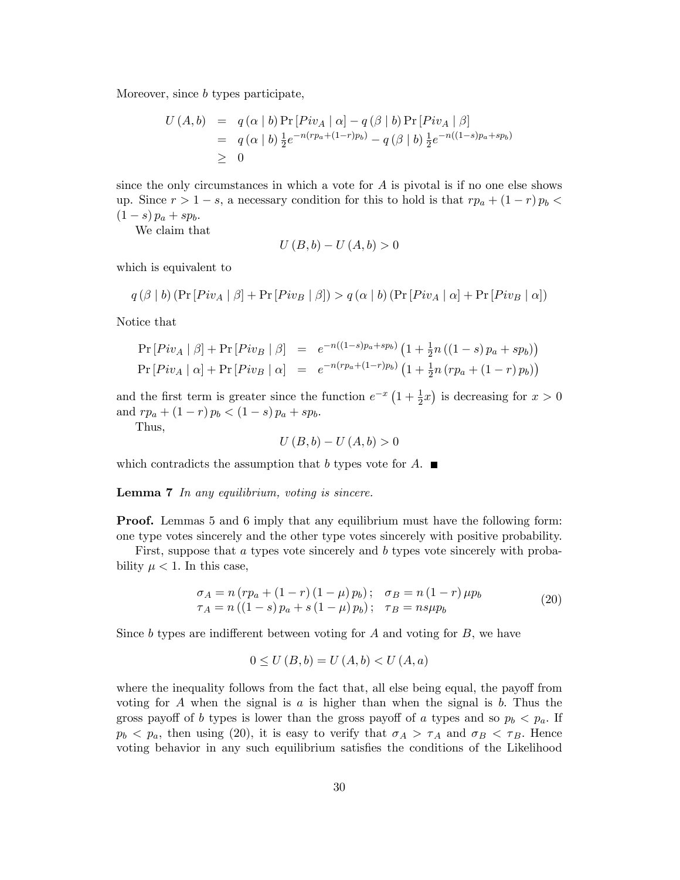Moreover, since $b$ types participate,

$$
\begin{aligned}
U(A,b) &= q(\alpha \mid b)\Pr[Piv_A \mid \alpha] - q(\beta \mid b)\Pr[Piv_A \mid \beta] \\
&= q(\alpha \mid b)\,\tfrac{1}{2}e^{-n(rp_a+(1-r)p_b)} - q(\beta \mid b)\,\tfrac{1}{2}e^{-n((1-s)p_a+sp_b)} \\
&\geq 0
\end{aligned}
$$

since the only circumstances in which a vote for $A$ is pivotal is if no one else shows up. Since $r > 1-s$, a necessary condition for this to hold is that $rp_a + (1-r)p_b < (1-s)p_a + sp_b$.

We claim that

$$U(B,b) - U(A,b) > 0$$

which is equivalent to

$$q(\beta \mid b)\left(\Pr[Piv_A \mid \beta] + \Pr[Piv_B \mid \beta]\right) > q(\alpha \mid b)\left(\Pr[Piv_A \mid \alpha] + \Pr[Piv_B \mid \alpha]\right)$$

Notice that

$$
\begin{aligned}
\Pr[Piv_A \mid \beta] + \Pr[Piv_B \mid \beta] &= e^{-n((1-s)p_a+sp_b)}\left(1 + \tfrac{1}{2}n\left((1-s)p_a + sp_b\right)\right) \\
\Pr[Piv_A \mid \alpha] + \Pr[Piv_B \mid \alpha] &= e^{-n(rp_a+(1-r)p_b)}\left(1 + \tfrac{1}{2}n\left(rp_a + (1-r)p_b\right)\right)
\end{aligned}
$$

and the first term is greater since the function $e^{-x}\left(1+\frac{1}{2}x\right)$ is decreasing for $x > 0$ and $rp_a + (1-r)p_b < (1-s)p_a + sp_b$.

Thus,

$$U(B,b) - U(A,b) > 0$$

which contradicts the assumption that $b$ types vote for $A$. ■

**Lemma 7** *In any equilibrium, voting is sincere.*

**Proof.** Lemmas 5 and 6 imply that any equilibrium must have the following form: one type votes sincerely and the other type votes sincerely with positive probability.

First, suppose that $a$ types vote sincerely and $b$ types vote sincerely with probability $\mu < 1$. In this case,

$$
\begin{aligned}
\sigma_A &= n\left(rp_a + (1-r)(1-\mu)p_b\right); \quad \sigma_B = n(1-r)\mu p_b \\
\tau_A &= n\left((1-s)p_a + s(1-\mu)p_b\right); \quad \tau_B = ns\mu p_b
\end{aligned}
\tag{20}
$$

Since $b$ types are indifferent between voting for $A$ and voting for $B$, we have

$$0 \leq U(B,b) = U(A,b) < U(A,a)$$

where the inequality follows from the fact that, all else being equal, the payoff from voting for $A$ when the signal is $a$ is higher than when the signal is $b$. Thus the gross payoff of $b$ types is lower than the gross payoff of $a$ types and so $p_b < p_a$. If $p_b < p_a$, then using (20), it is easy to verify that $\sigma_A > \tau_A$ and $\sigma_B < \tau_B$. Hence voting behavior in any such equilibrium satisfies the conditions of the Likelihood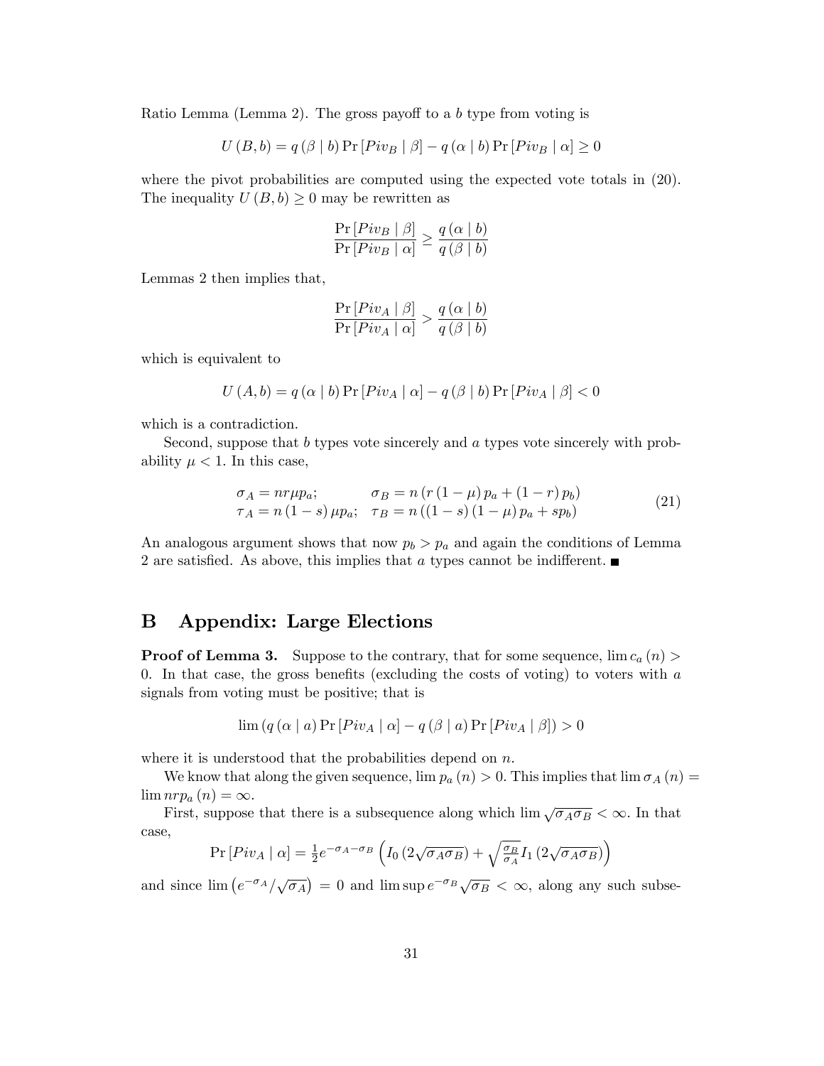Ratio Lemma (Lemma 2). The gross payoff to a $b$ type from voting is

$$U(B,b) = q(\beta \mid b)\Pr[Piv_B \mid \beta] - q(\alpha \mid b)\Pr[Piv_B \mid \alpha] \geq 0$$

where the pivot probabilities are computed using the expected vote totals in (20). The inequality $U(B,b) \geq 0$ may be rewritten as

$$\frac{\Pr[Piv_B \mid \beta]}{\Pr[Piv_B \mid \alpha]} \geq \frac{q(\alpha \mid b)}{q(\beta \mid b)}$$

Lemmas 2 then implies that,

$$\frac{\Pr[Piv_A \mid \beta]}{\Pr[Piv_A \mid \alpha]} > \frac{q(\alpha \mid b)}{q(\beta \mid b)}$$

which is equivalent to

$$U(A,b) = q(\alpha \mid b)\Pr[Piv_A \mid \alpha] - q(\beta \mid b)\Pr[Piv_A \mid \beta] < 0$$

which is a contradiction.

Second, suppose that $b$ types vote sincerely and $a$ types vote sincerely with probability $\mu < 1$. In this case,

$$\begin{array}{ll} \sigma_A = nr\mu p_a; & \sigma_B = n\left(r(1-\mu)p_a + (1-r)p_b\right) \\ \tau_A = n(1-s)\mu p_a; & \tau_B = n\left((1-s)(1-\mu)p_a + sp_b\right) \end{array} \tag{21}$$

An analogous argument shows that now $p_b > p_a$ and again the conditions of Lemma 2 are satisfied. As above, this implies that $a$ types cannot be indifferent. ■

## B Appendix: Large Elections

**Proof of Lemma 3.** Suppose to the contrary, that for some sequence, $\lim c_a(n) > 0$. In that case, the gross benefits (excluding the costs of voting) to voters with $a$ signals from voting must be positive; that is

$$\lim\left(q(\alpha \mid a)\Pr[Piv_A \mid \alpha] - q(\beta \mid a)\Pr[Piv_A \mid \beta]\right) > 0$$

where it is understood that the probabilities depend on $n$.

We know that along the given sequence, $\lim p_a(n) > 0$. This implies that $\lim \sigma_A(n) = \lim nrp_a(n) = \infty$.

First, suppose that there is a subsequence along which $\lim \sqrt{\sigma_A \sigma_B} < \infty$. In that case,

$$\Pr[Piv_A \mid \alpha] = \tfrac{1}{2}e^{-\sigma_A - \sigma_B}\left(I_0\left(2\sqrt{\sigma_A\sigma_B}\right) + \sqrt{\tfrac{\sigma_B}{\sigma_A}}I_1\left(2\sqrt{\sigma_A\sigma_B}\right)\right)$$

and since $\lim\left(e^{-\sigma_A}/\sqrt{\sigma_A}\right) = 0$ and $\limsup e^{-\sigma_B}\sqrt{\sigma_B} < \infty$, along any such subse-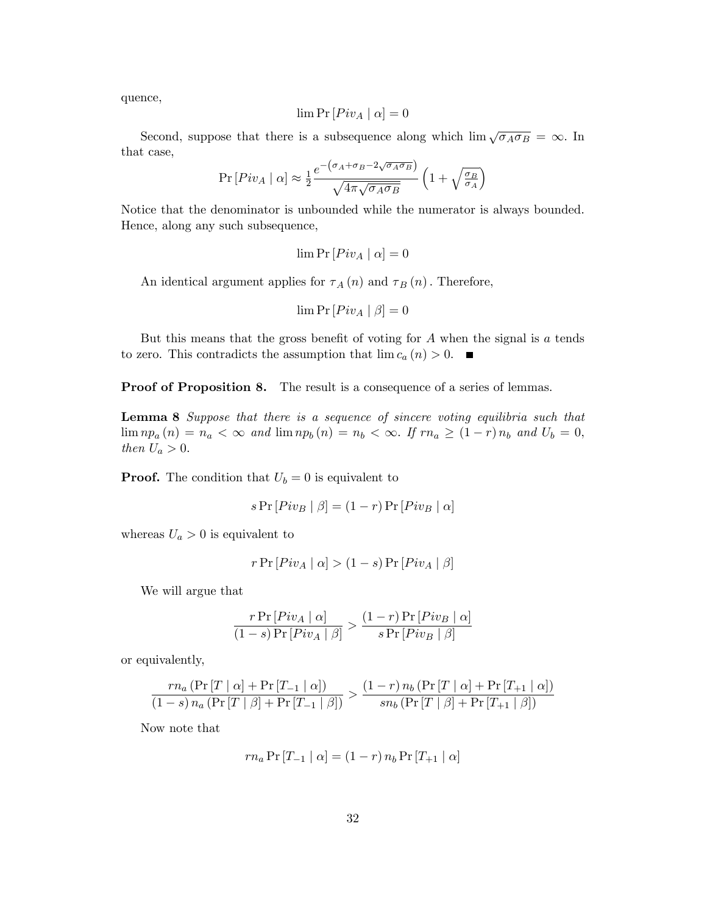quence,

$$\lim \Pr [Piv_A \mid \alpha] = 0$$

Second, suppose that there is a subsequence along which $\lim \sqrt{\sigma_A \sigma_B} = \infty$. In that case,

$$\Pr [Piv_A \mid \alpha] \approx \tfrac{1}{2} \frac{e^{-\left(\sigma_A + \sigma_B - 2\sqrt{\sigma_A \sigma_B}\right)}}{\sqrt{4\pi \sqrt{\sigma_A \sigma_B}}} \left(1 + \sqrt{\tfrac{\sigma_B}{\sigma_A}}\right)$$

Notice that the denominator is unbounded while the numerator is always bounded. Hence, along any such subsequence,

$$\lim \Pr [Piv_A \mid \alpha] = 0$$

An identical argument applies for $\tau_A(n)$ and $\tau_B(n)$. Therefore,

$$\lim \Pr [Piv_A \mid \beta] = 0$$

But this means that the gross benefit of voting for $A$ when the signal is $a$ tends to zero. This contradicts the assumption that $\lim c_a(n) > 0$. ■

**Proof of Proposition 8.** The result is a consequence of a series of lemmas.

**Lemma 8** *Suppose that there is a sequence of sincere voting equilibria such that* $\lim np_a(n) = n_a < \infty$ *and* $\lim np_b(n) = n_b < \infty$. *If* $rn_a \geq (1-r) n_b$ *and* $U_b = 0$, *then* $U_a > 0$.

**Proof.** The condition that $U_b = 0$ is equivalent to

$$s \Pr [Piv_B \mid \beta] = (1-r) \Pr [Piv_B \mid \alpha]$$

whereas $U_a > 0$ is equivalent to

$$r \Pr [Piv_A \mid \alpha] > (1-s) \Pr [Piv_A \mid \beta]$$

We will argue that

$$\frac{r \Pr [Piv_A \mid \alpha]}{(1-s) \Pr [Piv_A \mid \beta]} > \frac{(1-r) \Pr [Piv_B \mid \alpha]}{s \Pr [Piv_B \mid \beta]}$$

or equivalently,

$$\frac{rn_a \left(\Pr [T \mid \alpha] + \Pr [T_{-1} \mid \alpha]\right)}{(1-s) n_a \left(\Pr [T \mid \beta] + \Pr [T_{-1} \mid \beta]\right)} > \frac{(1-r) n_b \left(\Pr [T \mid \alpha] + \Pr [T_{+1} \mid \alpha]\right)}{sn_b \left(\Pr [T \mid \beta] + \Pr [T_{+1} \mid \beta]\right)}$$

Now note that

$$rn_a \Pr [T_{-1} \mid \alpha] = (1-r) n_b \Pr [T_{+1} \mid \alpha]$$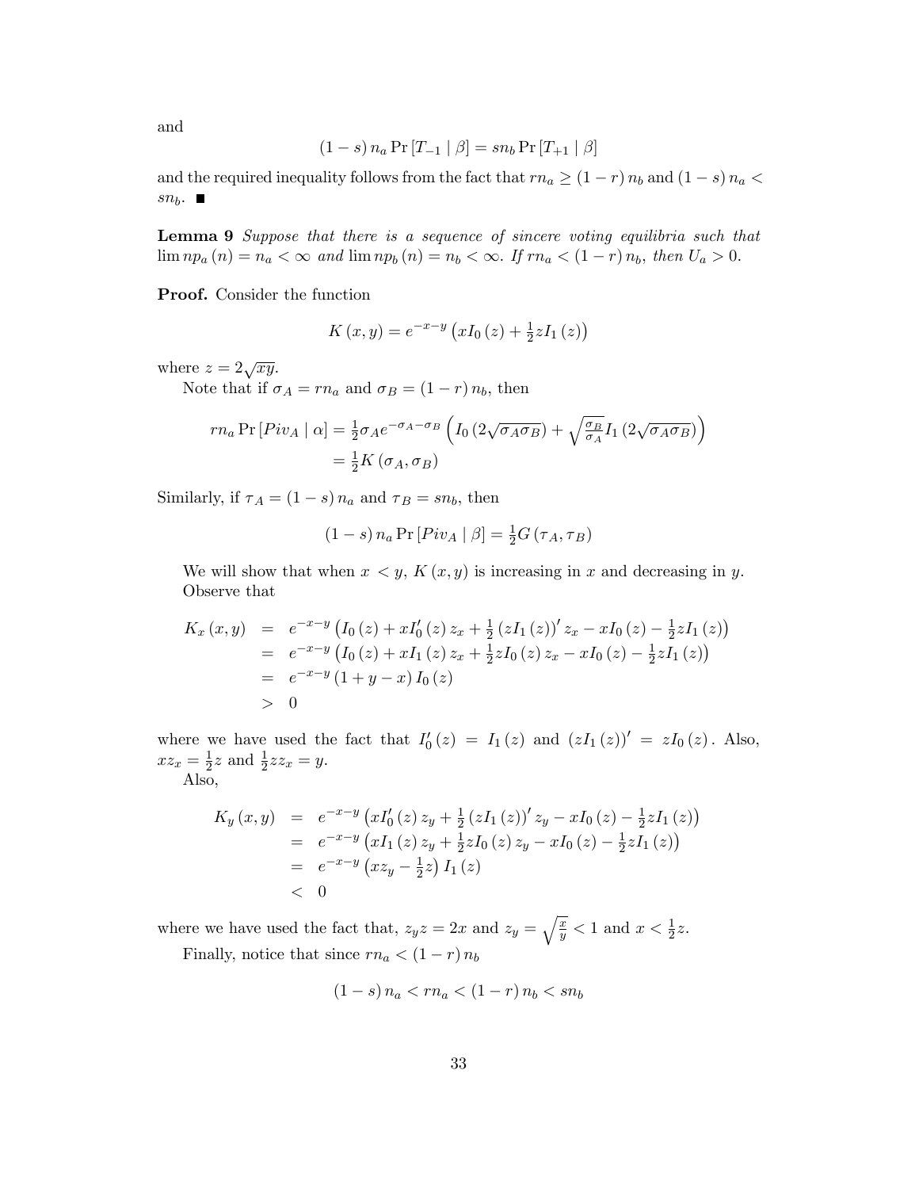and

$$(1-s)\,n_a \Pr[T_{-1} \mid \beta] = sn_b \Pr[T_{+1} \mid \beta]$$

and the required inequality follows from the fact that $rn_a \geq (1-r)\,n_b$ and $(1-s)\,n_a < sn_b$. ■

**Lemma 9** *Suppose that there is a sequence of sincere voting equilibria such that $\lim np_a(n) = n_a < \infty$ and $\lim np_b(n) = n_b < \infty$. If $rn_a < (1-r)\,n_b$, then $U_a > 0$.*

**Proof.** Consider the function

$$K(x,y) = e^{-x-y}\left(xI_0(z) + \tfrac{1}{2}zI_1(z)\right)$$

where $z = 2\sqrt{xy}$.

Note that if $\sigma_A = rn_a$ and $\sigma_B = (1-r)\,n_b$, then

$$\begin{aligned} rn_a \Pr[Piv_A \mid \alpha] &= \tfrac{1}{2}\sigma_A e^{-\sigma_A-\sigma_B}\left(I_0\left(2\sqrt{\sigma_A\sigma_B}\right) + \sqrt{\tfrac{\sigma_B}{\sigma_A}}I_1\left(2\sqrt{\sigma_A\sigma_B}\right)\right) \\ &= \tfrac{1}{2}K(\sigma_A,\sigma_B) \end{aligned}$$

Similarly, if $\tau_A = (1-s)\,n_a$ and $\tau_B = sn_b$, then

$$(1-s)\,n_a \Pr[Piv_A \mid \beta] = \tfrac{1}{2}G(\tau_A,\tau_B)$$

We will show that when $x < y$, $K(x,y)$ is increasing in $x$ and decreasing in $y$. Observe that

$$\begin{aligned} K_x(x,y) &= e^{-x-y}\left(I_0(z) + xI_0'(z)\,z_x + \tfrac{1}{2}(zI_1(z))'\,z_x - xI_0(z) - \tfrac{1}{2}zI_1(z)\right) \\ &= e^{-x-y}\left(I_0(z) + xI_1(z)\,z_x + \tfrac{1}{2}zI_0(z)\,z_x - xI_0(z) - \tfrac{1}{2}zI_1(z)\right) \\ &= e^{-x-y}(1+y-x)\,I_0(z) \\ &> 0 \end{aligned}$$

where we have used the fact that $I_0'(z) = I_1(z)$ and $(zI_1(z))' = zI_0(z)$. Also, $xz_x = \frac{1}{2}z$ and $\frac{1}{2}zz_x = y$.

Also,

$$\begin{aligned} K_y(x,y) &= e^{-x-y}\left(xI_0'(z)\,z_y + \tfrac{1}{2}(zI_1(z))'\,z_y - xI_0(z) - \tfrac{1}{2}zI_1(z)\right) \\ &= e^{-x-y}\left(xI_1(z)\,z_y + \tfrac{1}{2}zI_0(z)\,z_y - xI_0(z) - \tfrac{1}{2}zI_1(z)\right) \\ &= e^{-x-y}\left(xz_y - \tfrac{1}{2}z\right)I_1(z) \\ &< 0 \end{aligned}$$

where we have used the fact that, $z_y z = 2x$ and $z_y = \sqrt{\frac{x}{y}} < 1$ and $x < \frac{1}{2}z$.

Finally, notice that since $rn_a < (1-r)\,n_b$

$$(1-s)\,n_a < rn_a < (1-r)\,n_b < sn_b$$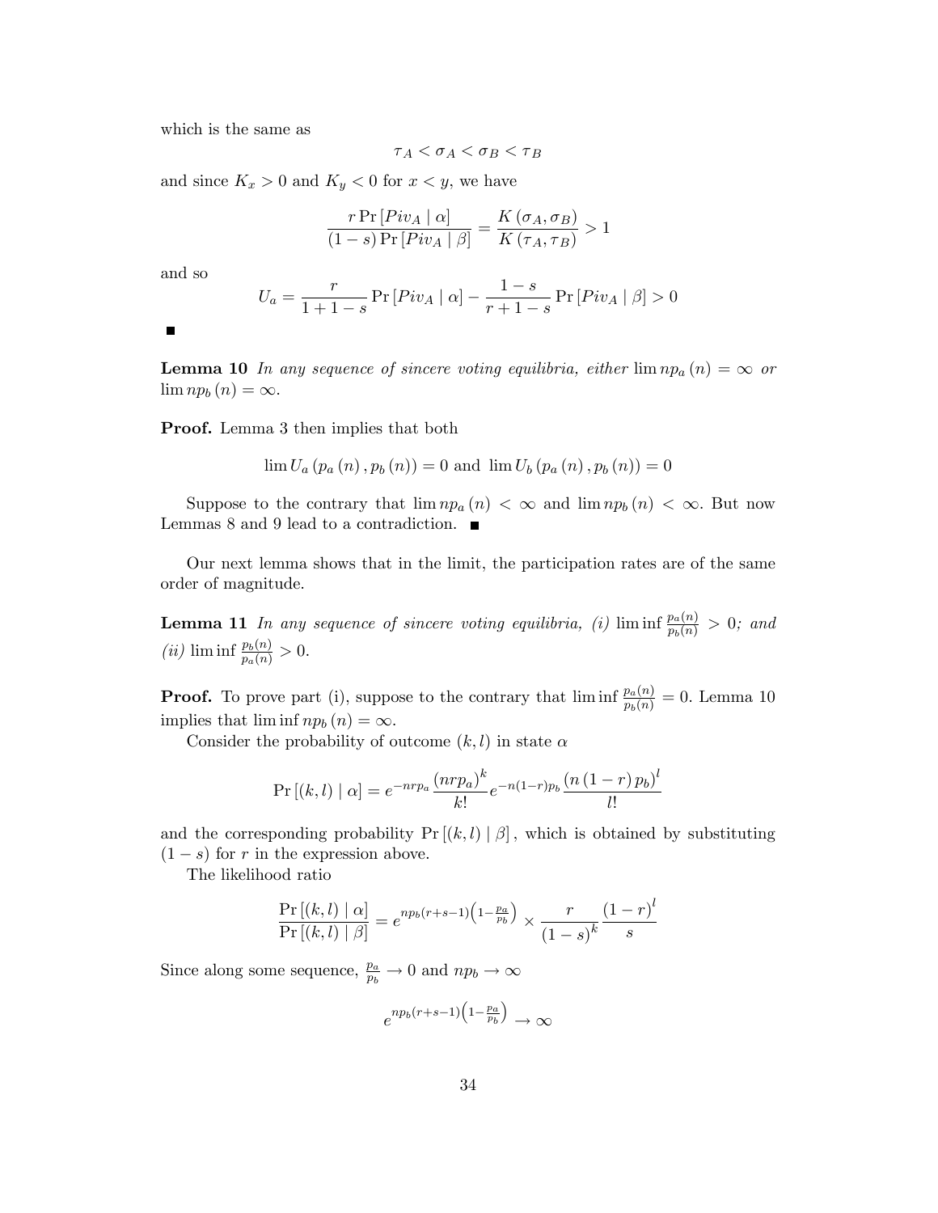which is the same as

$$\tau_A < \sigma_A < \sigma_B < \tau_B$$

and since $K_x > 0$ and $K_y < 0$ for $x < y$, we have

$$\frac{r \Pr[Piv_A \mid \alpha]}{(1-s)\Pr[Piv_A \mid \beta]} = \frac{K(\sigma_A, \sigma_B)}{K(\tau_A, \tau_B)} > 1$$

and so

$$U_a = \frac{r}{1+1-s}\Pr[Piv_A \mid \alpha] - \frac{1-s}{r+1-s}\Pr[Piv_A \mid \beta] > 0$$

■

**Lemma 10** *In any sequence of sincere voting equilibria, either* $\lim np_a(n) = \infty$ *or* $\lim np_b(n) = \infty$.

**Proof.** Lemma 3 then implies that both

$$\lim U_a(p_a(n), p_b(n)) = 0 \text{ and } \lim U_b(p_a(n), p_b(n)) = 0$$

Suppose to the contrary that $\lim np_a(n) < \infty$ and $\lim np_b(n) < \infty$. But now Lemmas 8 and 9 lead to a contradiction. ■

Our next lemma shows that in the limit, the participation rates are of the same order of magnitude.

**Lemma 11** *In any sequence of sincere voting equilibria, (i)* $\liminf \frac{p_a(n)}{p_b(n)} > 0$*; and (ii)* $\liminf \frac{p_b(n)}{p_a(n)} > 0$.

**Proof.** To prove part (i), suppose to the contrary that $\liminf \frac{p_a(n)}{p_b(n)} = 0$. Lemma 10 implies that $\liminf np_b(n) = \infty$.

Consider the probability of outcome $(k, l)$ in state $\alpha$

$$\Pr[(k,l) \mid \alpha] = e^{-nrp_a}\frac{(nrp_a)^k}{k!}e^{-n(1-r)p_b}\frac{(n(1-r)p_b)^l}{l!}$$

and the corresponding probability $\Pr[(k,l) \mid \beta]$, which is obtained by substituting $(1-s)$ for $r$ in the expression above.

The likelihood ratio

$$\frac{\Pr[(k,l) \mid \alpha]}{\Pr[(k,l) \mid \beta]} = e^{np_b(r+s-1)\left(1-\frac{p_a}{p_b}\right)} \times \frac{r}{(1-s)^k}\frac{(1-r)^l}{s}$$

Since along some sequence, $\frac{p_a}{p_b} \to 0$ and $np_b \to \infty$

$$e^{np_b(r+s-1)\left(1-\frac{p_a}{p_b}\right)} \to \infty$$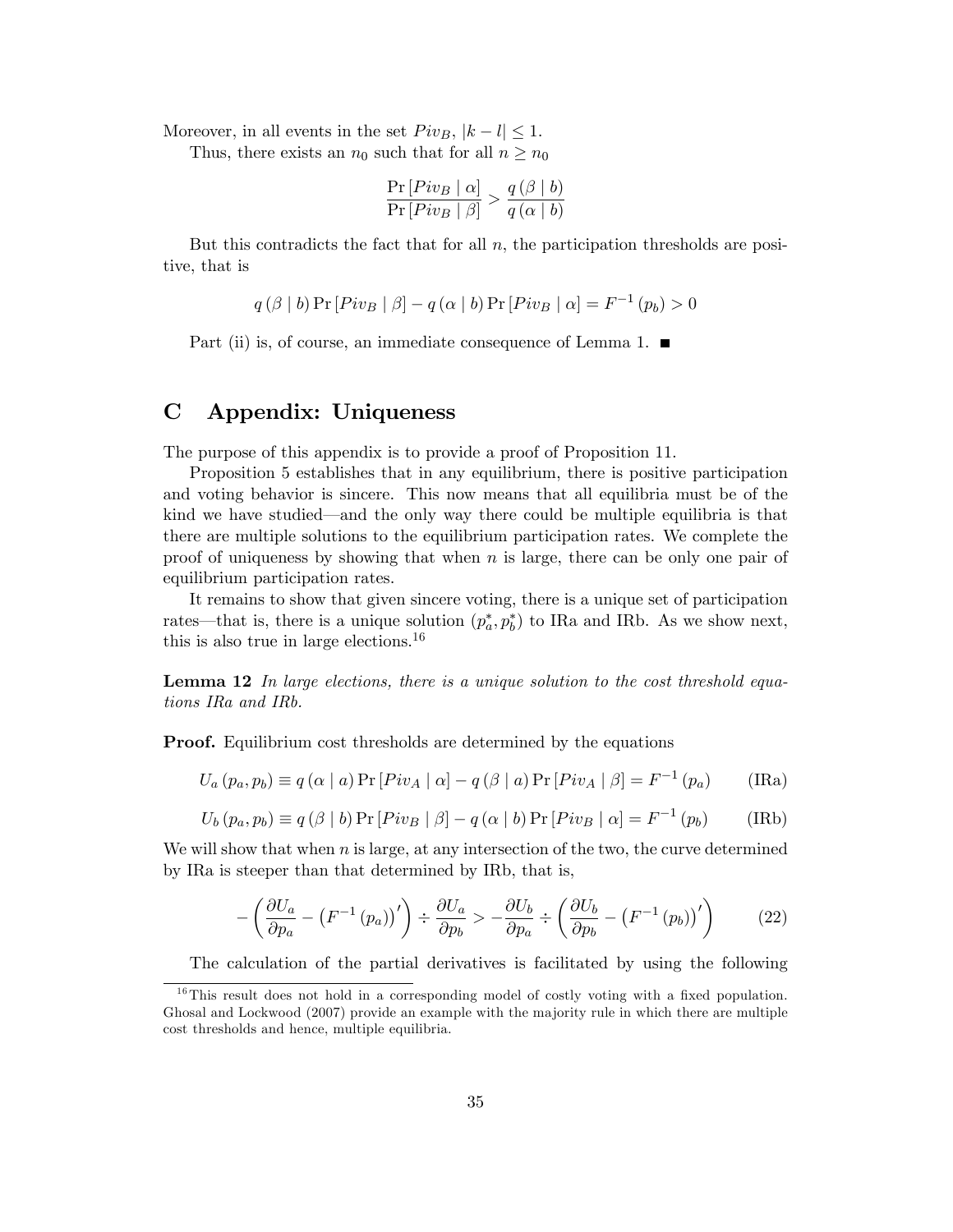Moreover, in all events in the set $Piv_B$, $|k - l| \leq 1$.

Thus, there exists an $n_0$ such that for all $n \geq n_0$

$$\frac{\Pr[Piv_B \mid \alpha]}{\Pr[Piv_B \mid \beta]} > \frac{q(\beta \mid b)}{q(\alpha \mid b)}$$

But this contradicts the fact that for all $n$, the participation thresholds are positive, that is

$$q(\beta \mid b)\Pr[Piv_B \mid \beta] - q(\alpha \mid b)\Pr[Piv_B \mid \alpha] = F^{-1}(p_b) > 0$$

Part (ii) is, of course, an immediate consequence of Lemma 1. ■

# C Appendix: Uniqueness

The purpose of this appendix is to provide a proof of Proposition 11.

Proposition 5 establishes that in any equilibrium, there is positive participation and voting behavior is sincere. This now means that all equilibria must be of the kind we have studied—and the only way there could be multiple equilibria is that there are multiple solutions to the equilibrium participation rates. We complete the proof of uniqueness by showing that when $n$ is large, there can be only one pair of equilibrium participation rates.

It remains to show that given sincere voting, there is a unique set of participation rates—that is, there is a unique solution $(p_a^*, p_b^*)$ to IRa and IRb. As we show next, this is also true in large elections.[16]

**Lemma 12** *In large elections, there is a unique solution to the cost threshold equations IRa and IRb.*

**Proof.** Equilibrium cost thresholds are determined by the equations

$$U_a(p_a, p_b) \equiv q(\alpha \mid a)\Pr[Piv_A \mid \alpha] - q(\beta \mid a)\Pr[Piv_A \mid \beta] = F^{-1}(p_a) \qquad \text{(IRa)}$$

$$U_b(p_a, p_b) \equiv q(\beta \mid b)\Pr[Piv_B \mid \beta] - q(\alpha \mid b)\Pr[Piv_B \mid \alpha] = F^{-1}(p_b) \qquad \text{(IRb)}$$

We will show that when $n$ is large, at any intersection of the two, the curve determined by IRa is steeper than that determined by IRb, that is,

$$-\left(\frac{\partial U_a}{\partial p_a} - \left(F^{-1}(p_a)\right)'\right) \div \frac{\partial U_a}{\partial p_b} > -\frac{\partial U_b}{\partial p_a} \div \left(\frac{\partial U_b}{\partial p_b} - \left(F^{-1}(p_b)\right)'\right) \qquad (22)$$

The calculation of the partial derivatives is facilitated by using the following

[16] This result does not hold in a corresponding model of costly voting with a fixed population. Ghosal and Lockwood (2007) provide an example with the majority rule in which there are multiple cost thresholds and hence, multiple equilibria.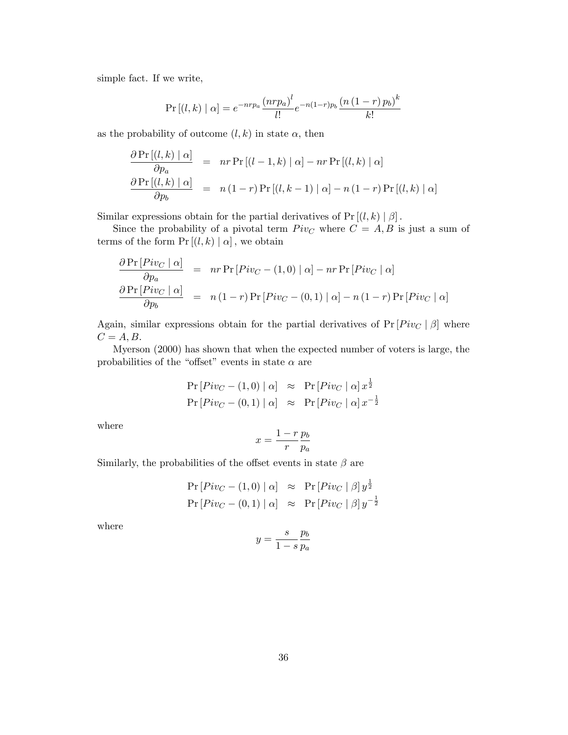simple fact. If we write,

$$\Pr[(l,k) \mid \alpha] = e^{-nrp_a} \frac{(nrp_a)^l}{l!} e^{-n(1-r)p_b} \frac{(n(1-r)p_b)^k}{k!}$$

as the probability of outcome $(l,k)$ in state $\alpha$, then

$$\begin{aligned}
\frac{\partial \Pr[(l,k) \mid \alpha]}{\partial p_a} &= nr \Pr[(l-1,k) \mid \alpha] - nr \Pr[(l,k) \mid \alpha] \\
\frac{\partial \Pr[(l,k) \mid \alpha]}{\partial p_b} &= n(1-r) \Pr[(l,k-1) \mid \alpha] - n(1-r) \Pr[(l,k) \mid \alpha]
\end{aligned}$$

Similar expressions obtain for the partial derivatives of $\Pr[(l,k) \mid \beta]$.

Since the probability of a pivotal term $Piv_C$ where $C = A, B$ is just a sum of terms of the form $\Pr[(l,k) \mid \alpha]$, we obtain

$$\begin{aligned}
\frac{\partial \Pr[Piv_C \mid \alpha]}{\partial p_a} &= nr \Pr[Piv_C - (1,0) \mid \alpha] - nr \Pr[Piv_C \mid \alpha] \\
\frac{\partial \Pr[Piv_C \mid \alpha]}{\partial p_b} &= n(1-r) \Pr[Piv_C - (0,1) \mid \alpha] - n(1-r) \Pr[Piv_C \mid \alpha]
\end{aligned}$$

Again, similar expressions obtain for the partial derivatives of $\Pr[Piv_C \mid \beta]$ where $C = A, B$.

Myerson (2000) has shown that when the expected number of voters is large, the probabilities of the "offset" events in state $\alpha$ are

$$\begin{aligned}
\Pr[Piv_C - (1,0) \mid \alpha] &\approx \Pr[Piv_C \mid \alpha] \, x^{\frac{1}{2}} \\
\Pr[Piv_C - (0,1) \mid \alpha] &\approx \Pr[Piv_C \mid \alpha] \, x^{-\frac{1}{2}}
\end{aligned}$$

where

$$x = \frac{1-r}{r} \frac{p_b}{p_a}$$

Similarly, the probabilities of the offset events in state $\beta$ are

$$\begin{aligned}
\Pr[Piv_C - (1,0) \mid \alpha] &\approx \Pr[Piv_C \mid \beta] \, y^{\frac{1}{2}} \\
\Pr[Piv_C - (0,1) \mid \alpha] &\approx \Pr[Piv_C \mid \beta] \, y^{-\frac{1}{2}}
\end{aligned}$$

where

$$y = \frac{s}{1-s} \frac{p_b}{p_a}$$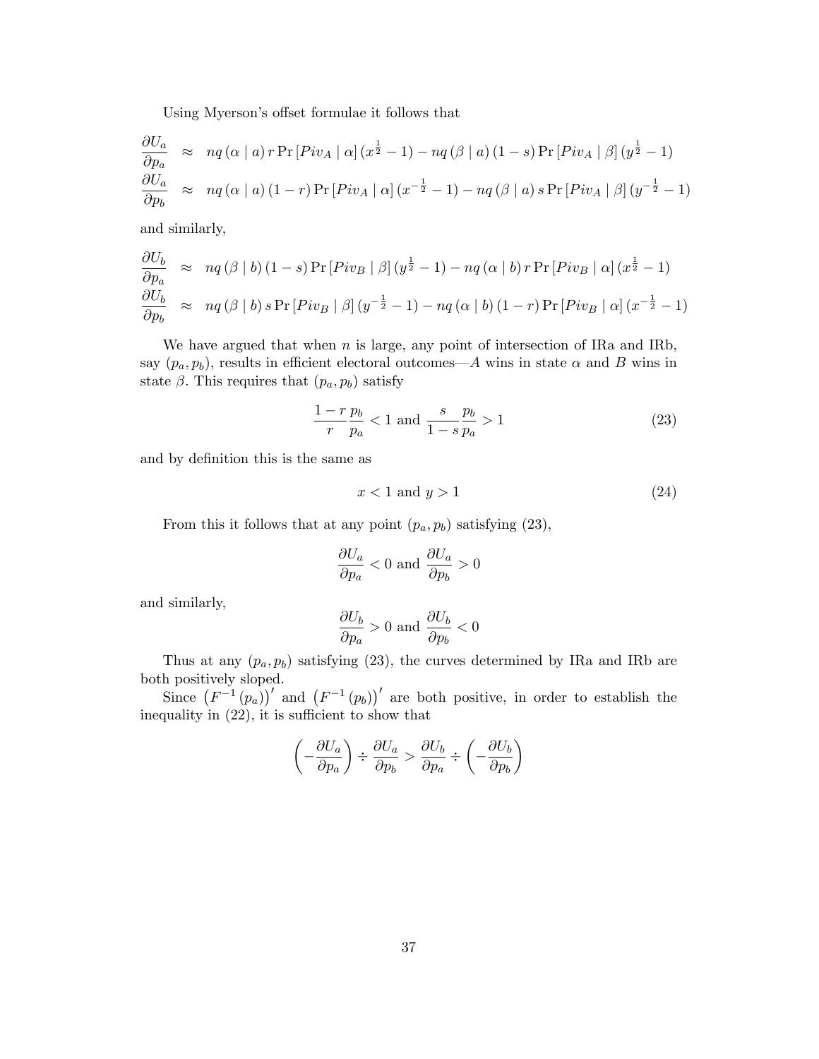Using Myerson's offset formulae it follows that

$$
\begin{aligned}
\frac{\partial U_a}{\partial p_a} &\approx nq(\alpha \mid a)\, r \Pr[Piv_A \mid \alpha]\,(x^{\frac{1}{2}} - 1) - nq(\beta \mid a)(1-s)\Pr[Piv_A \mid \beta]\,(y^{\frac{1}{2}} - 1) \\
\frac{\partial U_a}{\partial p_b} &\approx nq(\alpha \mid a)(1-r)\Pr[Piv_A \mid \alpha]\,(x^{-\frac{1}{2}} - 1) - nq(\beta \mid a)\, s \Pr[Piv_A \mid \beta]\,(y^{-\frac{1}{2}} - 1)
\end{aligned}
$$

and similarly,

$$
\begin{aligned}
\frac{\partial U_b}{\partial p_a} &\approx nq(\beta \mid b)(1-s)\Pr[Piv_B \mid \beta]\,(y^{\frac{1}{2}} - 1) - nq(\alpha \mid b)\, r \Pr[Piv_B \mid \alpha]\,(x^{\frac{1}{2}} - 1) \\
\frac{\partial U_b}{\partial p_b} &\approx nq(\beta \mid b)\, s \Pr[Piv_B \mid \beta]\,(y^{-\frac{1}{2}} - 1) - nq(\alpha \mid b)(1-r)\Pr[Piv_B \mid \alpha]\,(x^{-\frac{1}{2}} - 1)
\end{aligned}
$$

We have argued that when $n$ is large, any point of intersection of IRa and IRb, say $(p_a, p_b)$, results in efficient electoral outcomes—$A$ wins in state $\alpha$ and $B$ wins in state $\beta$. This requires that $(p_a, p_b)$ satisfy

$$
\frac{1-r}{r}\frac{p_b}{p_a} < 1 \text{ and } \frac{s}{1-s}\frac{p_b}{p_a} > 1 \tag{23}
$$

and by definition this is the same as

$$
x < 1 \text{ and } y > 1 \tag{24}
$$

From this it follows that at any point $(p_a, p_b)$ satisfying (23),

$$
\frac{\partial U_a}{\partial p_a} < 0 \text{ and } \frac{\partial U_a}{\partial p_b} > 0
$$

and similarly,

$$
\frac{\partial U_b}{\partial p_a} > 0 \text{ and } \frac{\partial U_b}{\partial p_b} < 0
$$

Thus at any $(p_a, p_b)$ satisfying (23), the curves determined by IRa and IRb are both positively sloped.

Since $\left(F^{-1}(p_a)\right)'$ and $\left(F^{-1}(p_b)\right)'$ are both positive, in order to establish the inequality in (22), it is sufficient to show that

$$
\left(-\frac{\partial U_a}{\partial p_a}\right) \div \frac{\partial U_a}{\partial p_b} > \frac{\partial U_b}{\partial p_a} \div \left(-\frac{\partial U_b}{\partial p_b}\right)
$$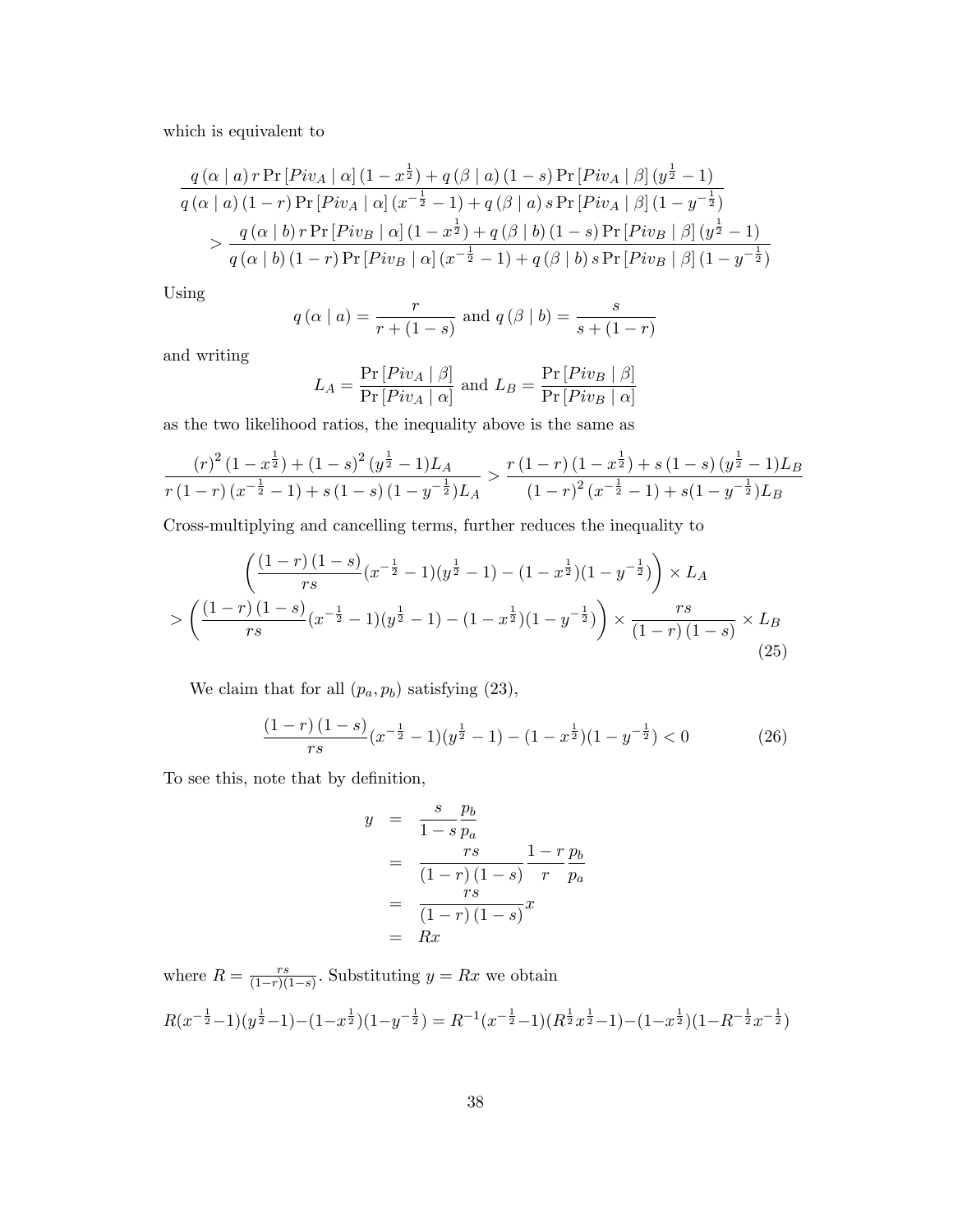which is equivalent to

$$\frac{q(\alpha \mid a)\, r \Pr[Piv_A \mid \alpha]\,(1 - x^{\frac{1}{2}}) + q(\beta \mid a)\,(1-s) \Pr[Piv_A \mid \beta]\,(y^{\frac{1}{2}} - 1)}{q(\alpha \mid a)\,(1-r) \Pr[Piv_A \mid \alpha]\,(x^{-\frac{1}{2}} - 1) + q(\beta \mid a)\, s \Pr[Piv_A \mid \beta]\,(1 - y^{-\frac{1}{2}})}$$

$$> \frac{q(\alpha \mid b)\, r \Pr[Piv_B \mid \alpha]\,(1 - x^{\frac{1}{2}}) + q(\beta \mid b)\,(1-s) \Pr[Piv_B \mid \beta]\,(y^{\frac{1}{2}} - 1)}{q(\alpha \mid b)\,(1-r) \Pr[Piv_B \mid \alpha]\,(x^{-\frac{1}{2}} - 1) + q(\beta \mid b)\, s \Pr[Piv_B \mid \beta]\,(1 - y^{-\frac{1}{2}})}$$

Using

$$q(\alpha \mid a) = \frac{r}{r + (1-s)} \text{ and } q(\beta \mid b) = \frac{s}{s + (1-r)}$$

and writing

$$L_A = \frac{\Pr[Piv_A \mid \beta]}{\Pr[Piv_A \mid \alpha]} \text{ and } L_B = \frac{\Pr[Piv_B \mid \beta]}{\Pr[Piv_B \mid \alpha]}$$

as the two likelihood ratios, the inequality above is the same as

$$\frac{(r)^2 (1 - x^{\frac{1}{2}}) + (1-s)^2 (y^{\frac{1}{2}} - 1) L_A}{r(1-r)(x^{-\frac{1}{2}} - 1) + s(1-s)(1 - y^{-\frac{1}{2}}) L_A} > \frac{r(1-r)(1 - x^{\frac{1}{2}}) + s(1-s)(y^{\frac{1}{2}} - 1) L_B}{(1-r)^2 (x^{-\frac{1}{2}} - 1) + s(1 - y^{-\frac{1}{2}}) L_B}$$

Cross-multiplying and cancelling terms, further reduces the inequality to

$$\left( \frac{(1-r)(1-s)}{rs} (x^{-\frac{1}{2}} - 1)(y^{\frac{1}{2}} - 1) - (1 - x^{\frac{1}{2}})(1 - y^{-\frac{1}{2}}) \right) \times L_A$$
$$> \left( \frac{(1-r)(1-s)}{rs} (x^{-\frac{1}{2}} - 1)(y^{\frac{1}{2}} - 1) - (1 - x^{\frac{1}{2}})(1 - y^{-\frac{1}{2}}) \right) \times \frac{rs}{(1-r)(1-s)} \times L_B \tag{25}$$

We claim that for all $(p_a, p_b)$ satisfying (23),

$$\frac{(1-r)(1-s)}{rs} (x^{-\frac{1}{2}} - 1)(y^{\frac{1}{2}} - 1) - (1 - x^{\frac{1}{2}})(1 - y^{-\frac{1}{2}}) < 0 \tag{26}$$

To see this, note that by definition,

$$\begin{aligned} y &= \frac{s}{1-s} \frac{p_b}{p_a} \\ &= \frac{rs}{(1-r)(1-s)} \frac{1-r}{r} \frac{p_b}{p_a} \\ &= \frac{rs}{(1-r)(1-s)} x \\ &= Rx \end{aligned}$$

where $R = \frac{rs}{(1-r)(1-s)}$. Substituting $y = Rx$ we obtain

$$R(x^{-\frac{1}{2}} - 1)(y^{\frac{1}{2}} - 1) - (1 - x^{\frac{1}{2}})(1 - y^{-\frac{1}{2}}) = R^{-1}(x^{-\frac{1}{2}} - 1)(R^{\frac{1}{2}} x^{\frac{1}{2}} - 1) - (1 - x^{\frac{1}{2}})(1 - R^{-\frac{1}{2}} x^{-\frac{1}{2}})$$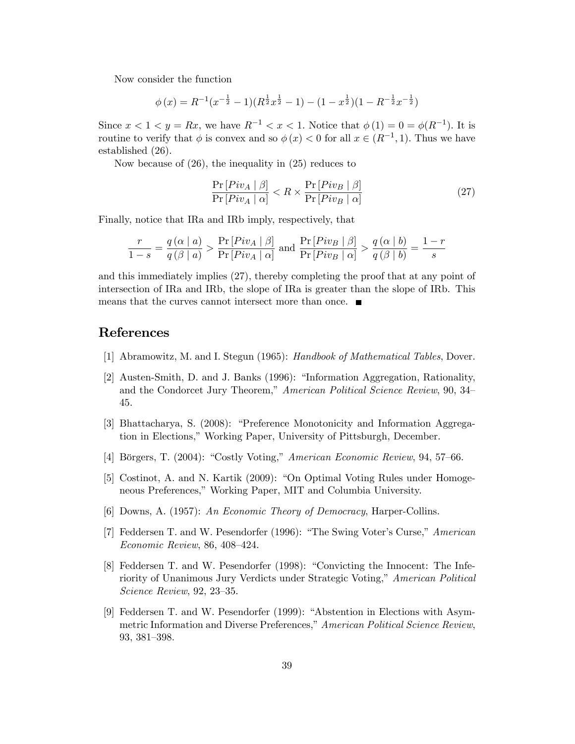Now consider the function

$$\phi(x) = R^{-1}(x^{-\frac{1}{2}} - 1)(R^{\frac{1}{2}}x^{\frac{1}{2}} - 1) - (1 - x^{\frac{1}{2}})(1 - R^{-\frac{1}{2}}x^{-\frac{1}{2}})$$

Since $x < 1 < y = Rx$, we have $R^{-1} < x < 1$. Notice that $\phi(1) = 0 = \phi(R^{-1})$. It is routine to verify that $\phi$ is convex and so $\phi(x) < 0$ for all $x \in (R^{-1}, 1)$. Thus we have established (26).

Now because of (26), the inequality in (25) reduces to

$$\frac{\Pr[Piv_A \mid \beta]}{\Pr[Piv_A \mid \alpha]} < R \times \frac{\Pr[Piv_B \mid \beta]}{\Pr[Piv_B \mid \alpha]} \tag{27}$$

Finally, notice that IRa and IRb imply, respectively, that

$$\frac{r}{1-s} = \frac{q(\alpha \mid a)}{q(\beta \mid a)} > \frac{\Pr[Piv_A \mid \beta]}{\Pr[Piv_A \mid \alpha]} \text{ and } \frac{\Pr[Piv_B \mid \beta]}{\Pr[Piv_B \mid \alpha]} > \frac{q(\alpha \mid b)}{q(\beta \mid b)} = \frac{1-r}{s}$$

and this immediately implies (27), thereby completing the proof that at any point of intersection of IRa and IRb, the slope of IRa is greater than the slope of IRb. This means that the curves cannot intersect more than once. ■

# References

[1] Abramowitz, M. and I. Stegun (1965): *Handbook of Mathematical Tables*, Dover.

[2] Austen-Smith, D. and J. Banks (1996): "Information Aggregation, Rationality, and the Condorcet Jury Theorem," *American Political Science Review*, 90, 34–45.

[3] Bhattacharya, S. (2008): "Preference Monotonicity and Information Aggregation in Elections," Working Paper, University of Pittsburgh, December.

[4] Börgers, T. (2004): "Costly Voting," *American Economic Review*, 94, 57–66.

[5] Costinot, A. and N. Kartik (2009): "On Optimal Voting Rules under Homogeneous Preferences," Working Paper, MIT and Columbia University.

[6] Downs, A. (1957): *An Economic Theory of Democracy*, Harper-Collins.

[7] Feddersen T. and W. Pesendorfer (1996): "The Swing Voter's Curse," *American Economic Review*, 86, 408–424.

[8] Feddersen T. and W. Pesendorfer (1998): "Convicting the Innocent: The Inferiority of Unanimous Jury Verdicts under Strategic Voting," *American Political Science Review*, 92, 23–35.

[9] Feddersen T. and W. Pesendorfer (1999): "Abstention in Elections with Asymmetric Information and Diverse Preferences," *American Political Science Review*, 93, 381–398.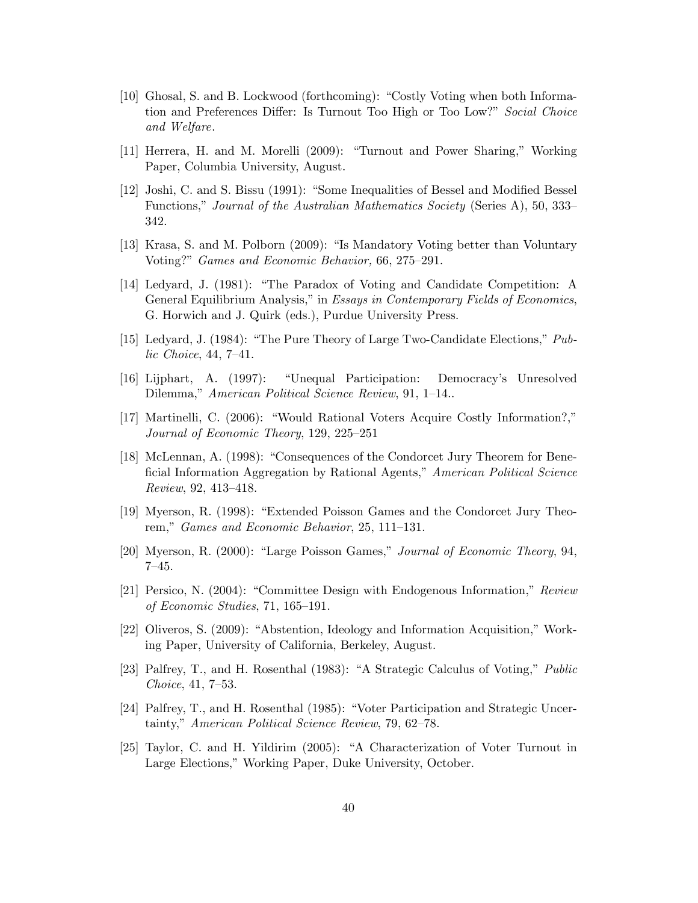[10] Ghosal, S. and B. Lockwood (forthcoming): "Costly Voting when both Information and Preferences Differ: Is Turnout Too High or Too Low?" *Social Choice and Welfare*.

[11] Herrera, H. and M. Morelli (2009): "Turnout and Power Sharing," Working Paper, Columbia University, August.

[12] Joshi, C. and S. Bissu (1991): "Some Inequalities of Bessel and Modified Bessel Functions," *Journal of the Australian Mathematics Society* (Series A), 50, 333–342.

[13] Krasa, S. and M. Polborn (2009): "Is Mandatory Voting better than Voluntary Voting?" *Games and Economic Behavior,* 66, 275–291.

[14] Ledyard, J. (1981): "The Paradox of Voting and Candidate Competition: A General Equilibrium Analysis," in *Essays in Contemporary Fields of Economics*, G. Horwich and J. Quirk (eds.), Purdue University Press.

[15] Ledyard, J. (1984): "The Pure Theory of Large Two-Candidate Elections," *Public Choice*, 44, 7–41.

[16] Lijphart, A. (1997): "Unequal Participation: Democracy's Unresolved Dilemma," *American Political Science Review*, 91, 1–14..

[17] Martinelli, C. (2006): "Would Rational Voters Acquire Costly Information?," *Journal of Economic Theory*, 129, 225–251

[18] McLennan, A. (1998): "Consequences of the Condorcet Jury Theorem for Beneficial Information Aggregation by Rational Agents," *American Political Science Review*, 92, 413–418.

[19] Myerson, R. (1998): "Extended Poisson Games and the Condorcet Jury Theorem," *Games and Economic Behavior*, 25, 111–131.

[20] Myerson, R. (2000): "Large Poisson Games," *Journal of Economic Theory*, 94, 7–45.

[21] Persico, N. (2004): "Committee Design with Endogenous Information," *Review of Economic Studies*, 71, 165–191.

[22] Oliveros, S. (2009): "Abstention, Ideology and Information Acquisition," Working Paper, University of California, Berkeley, August.

[23] Palfrey, T., and H. Rosenthal (1983): "A Strategic Calculus of Voting," *Public Choice*, 41, 7–53.

[24] Palfrey, T., and H. Rosenthal (1985): "Voter Participation and Strategic Uncertainty," *American Political Science Review*, 79, 62–78.

[25] Taylor, C. and H. Yildirim (2005): "A Characterization of Voter Turnout in Large Elections," Working Paper, Duke University, October.